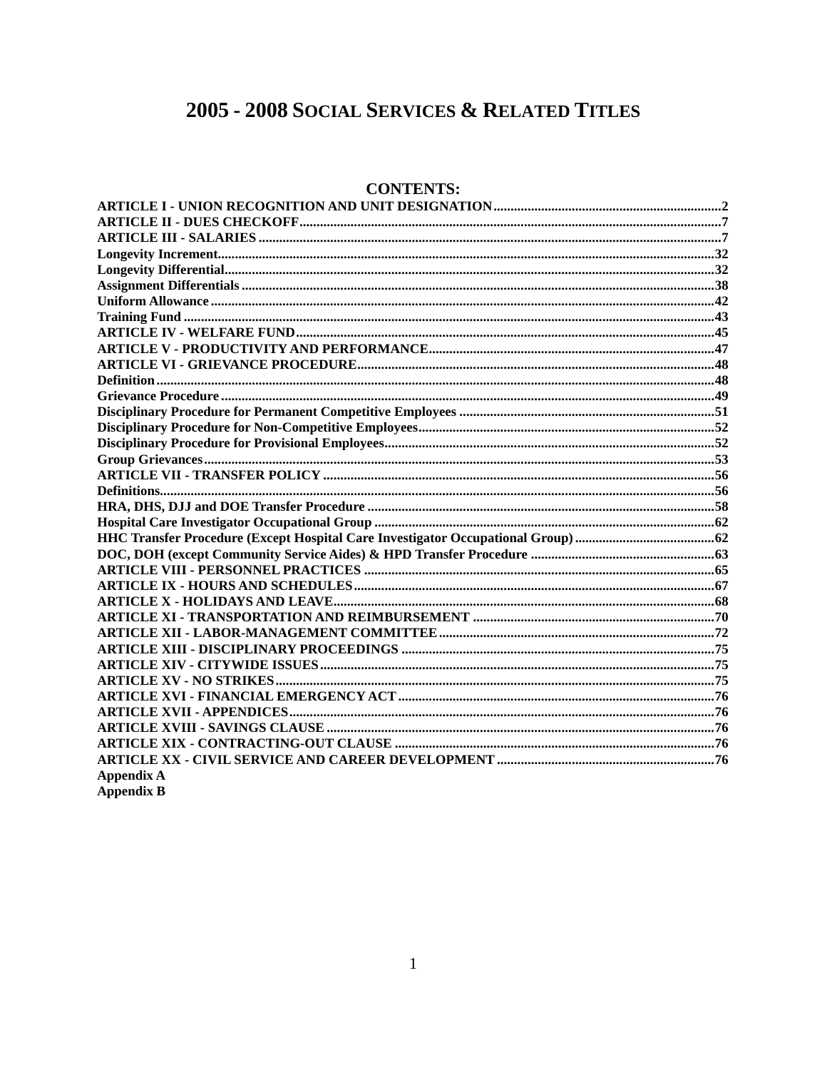# 2005 - 2008 SOCIAL SERVICES & RELATED TITLES

## CONTENTS:

**ARTICLE I - UNION RECOGNITION AND UNIT DESIGNATION**..................2
**ARTICLE II - DUES CHECKOFF**..................7
**ARTICLE III - SALARIES**..................7
**Longevity Increment**..................32
**Longevity Differential**..................32
**Assignment Differentials**..................38
**Uniform Allowance**..................42
**Training Fund**..................43
**ARTICLE IV - WELFARE FUND**..................45
**ARTICLE V - PRODUCTIVITY AND PERFORMANCE**..................47
**ARTICLE VI - GRIEVANCE PROCEDURE**..................48
**Definition**..................48
**Grievance Procedure**..................49
**Disciplinary Procedure for Permanent Competitive Employees**..................51
**Disciplinary Procedure for Non-Competitive Employees**..................52
**Disciplinary Procedure for Provisional Employees**..................52
**Group Grievances**..................53
**ARTICLE VII - TRANSFER POLICY**..................56
**Definitions**..................56
**HRA, DHS, DJJ and DOE Transfer Procedure**..................58
**Hospital Care Investigator Occupational Group**..................62
**HHC Transfer Procedure (Except Hospital Care Investigator Occupational Group)**..................62
**DOC, DOH (except Community Service Aides) & HPD Transfer Procedure**..................63
**ARTICLE VIII - PERSONNEL PRACTICES**..................65
**ARTICLE IX - HOURS AND SCHEDULES**..................67
**ARTICLE X - HOLIDAYS AND LEAVE**..................68
**ARTICLE XI - TRANSPORTATION AND REIMBURSEMENT**..................70
**ARTICLE XII - LABOR-MANAGEMENT COMMITTEE**..................72
**ARTICLE XIII - DISCIPLINARY PROCEEDINGS**..................75
**ARTICLE XIV - CITYWIDE ISSUES**..................75
**ARTICLE XV - NO STRIKES**..................75
**ARTICLE XVI - FINANCIAL EMERGENCY ACT**..................76
**ARTICLE XVII - APPENDICES**..................76
**ARTICLE XVIII - SAVINGS CLAUSE**..................76
**ARTICLE XIX - CONTRACTING-OUT CLAUSE**..................76
**ARTICLE XX - CIVIL SERVICE AND CAREER DEVELOPMENT**..................76
**Appendix A**
**Appendix B**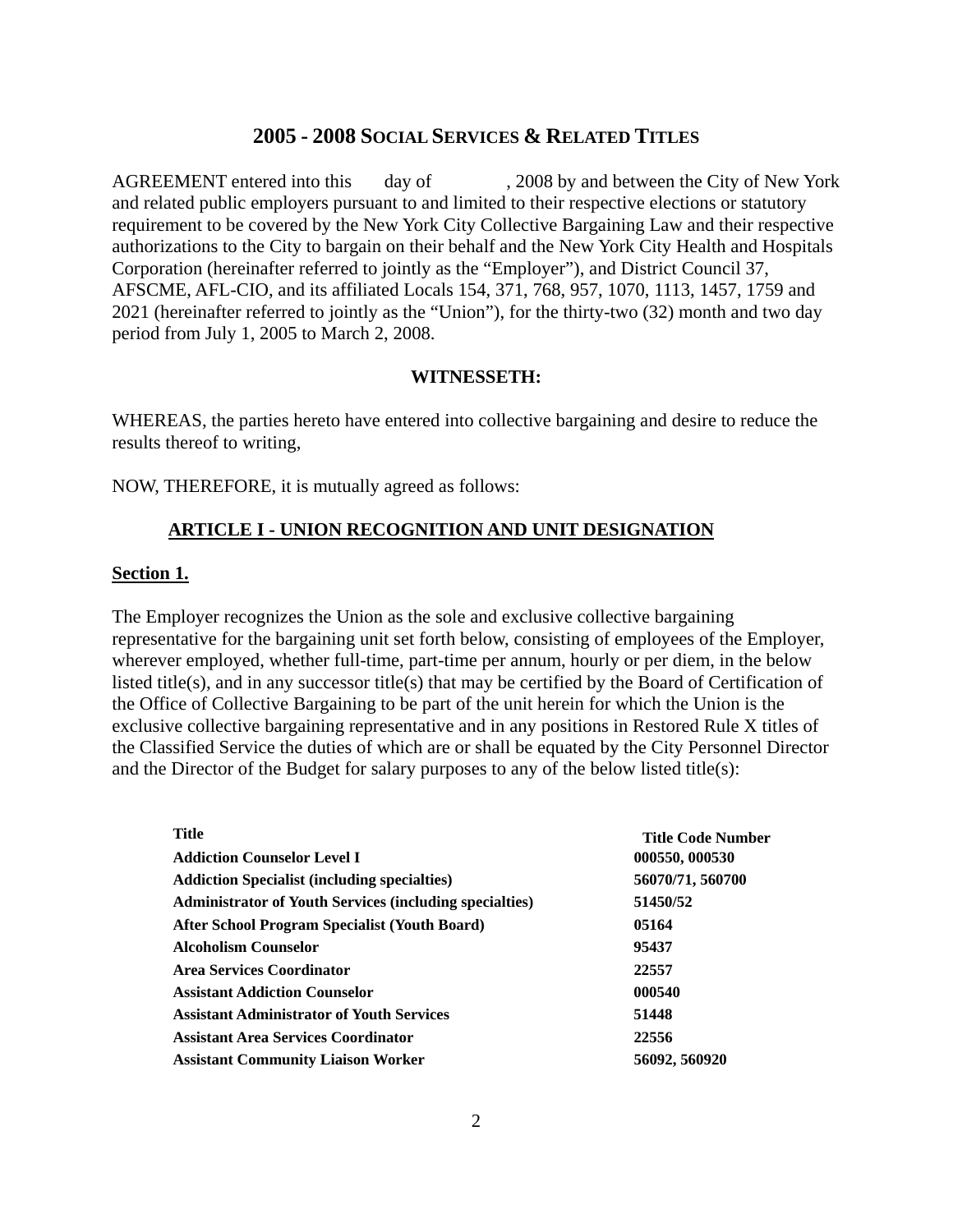## 2005 - 2008 SOCIAL SERVICES & RELATED TITLES

AGREEMENT entered into this day of , 2008 by and between the City of New York and related public employers pursuant to and limited to their respective elections or statutory requirement to be covered by the New York City Collective Bargaining Law and their respective authorizations to the City to bargain on their behalf and the New York City Health and Hospitals Corporation (hereinafter referred to jointly as the "Employer"), and District Council 37, AFSCME, AFL-CIO, and its affiliated Locals 154, 371, 768, 957, 1070, 1113, 1457, 1759 and 2021 (hereinafter referred to jointly as the "Union"), for the thirty-two (32) month and two day period from July 1, 2005 to March 2, 2008.

**WITNESSETH:**

WHEREAS, the parties hereto have entered into collective bargaining and desire to reduce the results thereof to writing,

NOW, THEREFORE, it is mutually agreed as follows:

### ARTICLE I - UNION RECOGNITION AND UNIT DESIGNATION

**Section 1.**

The Employer recognizes the Union as the sole and exclusive collective bargaining representative for the bargaining unit set forth below, consisting of employees of the Employer, wherever employed, whether full-time, part-time per annum, hourly or per diem, in the below listed title(s), and in any successor title(s) that may be certified by the Board of Certification of the Office of Collective Bargaining to be part of the unit herein for which the Union is the exclusive collective bargaining representative and in any positions in Restored Rule X titles of the Classified Service the duties of which are or shall be equated by the City Personnel Director and the Director of the Budget for salary purposes to any of the below listed title(s):

| Title | Title Code Number |
|---|---|
| Addiction Counselor Level I | 000550, 000530 |
| Addiction Specialist (including specialties) | 56070/71, 560700 |
| Administrator of Youth Services (including specialties) | 51450/52 |
| After School Program Specialist (Youth Board) | 05164 |
| Alcoholism Counselor | 95437 |
| Area Services Coordinator | 22557 |
| Assistant Addiction Counselor | 000540 |
| Assistant Administrator of Youth Services | 51448 |
| Assistant Area Services Coordinator | 22556 |
| Assistant Community Liaison Worker | 56092, 560920 |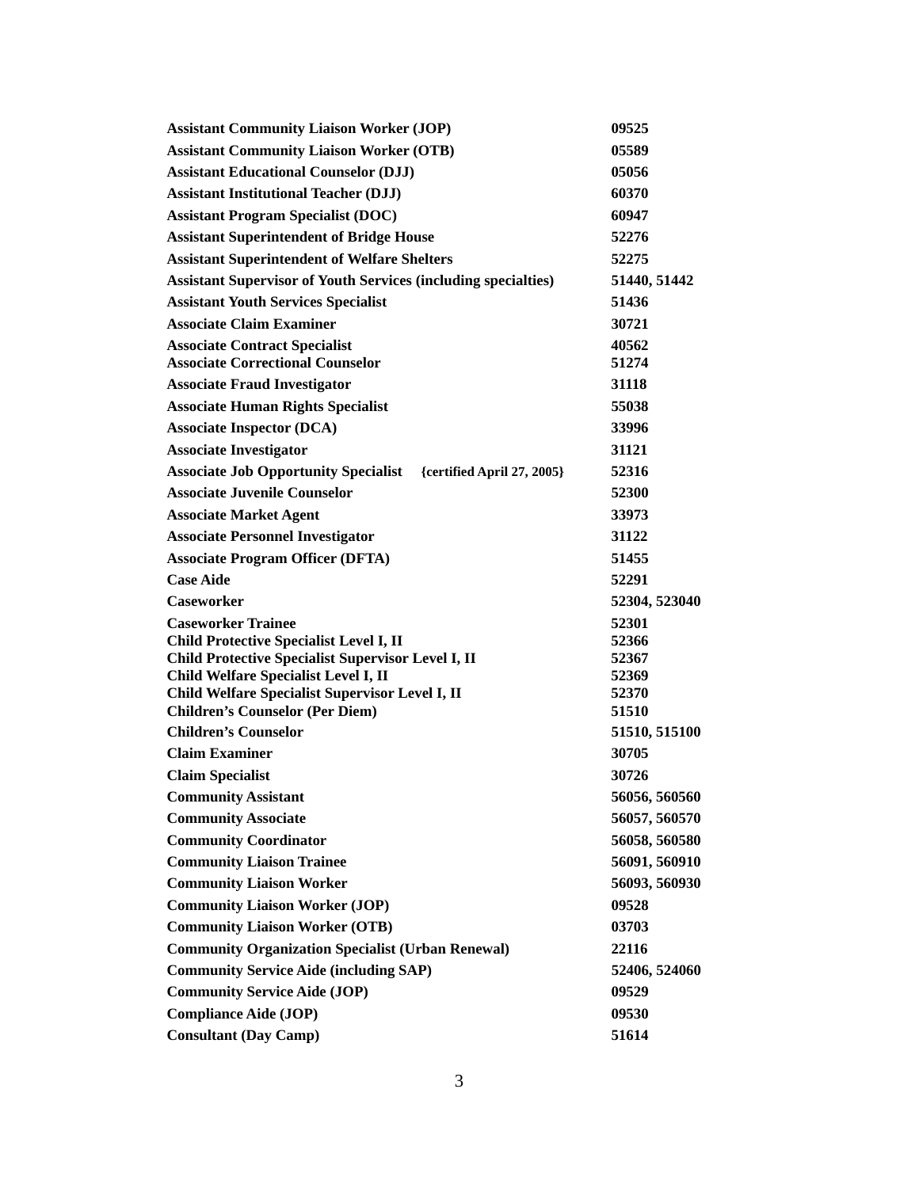| | |
|---|---|
| **Assistant Community Liaison Worker (JOP)** | **09525** |
| **Assistant Community Liaison Worker (OTB)** | **05589** |
| **Assistant Educational Counselor (DJJ)** | **05056** |
| **Assistant Institutional Teacher (DJJ)** | **60370** |
| **Assistant Program Specialist (DOC)** | **60947** |
| **Assistant Superintendent of Bridge House** | **52276** |
| **Assistant Superintendent of Welfare Shelters** | **52275** |
| **Assistant Supervisor of Youth Services (including specialties)** | **51440, 51442** |
| **Assistant Youth Services Specialist** | **51436** |
| **Associate Claim Examiner** | **30721** |
| **Associate Contract Specialist** | **40562** |
| **Associate Correctional Counselor** | **51274** |
| **Associate Fraud Investigator** | **31118** |
| **Associate Human Rights Specialist** | **55038** |
| **Associate Inspector (DCA)** | **33996** |
| **Associate Investigator** | **31121** |
| **Associate Job Opportunity Specialist** {certified April 27, 2005} | **52316** |
| **Associate Juvenile Counselor** | **52300** |
| **Associate Market Agent** | **33973** |
| **Associate Personnel Investigator** | **31122** |
| **Associate Program Officer (DFTA)** | **51455** |
| **Case Aide** | **52291** |
| **Caseworker** | **52304, 523040** |
| **Caseworker Trainee** | **52301** |
| **Child Protective Specialist Level I, II** | **52366** |
| **Child Protective Specialist Supervisor Level I, II** | **52367** |
| **Child Welfare Specialist Level I, II** | **52369** |
| **Child Welfare Specialist Supervisor Level I, II** | **52370** |
| **Children's Counselor (Per Diem)** | **51510** |
| **Children's Counselor** | **51510, 515100** |
| **Claim Examiner** | **30705** |
| **Claim Specialist** | **30726** |
| **Community Assistant** | **56056, 560560** |
| **Community Associate** | **56057, 560570** |
| **Community Coordinator** | **56058, 560580** |
| **Community Liaison Trainee** | **56091, 560910** |
| **Community Liaison Worker** | **56093, 560930** |
| **Community Liaison Worker (JOP)** | **09528** |
| **Community Liaison Worker (OTB)** | **03703** |
| **Community Organization Specialist (Urban Renewal)** | **22116** |
| **Community Service Aide (including SAP)** | **52406, 524060** |
| **Community Service Aide (JOP)** | **09529** |
| **Compliance Aide (JOP)** | **09530** |
| **Consultant (Day Camp)** | **51614** |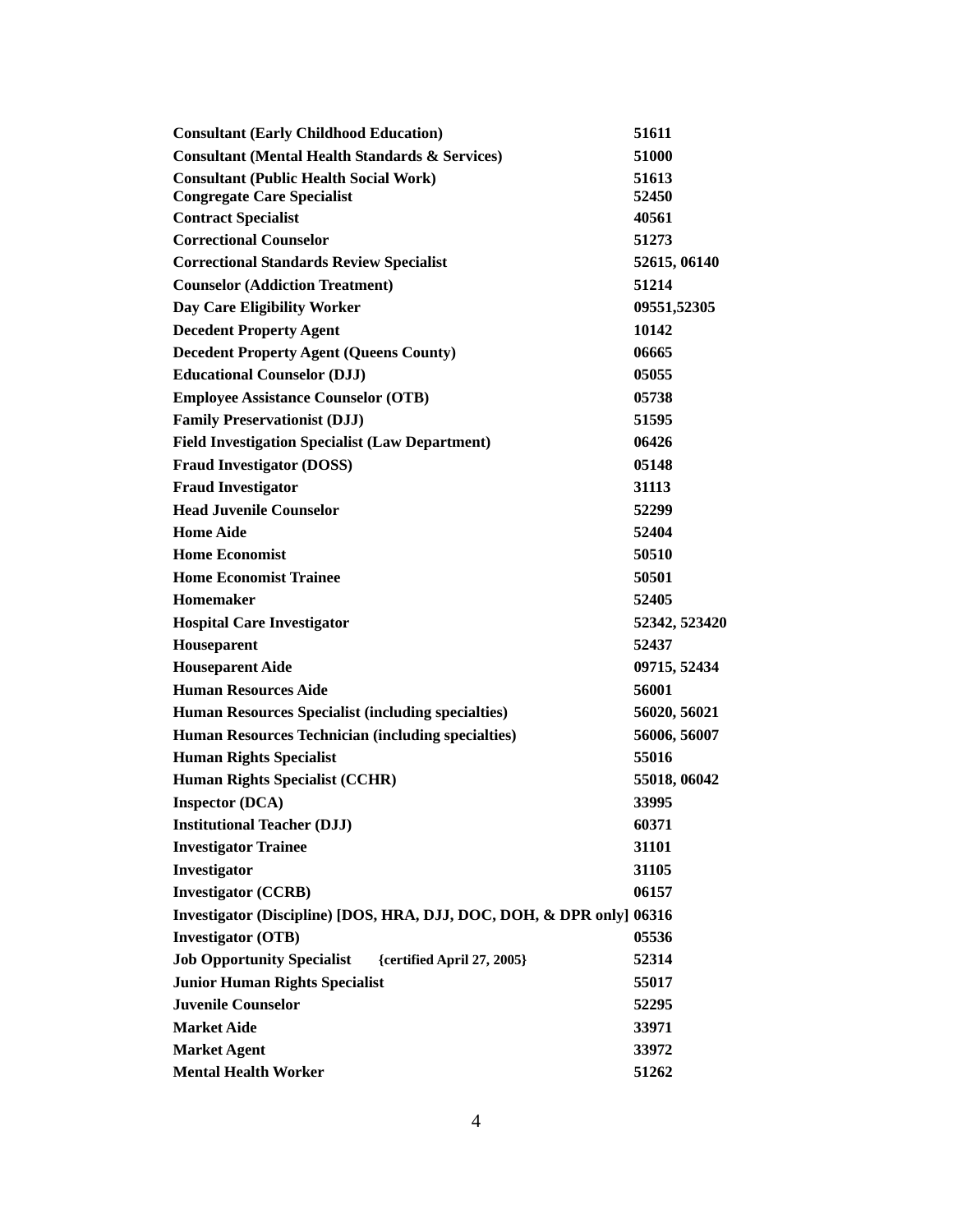| | |
|---|---|
| **Consultant (Early Childhood Education)** | **51611** |
| **Consultant (Mental Health Standards & Services)** | **51000** |
| **Consultant (Public Health Social Work)** | **51613** |
| **Congregate Care Specialist** | **52450** |
| **Contract Specialist** | **40561** |
| **Correctional Counselor** | **51273** |
| **Correctional Standards Review Specialist** | **52615, 06140** |
| **Counselor (Addiction Treatment)** | **51214** |
| **Day Care Eligibility Worker** | **09551,52305** |
| **Decedent Property Agent** | **10142** |
| **Decedent Property Agent (Queens County)** | **06665** |
| **Educational Counselor (DJJ)** | **05055** |
| **Employee Assistance Counselor (OTB)** | **05738** |
| **Family Preservationist (DJJ)** | **51595** |
| **Field Investigation Specialist (Law Department)** | **06426** |
| **Fraud Investigator (DOSS)** | **05148** |
| **Fraud Investigator** | **31113** |
| **Head Juvenile Counselor** | **52299** |
| **Home Aide** | **52404** |
| **Home Economist** | **50510** |
| **Home Economist Trainee** | **50501** |
| **Homemaker** | **52405** |
| **Hospital Care Investigator** | **52342, 523420** |
| **Houseparent** | **52437** |
| **Houseparent Aide** | **09715, 52434** |
| **Human Resources Aide** | **56001** |
| **Human Resources Specialist (including specialties)** | **56020, 56021** |
| **Human Resources Technician (including specialties)** | **56006, 56007** |
| **Human Rights Specialist** | **55016** |
| **Human Rights Specialist (CCHR)** | **55018, 06042** |
| **Inspector (DCA)** | **33995** |
| **Institutional Teacher (DJJ)** | **60371** |
| **Investigator Trainee** | **31101** |
| **Investigator** | **31105** |
| **Investigator (CCRB)** | **06157** |
| **Investigator (Discipline) [DOS, HRA, DJJ, DOC, DOH, & DPR only]** | **06316** |
| **Investigator (OTB)** | **05536** |
| **Job Opportunity Specialist** **{certified April 27, 2005}** | **52314** |
| **Junior Human Rights Specialist** | **55017** |
| **Juvenile Counselor** | **52295** |
| **Market Aide** | **33971** |
| **Market Agent** | **33972** |
| **Mental Health Worker** | **51262** |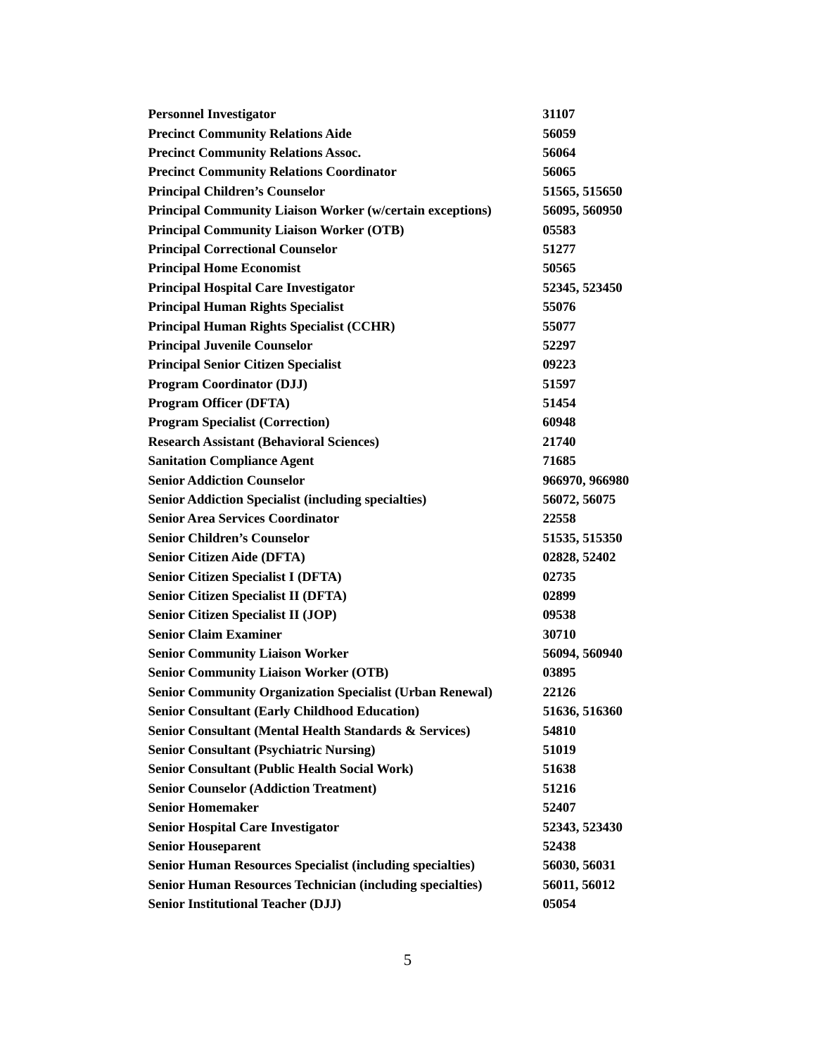| | |
|---|---|
| **Personnel Investigator** | **31107** |
| **Precinct Community Relations Aide** | **56059** |
| **Precinct Community Relations Assoc.** | **56064** |
| **Precinct Community Relations Coordinator** | **56065** |
| **Principal Children's Counselor** | **51565, 515650** |
| **Principal Community Liaison Worker (w/certain exceptions)** | **56095, 560950** |
| **Principal Community Liaison Worker (OTB)** | **05583** |
| **Principal Correctional Counselor** | **51277** |
| **Principal Home Economist** | **50565** |
| **Principal Hospital Care Investigator** | **52345, 523450** |
| **Principal Human Rights Specialist** | **55076** |
| **Principal Human Rights Specialist (CCHR)** | **55077** |
| **Principal Juvenile Counselor** | **52297** |
| **Principal Senior Citizen Specialist** | **09223** |
| **Program Coordinator (DJJ)** | **51597** |
| **Program Officer (DFTA)** | **51454** |
| **Program Specialist (Correction)** | **60948** |
| **Research Assistant (Behavioral Sciences)** | **21740** |
| **Sanitation Compliance Agent** | **71685** |
| **Senior Addiction Counselor** | **966970, 966980** |
| **Senior Addiction Specialist (including specialties)** | **56072, 56075** |
| **Senior Area Services Coordinator** | **22558** |
| **Senior Children's Counselor** | **51535, 515350** |
| **Senior Citizen Aide (DFTA)** | **02828, 52402** |
| **Senior Citizen Specialist I (DFTA)** | **02735** |
| **Senior Citizen Specialist II (DFTA)** | **02899** |
| **Senior Citizen Specialist II (JOP)** | **09538** |
| **Senior Claim Examiner** | **30710** |
| **Senior Community Liaison Worker** | **56094, 560940** |
| **Senior Community Liaison Worker (OTB)** | **03895** |
| **Senior Community Organization Specialist (Urban Renewal)** | **22126** |
| **Senior Consultant (Early Childhood Education)** | **51636, 516360** |
| **Senior Consultant (Mental Health Standards & Services)** | **54810** |
| **Senior Consultant (Psychiatric Nursing)** | **51019** |
| **Senior Consultant (Public Health Social Work)** | **51638** |
| **Senior Counselor (Addiction Treatment)** | **51216** |
| **Senior Homemaker** | **52407** |
| **Senior Hospital Care Investigator** | **52343, 523430** |
| **Senior Houseparent** | **52438** |
| **Senior Human Resources Specialist (including specialties)** | **56030, 56031** |
| **Senior Human Resources Technician (including specialties)** | **56011, 56012** |
| **Senior Institutional Teacher (DJJ)** | **05054** |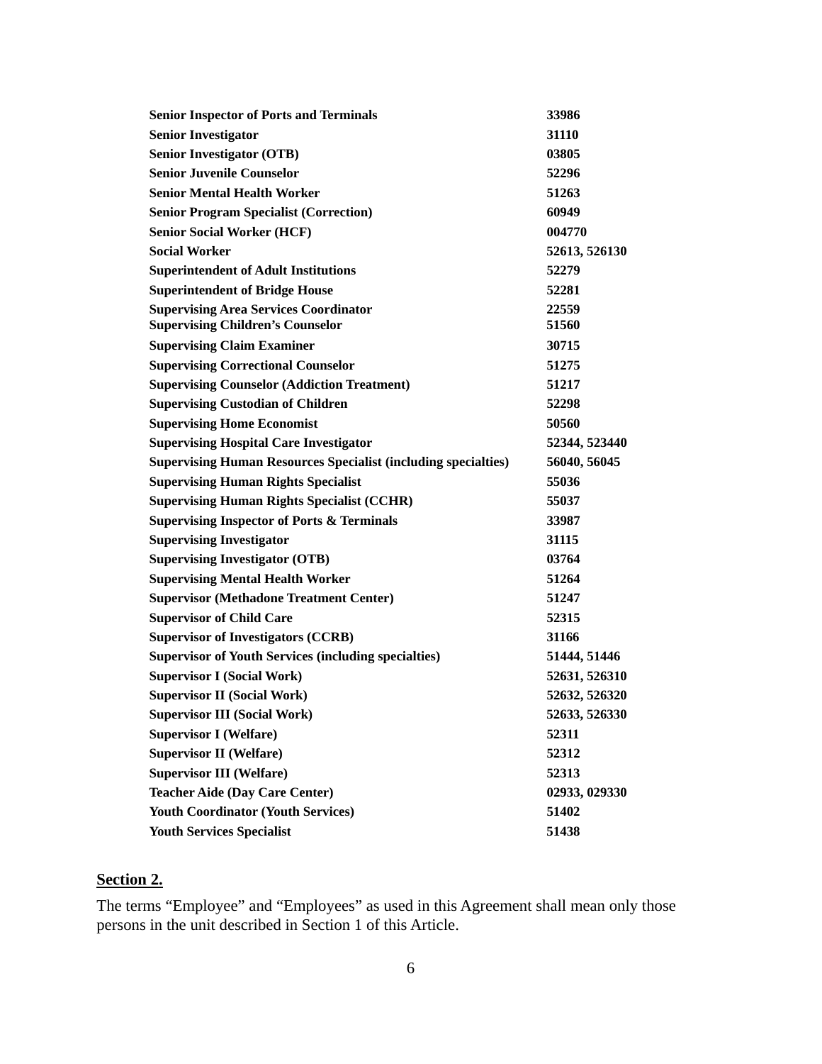| | |
|---|---|
| **Senior Inspector of Ports and Terminals** | **33986** |
| **Senior Investigator** | **31110** |
| **Senior Investigator (OTB)** | **03805** |
| **Senior Juvenile Counselor** | **52296** |
| **Senior Mental Health Worker** | **51263** |
| **Senior Program Specialist (Correction)** | **60949** |
| **Senior Social Worker (HCF)** | **004770** |
| **Social Worker** | **52613, 526130** |
| **Superintendent of Adult Institutions** | **52279** |
| **Superintendent of Bridge House** | **52281** |
| **Supervising Area Services Coordinator** | **22559** |
| **Supervising Children's Counselor** | **51560** |
| **Supervising Claim Examiner** | **30715** |
| **Supervising Correctional Counselor** | **51275** |
| **Supervising Counselor (Addiction Treatment)** | **51217** |
| **Supervising Custodian of Children** | **52298** |
| **Supervising Home Economist** | **50560** |
| **Supervising Hospital Care Investigator** | **52344, 523440** |
| **Supervising Human Resources Specialist (including specialties)** | **56040, 56045** |
| **Supervising Human Rights Specialist** | **55036** |
| **Supervising Human Rights Specialist (CCHR)** | **55037** |
| **Supervising Inspector of Ports & Terminals** | **33987** |
| **Supervising Investigator** | **31115** |
| **Supervising Investigator (OTB)** | **03764** |
| **Supervising Mental Health Worker** | **51264** |
| **Supervisor (Methadone Treatment Center)** | **51247** |
| **Supervisor of Child Care** | **52315** |
| **Supervisor of Investigators (CCRB)** | **31166** |
| **Supervisor of Youth Services (including specialties)** | **51444, 51446** |
| **Supervisor I (Social Work)** | **52631, 526310** |
| **Supervisor II (Social Work)** | **52632, 526320** |
| **Supervisor III (Social Work)** | **52633, 526330** |
| **Supervisor I (Welfare)** | **52311** |
| **Supervisor II (Welfare)** | **52312** |
| **Supervisor III (Welfare)** | **52313** |
| **Teacher Aide (Day Care Center)** | **02933, 029330** |
| **Youth Coordinator (Youth Services)** | **51402** |
| **Youth Services Specialist** | **51438** |

## Section 2.

The terms "Employee" and "Employees" as used in this Agreement shall mean only those persons in the unit described in Section 1 of this Article.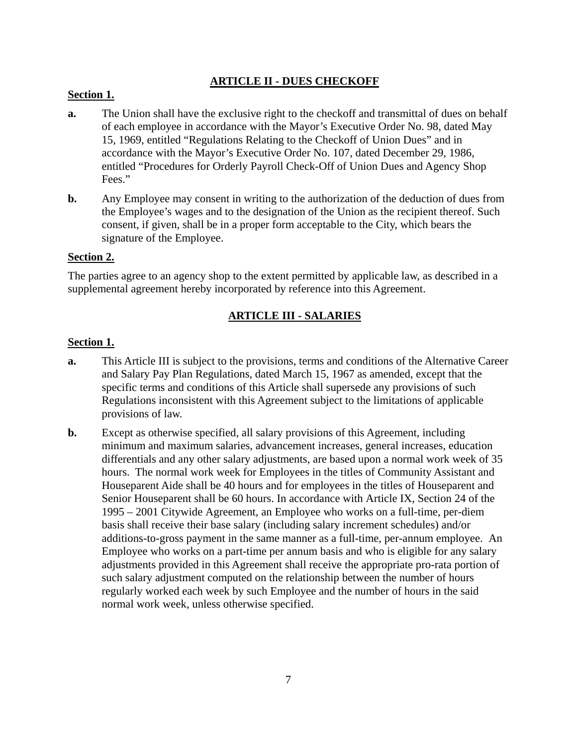## ARTICLE II - DUES CHECKOFF

**Section 1.**

**a.** The Union shall have the exclusive right to the checkoff and transmittal of dues on behalf of each employee in accordance with the Mayor's Executive Order No. 98, dated May 15, 1969, entitled "Regulations Relating to the Checkoff of Union Dues" and in accordance with the Mayor's Executive Order No. 107, dated December 29, 1986, entitled "Procedures for Orderly Payroll Check-Off of Union Dues and Agency Shop Fees."

**b.** Any Employee may consent in writing to the authorization of the deduction of dues from the Employee's wages and to the designation of the Union as the recipient thereof. Such consent, if given, shall be in a proper form acceptable to the City, which bears the signature of the Employee.

**Section 2.**

The parties agree to an agency shop to the extent permitted by applicable law, as described in a supplemental agreement hereby incorporated by reference into this Agreement.

## ARTICLE III - SALARIES

**Section 1.**

**a.** This Article III is subject to the provisions, terms and conditions of the Alternative Career and Salary Pay Plan Regulations, dated March 15, 1967 as amended, except that the specific terms and conditions of this Article shall supersede any provisions of such Regulations inconsistent with this Agreement subject to the limitations of applicable provisions of law.

**b.** Except as otherwise specified, all salary provisions of this Agreement, including minimum and maximum salaries, advancement increases, general increases, education differentials and any other salary adjustments, are based upon a normal work week of 35 hours. The normal work week for Employees in the titles of Community Assistant and Houseparent Aide shall be 40 hours and for employees in the titles of Houseparent and Senior Houseparent shall be 60 hours. In accordance with Article IX, Section 24 of the 1995 – 2001 Citywide Agreement, an Employee who works on a full-time, per-diem basis shall receive their base salary (including salary increment schedules) and/or additions-to-gross payment in the same manner as a full-time, per-annum employee. An Employee who works on a part-time per annum basis and who is eligible for any salary adjustments provided in this Agreement shall receive the appropriate pro-rata portion of such salary adjustment computed on the relationship between the number of hours regularly worked each week by such Employee and the number of hours in the said normal work week, unless otherwise specified.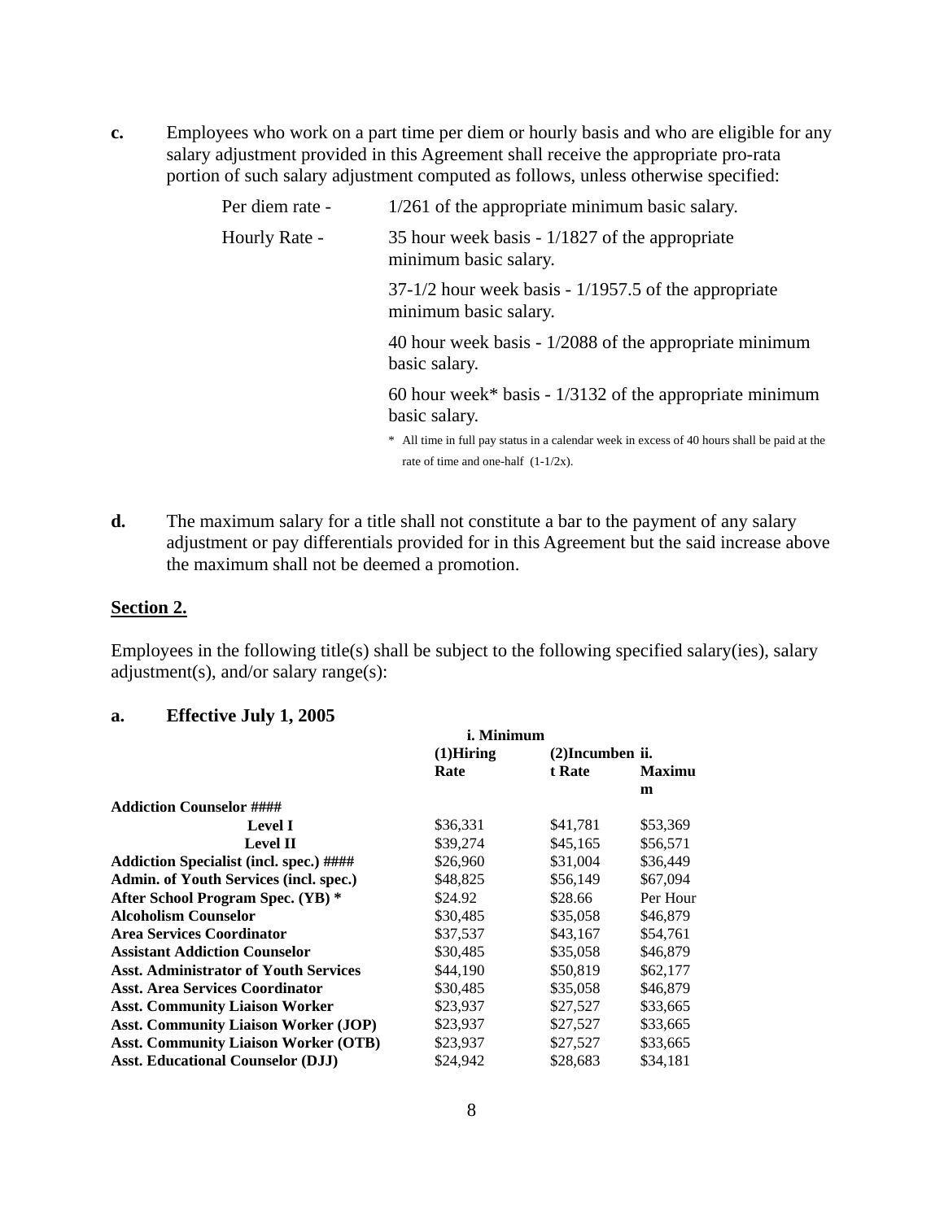**c.** Employees who work on a part time per diem or hourly basis and who are eligible for any salary adjustment provided in this Agreement shall receive the appropriate pro-rata portion of such salary adjustment computed as follows, unless otherwise specified:

| | |
|---|---|
| Per diem rate - | 1/261 of the appropriate minimum basic salary. |
| Hourly Rate - | 35 hour week basis - 1/1827 of the appropriate minimum basic salary. |
| | 37-1/2 hour week basis - 1/1957.5 of the appropriate minimum basic salary. |
| | 40 hour week basis - 1/2088 of the appropriate minimum basic salary. |
| | 60 hour week* basis - 1/3132 of the appropriate minimum basic salary. |

\* All time in full pay status in a calendar week in excess of 40 hours shall be paid at the rate of time and one-half (1-1/2x).

**d.** The maximum salary for a title shall not constitute a bar to the payment of any salary adjustment or pay differentials provided for in this Agreement but the said increase above the maximum shall not be deemed a promotion.

## Section 2.

Employees in the following title(s) shall be subject to the following specified salary(ies), salary adjustment(s), and/or salary range(s):

**a. Effective July 1, 2005**

| | i. Minimum | | |
|---|---|---|---|
| | (1)Hiring Rate | (2)Incumbent Rate | ii. Maximum |
| **Addiction Counselor ####** | | | |
| **Level I** | $36,331 | $41,781 | $53,369 |
| **Level II** | $39,274 | $45,165 | $56,571 |
| **Addiction Specialist (incl. spec.) ####** | $26,960 | $31,004 | $36,449 |
| **Admin. of Youth Services (incl. spec.)** | $48,825 | $56,149 | $67,094 |
| **After School Program Spec. (YB) \*** | $24.92 | $28.66 | Per Hour |
| **Alcoholism Counselor** | $30,485 | $35,058 | $46,879 |
| **Area Services Coordinator** | $37,537 | $43,167 | $54,761 |
| **Assistant Addiction Counselor** | $30,485 | $35,058 | $46,879 |
| **Asst. Administrator of Youth Services** | $44,190 | $50,819 | $62,177 |
| **Asst. Area Services Coordinator** | $30,485 | $35,058 | $46,879 |
| **Asst. Community Liaison Worker** | $23,937 | $27,527 | $33,665 |
| **Asst. Community Liaison Worker (JOP)** | $23,937 | $27,527 | $33,665 |
| **Asst. Community Liaison Worker (OTB)** | $23,937 | $27,527 | $33,665 |
| **Asst. Educational Counselor (DJJ)** | $24,942 | $28,683 | $34,181 |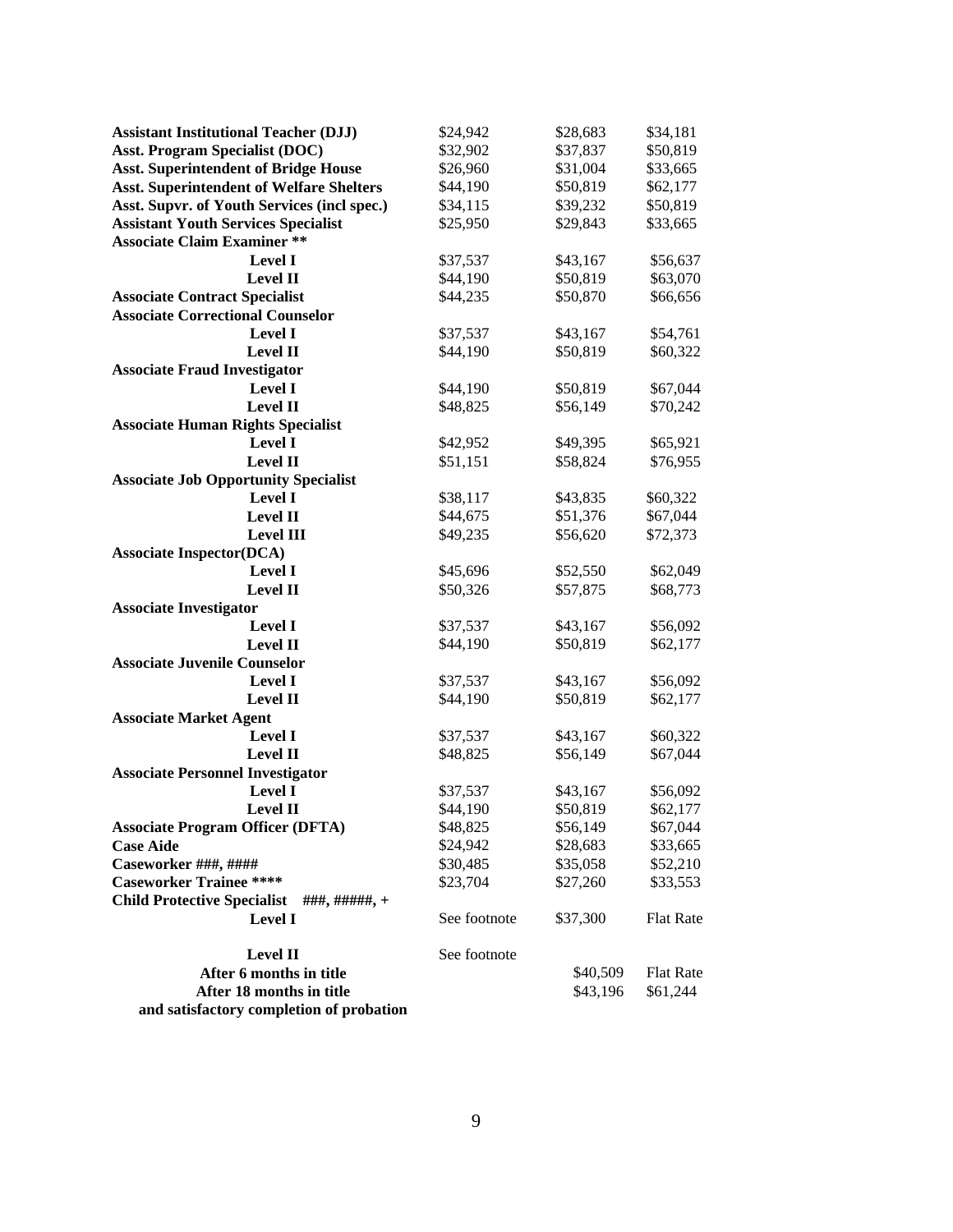| | | | |
|---|---|---|---|
| **Assistant Institutional Teacher (DJJ)** | $24,942 | $28,683 | $34,181 |
| **Asst. Program Specialist (DOC)** | $32,902 | $37,837 | $50,819 |
| **Asst. Superintendent of Bridge House** | $26,960 | $31,004 | $33,665 |
| **Asst. Superintendent of Welfare Shelters** | $44,190 | $50,819 | $62,177 |
| **Asst. Supvr. of Youth Services (incl spec.)** | $34,115 | $39,232 | $50,819 |
| **Assistant Youth Services Specialist** | $25,950 | $29,843 | $33,665 |
| **Associate Claim Examiner** ** | | | |
| **Level I** | $37,537 | $43,167 | $56,637 |
| **Level II** | $44,190 | $50,819 | $63,070 |
| **Associate Contract Specialist** | $44,235 | $50,870 | $66,656 |
| **Associate Correctional Counselor** | | | |
| **Level I** | $37,537 | $43,167 | $54,761 |
| **Level II** | $44,190 | $50,819 | $60,322 |
| **Associate Fraud Investigator** | | | |
| **Level I** | $44,190 | $50,819 | $67,044 |
| **Level II** | $48,825 | $56,149 | $70,242 |
| **Associate Human Rights Specialist** | | | |
| **Level I** | $42,952 | $49,395 | $65,921 |
| **Level II** | $51,151 | $58,824 | $76,955 |
| **Associate Job Opportunity Specialist** | | | |
| **Level I** | $38,117 | $43,835 | $60,322 |
| **Level II** | $44,675 | $51,376 | $67,044 |
| **Level III** | $49,235 | $56,620 | $72,373 |
| **Associate Inspector(DCA)** | | | |
| **Level I** | $45,696 | $52,550 | $62,049 |
| **Level II** | $50,326 | $57,875 | $68,773 |
| **Associate Investigator** | | | |
| **Level I** | $37,537 | $43,167 | $56,092 |
| **Level II** | $44,190 | $50,819 | $62,177 |
| **Associate Juvenile Counselor** | | | |
| **Level I** | $37,537 | $43,167 | $56,092 |
| **Level II** | $44,190 | $50,819 | $62,177 |
| **Associate Market Agent** | | | |
| **Level I** | $37,537 | $43,167 | $60,322 |
| **Level II** | $48,825 | $56,149 | $67,044 |
| **Associate Personnel Investigator** | | | |
| **Level I** | $37,537 | $43,167 | $56,092 |
| **Level II** | $44,190 | $50,819 | $62,177 |
| **Associate Program Officer (DFTA)** | $48,825 | $56,149 | $67,044 |
| **Case Aide** | $24,942 | $28,683 | $33,665 |
| **Caseworker ###, ####** | $30,485 | $35,058 | $52,210 |
| **Caseworker Trainee** **** | $23,704 | $27,260 | $33,553 |
| **Child Protective Specialist ###, #####, +** | | | |
| **Level I** | See footnote | $37,300 | Flat Rate |
| **Level II** | See footnote | | |
| **After 6 months in title** | | $40,509 | Flat Rate |
| **After 18 months in title and satisfactory completion of probation** | | $43,196 | $61,244 |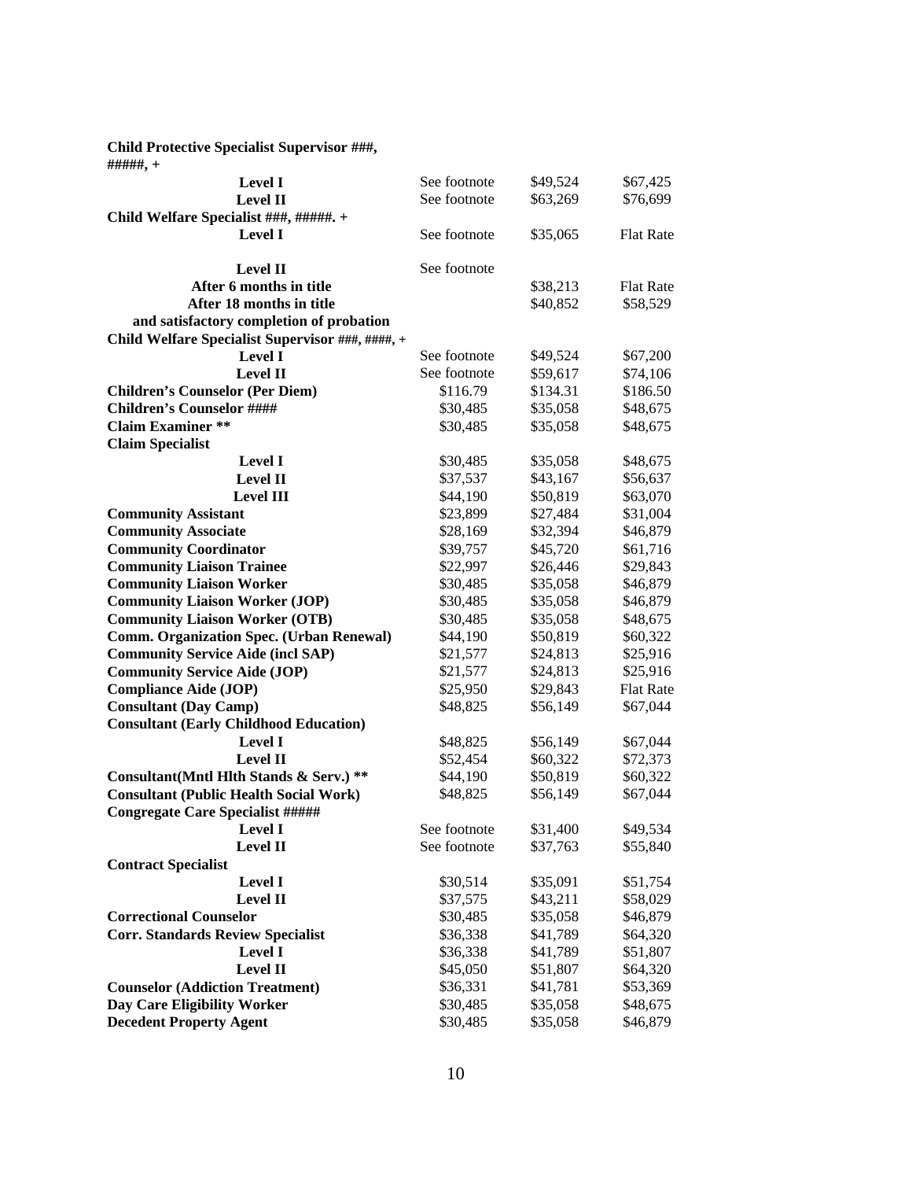| | | | |
|---|---|---|---|
| **Child Protective Specialist Supervisor ###, #####, +** | | | |
| **Level I** | See footnote | $49,524 | $67,425 |
| **Level II** | See footnote | $63,269 | $76,699 |
| **Child Welfare Specialist ###, #####. +** | | | |
| **Level I** | See footnote | $35,065 | Flat Rate |
| **Level II** | See footnote | | |
| **After 6 months in title** | | $38,213 | Flat Rate |
| **After 18 months in title and satisfactory completion of probation** | | $40,852 | $58,529 |
| **Child Welfare Specialist Supervisor ###, ####, +** | | | |
| **Level I** | See footnote | $49,524 | $67,200 |
| **Level II** | See footnote | $59,617 | $74,106 |
| **Children's Counselor (Per Diem)** | $116.79 | $134.31 | $186.50 |
| **Children's Counselor ####** | $30,485 | $35,058 | $48,675 |
| **Claim Examiner **** | $30,485 | $35,058 | $48,675 |
| **Claim Specialist** | | | |
| **Level I** | $30,485 | $35,058 | $48,675 |
| **Level II** | $37,537 | $43,167 | $56,637 |
| **Level III** | $44,190 | $50,819 | $63,070 |
| **Community Assistant** | $23,899 | $27,484 | $31,004 |
| **Community Associate** | $28,169 | $32,394 | $46,879 |
| **Community Coordinator** | $39,757 | $45,720 | $61,716 |
| **Community Liaison Trainee** | $22,997 | $26,446 | $29,843 |
| **Community Liaison Worker** | $30,485 | $35,058 | $46,879 |
| **Community Liaison Worker (JOP)** | $30,485 | $35,058 | $46,879 |
| **Community Liaison Worker (OTB)** | $30,485 | $35,058 | $48,675 |
| **Comm. Organization Spec. (Urban Renewal)** | $44,190 | $50,819 | $60,322 |
| **Community Service Aide (incl SAP)** | $21,577 | $24,813 | $25,916 |
| **Community Service Aide (JOP)** | $21,577 | $24,813 | $25,916 |
| **Compliance Aide (JOP)** | $25,950 | $29,843 | Flat Rate |
| **Consultant (Day Camp)** | $48,825 | $56,149 | $67,044 |
| **Consultant (Early Childhood Education)** | | | |
| **Level I** | $48,825 | $56,149 | $67,044 |
| **Level II** | $52,454 | $60,322 | $72,373 |
| **Consultant(Mntl Hlth Stands & Serv.) **** | $44,190 | $50,819 | $60,322 |
| **Consultant (Public Health Social Work)** | $48,825 | $56,149 | $67,044 |
| **Congregate Care Specialist #####** | | | |
| **Level I** | See footnote | $31,400 | $49,534 |
| **Level II** | See footnote | $37,763 | $55,840 |
| **Contract Specialist** | | | |
| **Level I** | $30,514 | $35,091 | $51,754 |
| **Level II** | $37,575 | $43,211 | $58,029 |
| **Correctional Counselor** | $30,485 | $35,058 | $46,879 |
| **Corr. Standards Review Specialist** | $36,338 | $41,789 | $64,320 |
| **Level I** | $36,338 | $41,789 | $51,807 |
| **Level II** | $45,050 | $51,807 | $64,320 |
| **Counselor (Addiction Treatment)** | $36,331 | $41,781 | $53,369 |
| **Day Care Eligibility Worker** | $30,485 | $35,058 | $48,675 |
| **Decedent Property Agent** | $30,485 | $35,058 | $46,879 |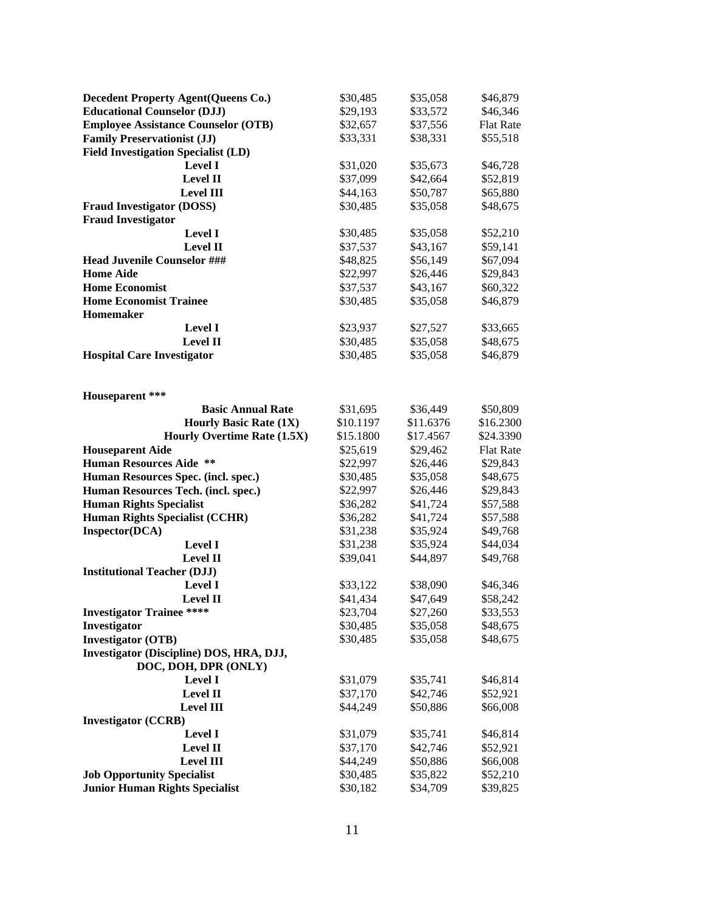| | | | |
|---|---|---|---|
| **Decedent Property Agent(Queens Co.)** | $30,485 | $35,058 | $46,879 |
| **Educational Counselor (DJJ)** | $29,193 | $33,572 | $46,346 |
| **Employee Assistance Counselor (OTB)** | $32,657 | $37,556 | Flat Rate |
| **Family Preservationist (JJ)** | $33,331 | $38,331 | $55,518 |
| **Field Investigation Specialist (LD)** | | | |
| **Level I** | $31,020 | $35,673 | $46,728 |
| **Level II** | $37,099 | $42,664 | $52,819 |
| **Level III** | $44,163 | $50,787 | $65,880 |
| **Fraud Investigator (DOSS)** | $30,485 | $35,058 | $48,675 |
| **Fraud Investigator** | | | |
| **Level I** | $30,485 | $35,058 | $52,210 |
| **Level II** | $37,537 | $43,167 | $59,141 |
| **Head Juvenile Counselor ###** | $48,825 | $56,149 | $67,094 |
| **Home Aide** | $22,997 | $26,446 | $29,843 |
| **Home Economist** | $37,537 | $43,167 | $60,322 |
| **Home Economist Trainee** | $30,485 | $35,058 | $46,879 |
| **Homemaker** | | | |
| **Level I** | $23,937 | $27,527 | $33,665 |
| **Level II** | $30,485 | $35,058 | $48,675 |
| **Hospital Care Investigator** | $30,485 | $35,058 | $46,879 |
| | | | |
| **Houseparent *** ** | | | |
| **Basic Annual Rate** | $31,695 | $36,449 | $50,809 |
| **Hourly Basic Rate (1X)** | $10.1197 | $11.6376 | $16.2300 |
| **Hourly Overtime Rate (1.5X)** | $15.1800 | $17.4567 | $24.3390 |
| **Houseparent Aide** | $25,619 | $29,462 | Flat Rate |
| **Human Resources Aide ** ** | $22,997 | $26,446 | $29,843 |
| **Human Resources Spec. (incl. spec.)** | $30,485 | $35,058 | $48,675 |
| **Human Resources Tech. (incl. spec.)** | $22,997 | $26,446 | $29,843 |
| **Human Rights Specialist** | $36,282 | $41,724 | $57,588 |
| **Human Rights Specialist (CCHR)** | $36,282 | $41,724 | $57,588 |
| **Inspector(DCA)** | $31,238 | $35,924 | $49,768 |
| **Level I** | $31,238 | $35,924 | $44,034 |
| **Level II** | $39,041 | $44,897 | $49,768 |
| **Institutional Teacher (DJJ)** | | | |
| **Level I** | $33,122 | $38,090 | $46,346 |
| **Level II** | $41,434 | $47,649 | $58,242 |
| **Investigator Trainee ****** | $23,704 | $27,260 | $33,553 |
| **Investigator** | $30,485 | $35,058 | $48,675 |
| **Investigator (OTB)** | $30,485 | $35,058 | $48,675 |
| **Investigator (Discipline) DOS, HRA, DJJ, DOC, DOH, DPR (ONLY)** | | | |
| **Level I** | $31,079 | $35,741 | $46,814 |
| **Level II** | $37,170 | $42,746 | $52,921 |
| **Level III** | $44,249 | $50,886 | $66,008 |
| **Investigator (CCRB)** | | | |
| **Level I** | $31,079 | $35,741 | $46,814 |
| **Level II** | $37,170 | $42,746 | $52,921 |
| **Level III** | $44,249 | $50,886 | $66,008 |
| **Job Opportunity Specialist** | $30,485 | $35,822 | $52,210 |
| **Junior Human Rights Specialist** | $30,182 | $34,709 | $39,825 |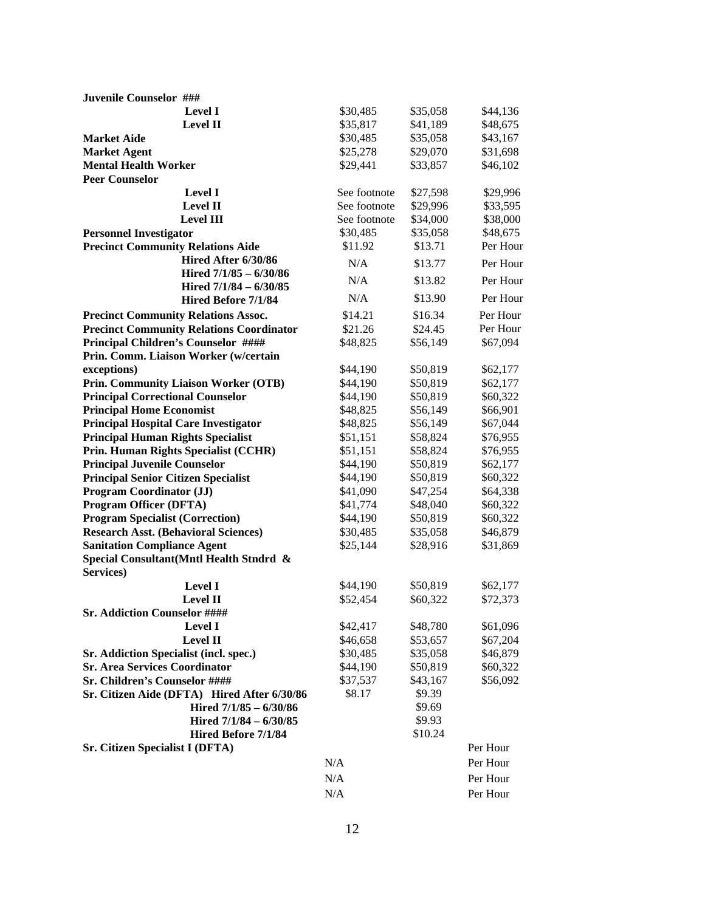| | | | |
|---|---|---|---|
| **Juvenile Counselor ###** | | | |
| **Level I** | $30,485 | $35,058 | $44,136 |
| **Level II** | $35,817 | $41,189 | $48,675 |
| **Market Aide** | $30,485 | $35,058 | $43,167 |
| **Market Agent** | $25,278 | $29,070 | $31,698 |
| **Mental Health Worker** | $29,441 | $33,857 | $46,102 |
| **Peer Counselor** | | | |
| **Level I** | See footnote | $27,598 | $29,996 |
| **Level II** | See footnote | $29,996 | $33,595 |
| **Level III** | See footnote | $34,000 | $38,000 |
| **Personnel Investigator** | $30,485 | $35,058 | $48,675 |
| **Precinct Community Relations Aide** | $11.92 | $13.71 | Per Hour |
| **Hired After 6/30/86** | N/A | $13.77 | Per Hour |
| **Hired 7/1/85 – 6/30/86** | | | |
| **Hired 7/1/84 – 6/30/85** | N/A | $13.82 | Per Hour |
| **Hired Before 7/1/84** | N/A | $13.90 | Per Hour |
| **Precinct Community Relations Assoc.** | $14.21 | $16.34 | Per Hour |
| **Precinct Community Relations Coordinator** | $21.26 | $24.45 | Per Hour |
| **Principal Children's Counselor ####** | $48,825 | $56,149 | $67,094 |
| **Prin. Comm. Liaison Worker (w/certain exceptions)** | $44,190 | $50,819 | $62,177 |
| **Prin. Community Liaison Worker (OTB)** | $44,190 | $50,819 | $62,177 |
| **Principal Correctional Counselor** | $44,190 | $50,819 | $60,322 |
| **Principal Home Economist** | $48,825 | $56,149 | $66,901 |
| **Principal Hospital Care Investigator** | $48,825 | $56,149 | $67,044 |
| **Principal Human Rights Specialist** | $51,151 | $58,824 | $76,955 |
| **Prin. Human Rights Specialist (CCHR)** | $51,151 | $58,824 | $76,955 |
| **Principal Juvenile Counselor** | $44,190 | $50,819 | $62,177 |
| **Principal Senior Citizen Specialist** | $44,190 | $50,819 | $60,322 |
| **Program Coordinator (JJ)** | $41,090 | $47,254 | $64,338 |
| **Program Officer (DFTA)** | $41,774 | $48,040 | $60,322 |
| **Program Specialist (Correction)** | $44,190 | $50,819 | $60,322 |
| **Research Asst. (Behavioral Sciences)** | $30,485 | $35,058 | $46,879 |
| **Sanitation Compliance Agent** | $25,144 | $28,916 | $31,869 |
| **Special Consultant(Mntl Health Stndrd & Services)** | | | |
| **Level I** | $44,190 | $50,819 | $62,177 |
| **Level II** | $52,454 | $60,322 | $72,373 |
| **Sr. Addiction Counselor ####** | | | |
| **Level I** | $42,417 | $48,780 | $61,096 |
| **Level II** | $46,658 | $53,657 | $67,204 |
| **Sr. Addiction Specialist (incl. spec.)** | $30,485 | $35,058 | $46,879 |
| **Sr. Area Services Coordinator** | $44,190 | $50,819 | $60,322 |
| **Sr. Children's Counselor ####** | $37,537 | $43,167 | $56,092 |
| **Sr. Citizen Aide (DFTA) Hired After 6/30/86** | $8.17 | $9.39 | |
| **Hired 7/1/85 – 6/30/86** | | $9.69 | |
| **Hired 7/1/84 – 6/30/85** | | $9.93 | |
| **Hired Before 7/1/84** | | $10.24 | |
| **Sr. Citizen Specialist I (DFTA)** | | | Per Hour |
| | N/A | | Per Hour |
| | N/A | | Per Hour |
| | N/A | | Per Hour |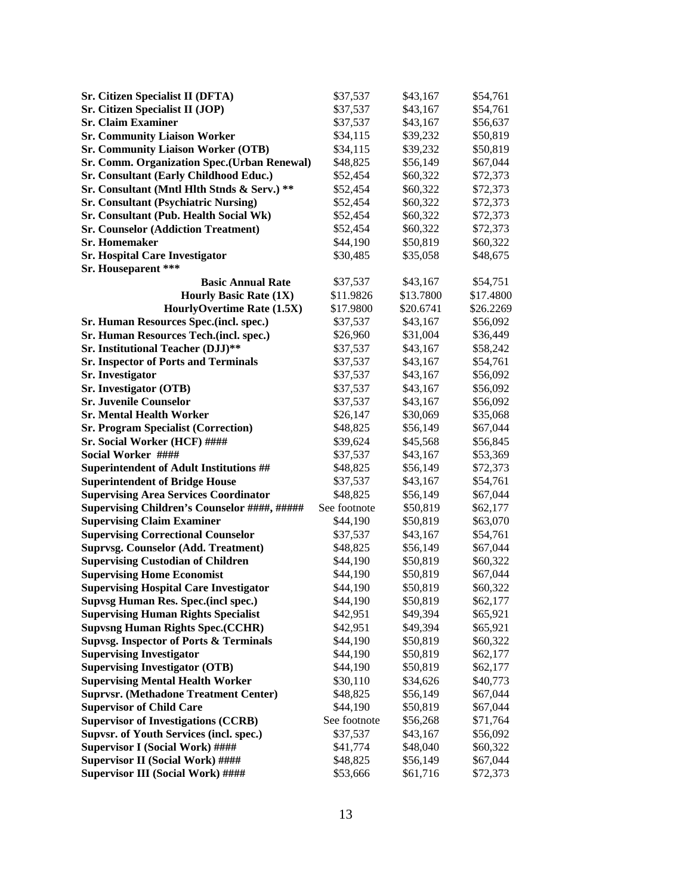| | | | |
|---|---|---|---|
| **Sr. Citizen Specialist II (DFTA)** | $37,537 | $43,167 | $54,761 |
| **Sr. Citizen Specialist II (JOP)** | $37,537 | $43,167 | $54,761 |
| **Sr. Claim Examiner** | $37,537 | $43,167 | $56,637 |
| **Sr. Community Liaison Worker** | $34,115 | $39,232 | $50,819 |
| **Sr. Community Liaison Worker (OTB)** | $34,115 | $39,232 | $50,819 |
| **Sr. Comm. Organization Spec.(Urban Renewal)** | $48,825 | $56,149 | $67,044 |
| **Sr. Consultant (Early Childhood Educ.)** | $52,454 | $60,322 | $72,373 |
| **Sr. Consultant (Mntl Hlth Stnds & Serv.) \*\*** | $52,454 | $60,322 | $72,373 |
| **Sr. Consultant (Psychiatric Nursing)** | $52,454 | $60,322 | $72,373 |
| **Sr. Consultant (Pub. Health Social Wk)** | $52,454 | $60,322 | $72,373 |
| **Sr. Counselor (Addiction Treatment)** | $52,454 | $60,322 | $72,373 |
| **Sr. Homemaker** | $44,190 | $50,819 | $60,322 |
| **Sr. Hospital Care Investigator** | $30,485 | $35,058 | $48,675 |
| **Sr. Houseparent \*\*\*** | | | |
| **Basic Annual Rate** | $37,537 | $43,167 | $54,751 |
| **Hourly Basic Rate (1X)** | $11.9826 | $13.7800 | $17.4800 |
| **HourlyOvertime Rate (1.5X)** | $17.9800 | $20.6741 | $26.2269 |
| **Sr. Human Resources Spec.(incl. spec.)** | $37,537 | $43,167 | $56,092 |
| **Sr. Human Resources Tech.(incl. spec.)** | $26,960 | $31,004 | $36,449 |
| **Sr. Institutional Teacher (DJJ)\*\*** | $37,537 | $43,167 | $58,242 |
| **Sr. Inspector of Ports and Terminals** | $37,537 | $43,167 | $54,761 |
| **Sr. Investigator** | $37,537 | $43,167 | $56,092 |
| **Sr. Investigator (OTB)** | $37,537 | $43,167 | $56,092 |
| **Sr. Juvenile Counselor** | $37,537 | $43,167 | $56,092 |
| **Sr. Mental Health Worker** | $26,147 | $30,069 | $35,068 |
| **Sr. Program Specialist (Correction)** | $48,825 | $56,149 | $67,044 |
| **Sr. Social Worker (HCF) ####** | $39,624 | $45,568 | $56,845 |
| **Social Worker ####** | $37,537 | $43,167 | $53,369 |
| **Superintendent of Adult Institutions ##** | $48,825 | $56,149 | $72,373 |
| **Superintendent of Bridge House** | $37,537 | $43,167 | $54,761 |
| **Supervising Area Services Coordinator** | $48,825 | $56,149 | $67,044 |
| **Supervising Children's Counselor ####, #####** | See footnote | $50,819 | $62,177 |
| **Supervising Claim Examiner** | $44,190 | $50,819 | $63,070 |
| **Supervising Correctional Counselor** | $37,537 | $43,167 | $54,761 |
| **Suprvsg. Counselor (Add. Treatment)** | $48,825 | $56,149 | $67,044 |
| **Supervising Custodian of Children** | $44,190 | $50,819 | $60,322 |
| **Supervising Home Economist** | $44,190 | $50,819 | $67,044 |
| **Supervising Hospital Care Investigator** | $44,190 | $50,819 | $60,322 |
| **Supvsg Human Res. Spec.(incl spec.)** | $44,190 | $50,819 | $62,177 |
| **Supervising Human Rights Specialist** | $42,951 | $49,394 | $65,921 |
| **Supvsng Human Rights Spec.(CCHR)** | $42,951 | $49,394 | $65,921 |
| **Supvsg. Inspector of Ports & Terminals** | $44,190 | $50,819 | $60,322 |
| **Supervising Investigator** | $44,190 | $50,819 | $62,177 |
| **Supervising Investigator (OTB)** | $44,190 | $50,819 | $62,177 |
| **Supervising Mental Health Worker** | $30,110 | $34,626 | $40,773 |
| **Suprvsr. (Methadone Treatment Center)** | $48,825 | $56,149 | $67,044 |
| **Supervisor of Child Care** | $44,190 | $50,819 | $67,044 |
| **Supervisor of Investigations (CCRB)** | See footnote | $56,268 | $71,764 |
| **Supvsr. of Youth Services (incl. spec.)** | $37,537 | $43,167 | $56,092 |
| **Supervisor I (Social Work) ####** | $41,774 | $48,040 | $60,322 |
| **Supervisor II (Social Work) ####** | $48,825 | $56,149 | $67,044 |
| **Supervisor III (Social Work) ####** | $53,666 | $61,716 | $72,373 |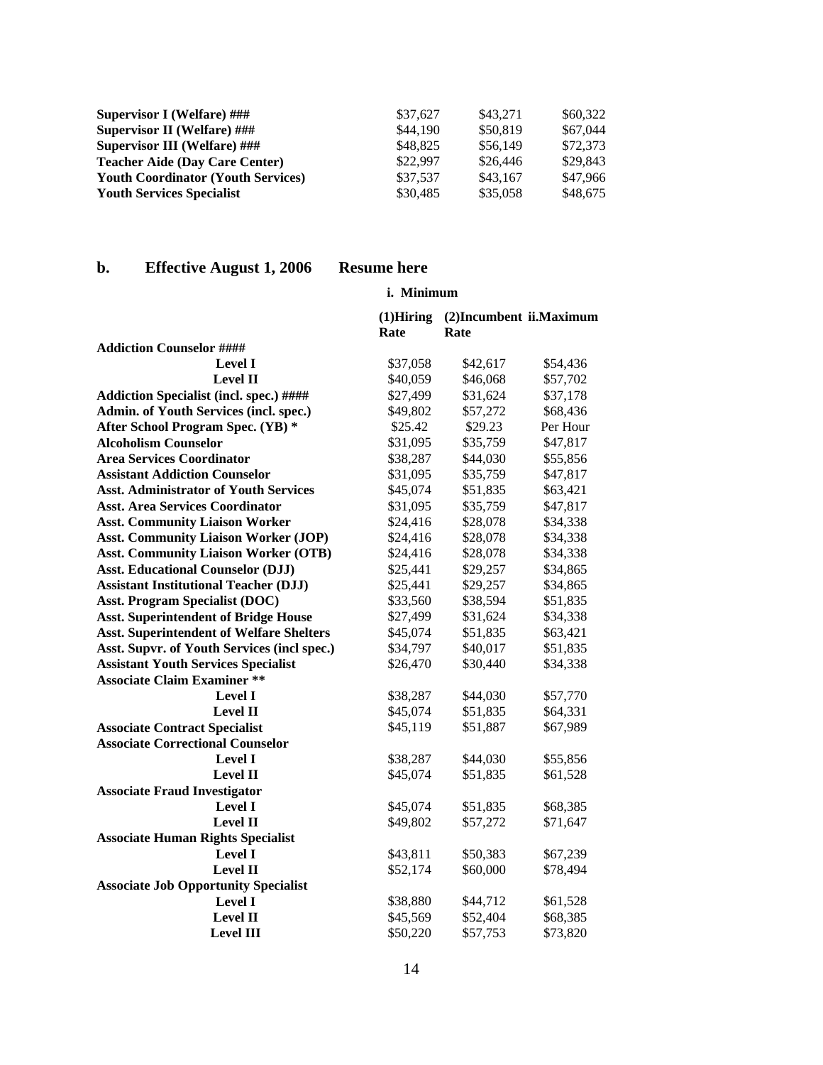| | | | |
|---|---|---|---|
| **Supervisor I (Welfare) ###** | $37,627 | $43,271 | $60,322 |
| **Supervisor II (Welfare) ###** | $44,190 | $50,819 | $67,044 |
| **Supervisor III (Welfare) ###** | $48,825 | $56,149 | $72,373 |
| **Teacher Aide (Day Care Center)** | $22,997 | $26,446 | $29,843 |
| **Youth Coordinator (Youth Services)** | $37,537 | $43,167 | $47,966 |
| **Youth Services Specialist** | $30,485 | $35,058 | $48,675 |

## b. Effective August 1, 2006 Resume here

| | **i. Minimum** | | |
|---|---|---|---|
| | **(1)Hiring Rate** | **(2)Incumbent Rate** | **ii.Maximum** |
| **Addiction Counselor ####** | | | |
| **Level I** | $37,058 | $42,617 | $54,436 |
| **Level II** | $40,059 | $46,068 | $57,702 |
| **Addiction Specialist (incl. spec.) ####** | $27,499 | $31,624 | $37,178 |
| **Admin. of Youth Services (incl. spec.)** | $49,802 | $57,272 | $68,436 |
| **After School Program Spec. (YB) *** | $25.42 | $29.23 | Per Hour |
| **Alcoholism Counselor** | $31,095 | $35,759 | $47,817 |
| **Area Services Coordinator** | $38,287 | $44,030 | $55,856 |
| **Assistant Addiction Counselor** | $31,095 | $35,759 | $47,817 |
| **Asst. Administrator of Youth Services** | $45,074 | $51,835 | $63,421 |
| **Asst. Area Services Coordinator** | $31,095 | $35,759 | $47,817 |
| **Asst. Community Liaison Worker** | $24,416 | $28,078 | $34,338 |
| **Asst. Community Liaison Worker (JOP)** | $24,416 | $28,078 | $34,338 |
| **Asst. Community Liaison Worker (OTB)** | $24,416 | $28,078 | $34,338 |
| **Asst. Educational Counselor (DJJ)** | $25,441 | $29,257 | $34,865 |
| **Assistant Institutional Teacher (DJJ)** | $25,441 | $29,257 | $34,865 |
| **Asst. Program Specialist (DOC)** | $33,560 | $38,594 | $51,835 |
| **Asst. Superintendent of Bridge House** | $27,499 | $31,624 | $34,338 |
| **Asst. Superintendent of Welfare Shelters** | $45,074 | $51,835 | $63,421 |
| **Asst. Supvr. of Youth Services (incl spec.)** | $34,797 | $40,017 | $51,835 |
| **Assistant Youth Services Specialist** | $26,470 | $30,440 | $34,338 |
| **Associate Claim Examiner **** | | | |
| **Level I** | $38,287 | $44,030 | $57,770 |
| **Level II** | $45,074 | $51,835 | $64,331 |
| **Associate Contract Specialist** | $45,119 | $51,887 | $67,989 |
| **Associate Correctional Counselor** | | | |
| **Level I** | $38,287 | $44,030 | $55,856 |
| **Level II** | $45,074 | $51,835 | $61,528 |
| **Associate Fraud Investigator** | | | |
| **Level I** | $45,074 | $51,835 | $68,385 |
| **Level II** | $49,802 | $57,272 | $71,647 |
| **Associate Human Rights Specialist** | | | |
| **Level I** | $43,811 | $50,383 | $67,239 |
| **Level II** | $52,174 | $60,000 | $78,494 |
| **Associate Job Opportunity Specialist** | | | |
| **Level I** | $38,880 | $44,712 | $61,528 |
| **Level II** | $45,569 | $52,404 | $68,385 |
| **Level III** | $50,220 | $57,753 | $73,820 |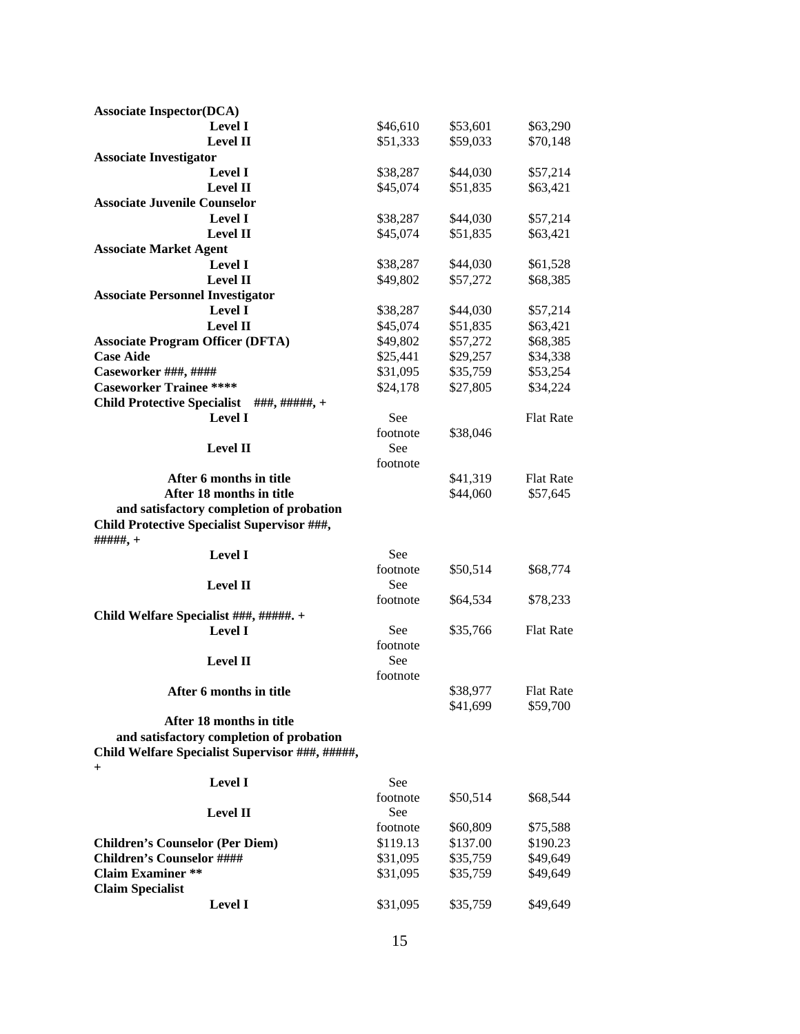| Title | | | |
|---|---|---|---|
| **Associate Inspector(DCA)** | | | |
| **Level I** | $46,610 | $53,601 | $63,290 |
| **Level II** | $51,333 | $59,033 | $70,148 |
| **Associate Investigator** | | | |
| **Level I** | $38,287 | $44,030 | $57,214 |
| **Level II** | $45,074 | $51,835 | $63,421 |
| **Associate Juvenile Counselor** | | | |
| **Level I** | $38,287 | $44,030 | $57,214 |
| **Level II** | $45,074 | $51,835 | $63,421 |
| **Associate Market Agent** | | | |
| **Level I** | $38,287 | $44,030 | $61,528 |
| **Level II** | $49,802 | $57,272 | $68,385 |
| **Associate Personnel Investigator** | | | |
| **Level I** | $38,287 | $44,030 | $57,214 |
| **Level II** | $45,074 | $51,835 | $63,421 |
| **Associate Program Officer (DFTA)** | $49,802 | $57,272 | $68,385 |
| **Case Aide** | $25,441 | $29,257 | $34,338 |
| **Caseworker ###, ####** | $31,095 | $35,759 | $53,254 |
| **Caseworker Trainee \*\*\*\*** | $24,178 | $27,805 | $34,224 |
| **Child Protective Specialist ###, #####, +** | | | |
| **Level I** | See footnote | $38,046 | Flat Rate |
| **Level II** | See footnote | | |
| **After 6 months in title** | | $41,319 | Flat Rate |
| **After 18 months in title and satisfactory completion of probation** | | $44,060 | $57,645 |
| **Child Protective Specialist Supervisor ###, #####, +** | | | |
| **Level I** | See footnote | $50,514 | $68,774 |
| **Level II** | See footnote | $64,534 | $78,233 |
| **Child Welfare Specialist ###, #####. +** | | | |
| **Level I** | See footnote | $35,766 | Flat Rate |
| **Level II** | See footnote | | |
| **After 6 months in title** | | $38,977 | Flat Rate |
| **After 18 months in title and satisfactory completion of probation** | | $41,699 | $59,700 |
| **Child Welfare Specialist Supervisor ###, #####, +** | | | |
| **Level I** | See footnote | $50,514 | $68,544 |
| **Level II** | See footnote | $60,809 | $75,588 |
| **Children's Counselor (Per Diem)** | $119.13 | $137.00 | $190.23 |
| **Children's Counselor ####** | $31,095 | $35,759 | $49,649 |
| **Claim Examiner \*\*** | $31,095 | $35,759 | $49,649 |
| **Claim Specialist** | | | |
| **Level I** | $31,095 | $35,759 | $49,649 |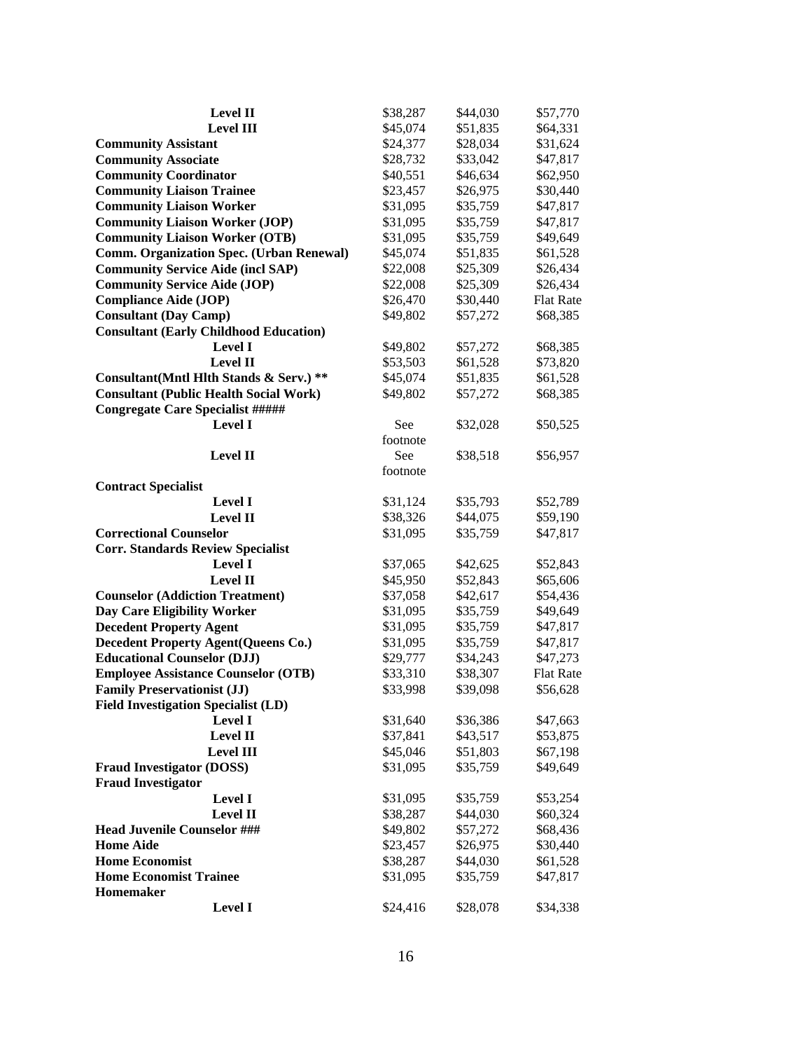| | | | |
|---|---|---|---|
| **Level II** | $38,287 | $44,030 | $57,770 |
| **Level III** | $45,074 | $51,835 | $64,331 |
| **Community Assistant** | $24,377 | $28,034 | $31,624 |
| **Community Associate** | $28,732 | $33,042 | $47,817 |
| **Community Coordinator** | $40,551 | $46,634 | $62,950 |
| **Community Liaison Trainee** | $23,457 | $26,975 | $30,440 |
| **Community Liaison Worker** | $31,095 | $35,759 | $47,817 |
| **Community Liaison Worker (JOP)** | $31,095 | $35,759 | $47,817 |
| **Community Liaison Worker (OTB)** | $31,095 | $35,759 | $49,649 |
| **Comm. Organization Spec. (Urban Renewal)** | $45,074 | $51,835 | $61,528 |
| **Community Service Aide (incl SAP)** | $22,008 | $25,309 | $26,434 |
| **Community Service Aide (JOP)** | $22,008 | $25,309 | $26,434 |
| **Compliance Aide (JOP)** | $26,470 | $30,440 | Flat Rate |
| **Consultant (Day Camp)** | $49,802 | $57,272 | $68,385 |
| **Consultant (Early Childhood Education)** | | | |
| **Level I** | $49,802 | $57,272 | $68,385 |
| **Level II** | $53,503 | $61,528 | $73,820 |
| **Consultant(Mntl Hlth Stands & Serv.) ** ** | $45,074 | $51,835 | $61,528 |
| **Consultant (Public Health Social Work)** | $49,802 | $57,272 | $68,385 |
| **Congregate Care Specialist #####** | | | |
| **Level I** | See footnote | $32,028 | $50,525 |
| **Level II** | See footnote | $38,518 | $56,957 |
| **Contract Specialist** | | | |
| **Level I** | $31,124 | $35,793 | $52,789 |
| **Level II** | $38,326 | $44,075 | $59,190 |
| **Correctional Counselor** | $31,095 | $35,759 | $47,817 |
| **Corr. Standards Review Specialist** | | | |
| **Level I** | $37,065 | $42,625 | $52,843 |
| **Level II** | $45,950 | $52,843 | $65,606 |
| **Counselor (Addiction Treatment)** | $37,058 | $42,617 | $54,436 |
| **Day Care Eligibility Worker** | $31,095 | $35,759 | $49,649 |
| **Decedent Property Agent** | $31,095 | $35,759 | $47,817 |
| **Decedent Property Agent(Queens Co.)** | $31,095 | $35,759 | $47,817 |
| **Educational Counselor (DJJ)** | $29,777 | $34,243 | $47,273 |
| **Employee Assistance Counselor (OTB)** | $33,310 | $38,307 | Flat Rate |
| **Family Preservationist (JJ)** | $33,998 | $39,098 | $56,628 |
| **Field Investigation Specialist (LD)** | | | |
| **Level I** | $31,640 | $36,386 | $47,663 |
| **Level II** | $37,841 | $43,517 | $53,875 |
| **Level III** | $45,046 | $51,803 | $67,198 |
| **Fraud Investigator (DOSS)** | $31,095 | $35,759 | $49,649 |
| **Fraud Investigator** | | | |
| **Level I** | $31,095 | $35,759 | $53,254 |
| **Level II** | $38,287 | $44,030 | $60,324 |
| **Head Juvenile Counselor ###** | $49,802 | $57,272 | $68,436 |
| **Home Aide** | $23,457 | $26,975 | $30,440 |
| **Home Economist** | $38,287 | $44,030 | $61,528 |
| **Home Economist Trainee** | $31,095 | $35,759 | $47,817 |
| **Homemaker** | | | |
| **Level I** | $24,416 | $28,078 | $34,338 |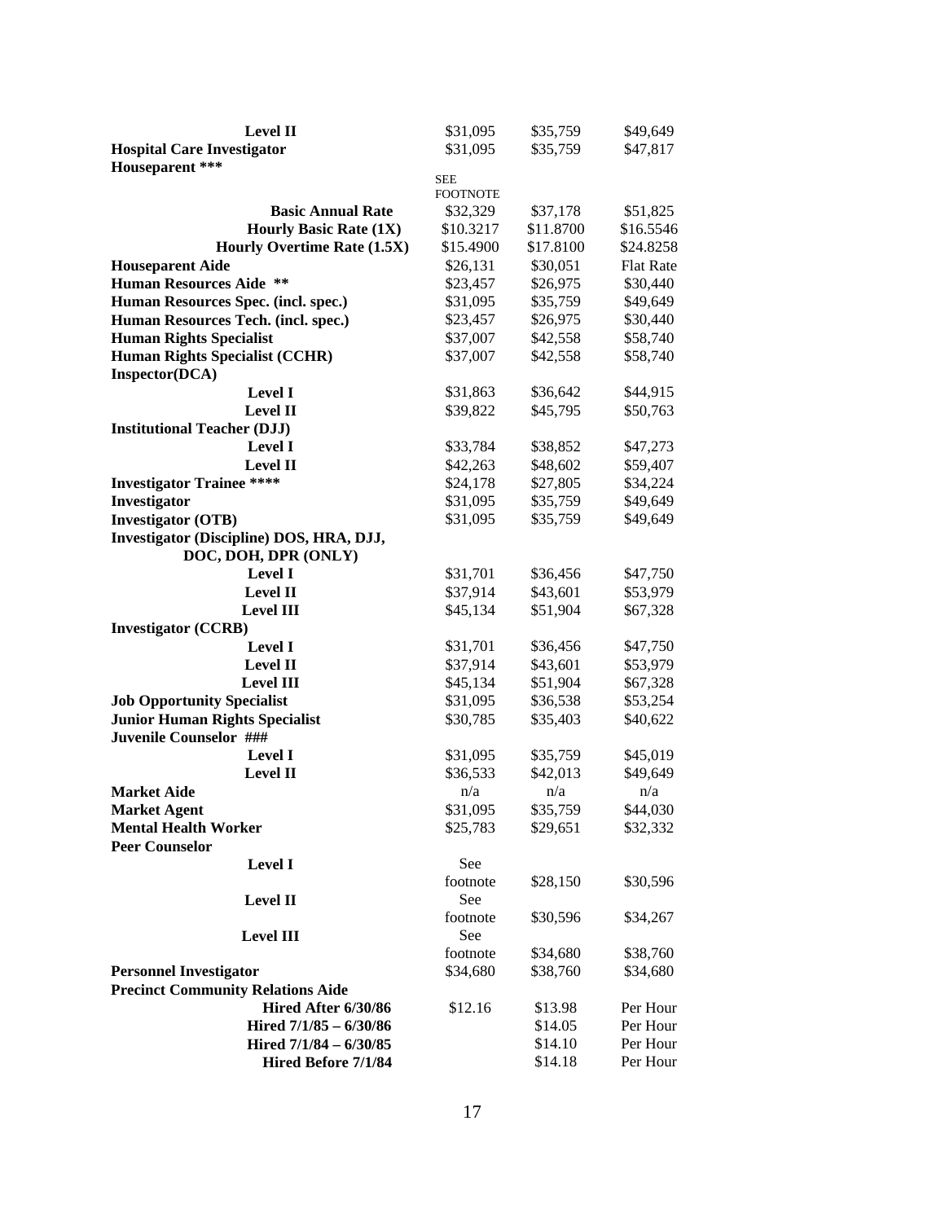| | | | |
|---|---|---|---|
| **Level II** | $31,095 | $35,759 | $49,649 |
| **Hospital Care Investigator** | $31,095 | $35,759 | $47,817 |
| **Houseparent *** ** | SEE FOOTNOTE | | |
| **Basic Annual Rate** | $32,329 | $37,178 | $51,825 |
| **Hourly Basic Rate (1X)** | $10.3217 | $11.8700 | $16.5546 |
| **Hourly Overtime Rate (1.5X)** | $15.4900 | $17.8100 | $24.8258 |
| **Houseparent Aide** | $26,131 | $30,051 | Flat Rate |
| **Human Resources Aide ** ** | $23,457 | $26,975 | $30,440 |
| **Human Resources Spec. (incl. spec.)** | $31,095 | $35,759 | $49,649 |
| **Human Resources Tech. (incl. spec.)** | $23,457 | $26,975 | $30,440 |
| **Human Rights Specialist** | $37,007 | $42,558 | $58,740 |
| **Human Rights Specialist (CCHR)** | $37,007 | $42,558 | $58,740 |
| **Inspector(DCA)** | | | |
| **Level I** | $31,863 | $36,642 | $44,915 |
| **Level II** | $39,822 | $45,795 | $50,763 |
| **Institutional Teacher (DJJ)** | | | |
| **Level I** | $33,784 | $38,852 | $47,273 |
| **Level II** | $42,263 | $48,602 | $59,407 |
| **Investigator Trainee ****** | $24,178 | $27,805 | $34,224 |
| **Investigator** | $31,095 | $35,759 | $49,649 |
| **Investigator (OTB)** | $31,095 | $35,759 | $49,649 |
| **Investigator (Discipline) DOS, HRA, DJJ, DOC, DOH, DPR (ONLY)** | | | |
| **Level I** | $31,701 | $36,456 | $47,750 |
| **Level II** | $37,914 | $43,601 | $53,979 |
| **Level III** | $45,134 | $51,904 | $67,328 |
| **Investigator (CCRB)** | | | |
| **Level I** | $31,701 | $36,456 | $47,750 |
| **Level II** | $37,914 | $43,601 | $53,979 |
| **Level III** | $45,134 | $51,904 | $67,328 |
| **Job Opportunity Specialist** | $31,095 | $36,538 | $53,254 |
| **Junior Human Rights Specialist** | $30,785 | $35,403 | $40,622 |
| **Juvenile Counselor ###** | | | |
| **Level I** | $31,095 | $35,759 | $45,019 |
| **Level II** | $36,533 | $42,013 | $49,649 |
| **Market Aide** | n/a | n/a | n/a |
| **Market Agent** | $31,095 | $35,759 | $44,030 |
| **Mental Health Worker** | $25,783 | $29,651 | $32,332 |
| **Peer Counselor** | | | |
| **Level I** | See footnote | $28,150 | $30,596 |
| **Level II** | See footnote | $30,596 | $34,267 |
| **Level III** | See footnote | $34,680 | $38,760 |
| **Personnel Investigator** | $34,680 | $38,760 | $34,680 |
| **Precinct Community Relations Aide** | | | |
| **Hired After 6/30/86** | $12.16 | $13.98 | Per Hour |
| **Hired 7/1/85 – 6/30/86** | | $14.05 | Per Hour |
| **Hired 7/1/84 – 6/30/85** | | $14.10 | Per Hour |
| **Hired Before 7/1/84** | | $14.18 | Per Hour |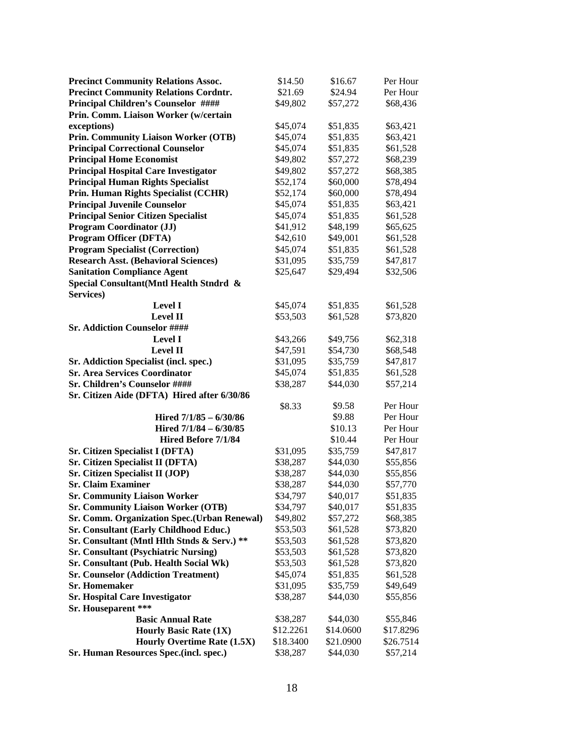| | | | |
|---|---|---|---|
| **Precinct Community Relations Assoc.** | $14.50 | $16.67 | Per Hour |
| **Precinct Community Relations Cordntr.** | $21.69 | $24.94 | Per Hour |
| **Principal Children's Counselor ####** | $49,802 | $57,272 | $68,436 |
| **Prin. Comm. Liaison Worker (w/certain exceptions)** | $45,074 | $51,835 | $63,421 |
| **Prin. Community Liaison Worker (OTB)** | $45,074 | $51,835 | $63,421 |
| **Principal Correctional Counselor** | $45,074 | $51,835 | $61,528 |
| **Principal Home Economist** | $49,802 | $57,272 | $68,239 |
| **Principal Hospital Care Investigator** | $49,802 | $57,272 | $68,385 |
| **Principal Human Rights Specialist** | $52,174 | $60,000 | $78,494 |
| **Prin. Human Rights Specialist (CCHR)** | $52,174 | $60,000 | $78,494 |
| **Principal Juvenile Counselor** | $45,074 | $51,835 | $63,421 |
| **Principal Senior Citizen Specialist** | $45,074 | $51,835 | $61,528 |
| **Program Coordinator (JJ)** | $41,912 | $48,199 | $65,625 |
| **Program Officer (DFTA)** | $42,610 | $49,001 | $61,528 |
| **Program Specialist (Correction)** | $45,074 | $51,835 | $61,528 |
| **Research Asst. (Behavioral Sciences)** | $31,095 | $35,759 | $47,817 |
| **Sanitation Compliance Agent** | $25,647 | $29,494 | $32,506 |
| **Special Consultant(Mntl Health Stndrd & Services)** | | | |
| **Level I** | $45,074 | $51,835 | $61,528 |
| **Level II** | $53,503 | $61,528 | $73,820 |
| **Sr. Addiction Counselor ####** | | | |
| **Level I** | $43,266 | $49,756 | $62,318 |
| **Level II** | $47,591 | $54,730 | $68,548 |
| **Sr. Addiction Specialist (incl. spec.)** | $31,095 | $35,759 | $47,817 |
| **Sr. Area Services Coordinator** | $45,074 | $51,835 | $61,528 |
| **Sr. Children's Counselor ####** | $38,287 | $44,030 | $57,214 |
| **Sr. Citizen Aide (DFTA) Hired after 6/30/86** | $8.33 | $9.58 | Per Hour |
| **Hired 7/1/85 – 6/30/86** | | $9.88 | Per Hour |
| **Hired 7/1/84 – 6/30/85** | | $10.13 | Per Hour |
| **Hired Before 7/1/84** | | $10.44 | Per Hour |
| **Sr. Citizen Specialist I (DFTA)** | $31,095 | $35,759 | $47,817 |
| **Sr. Citizen Specialist II (DFTA)** | $38,287 | $44,030 | $55,856 |
| **Sr. Citizen Specialist II (JOP)** | $38,287 | $44,030 | $55,856 |
| **Sr. Claim Examiner** | $38,287 | $44,030 | $57,770 |
| **Sr. Community Liaison Worker** | $34,797 | $40,017 | $51,835 |
| **Sr. Community Liaison Worker (OTB)** | $34,797 | $40,017 | $51,835 |
| **Sr. Comm. Organization Spec.(Urban Renewal)** | $49,802 | $57,272 | $68,385 |
| **Sr. Consultant (Early Childhood Educ.)** | $53,503 | $61,528 | $73,820 |
| **Sr. Consultant (Mntl Hlth Stnds & Serv.) \*\*** | $53,503 | $61,528 | $73,820 |
| **Sr. Consultant (Psychiatric Nursing)** | $53,503 | $61,528 | $73,820 |
| **Sr. Consultant (Pub. Health Social Wk)** | $53,503 | $61,528 | $73,820 |
| **Sr. Counselor (Addiction Treatment)** | $45,074 | $51,835 | $61,528 |
| **Sr. Homemaker** | $31,095 | $35,759 | $49,649 |
| **Sr. Hospital Care Investigator** | $38,287 | $44,030 | $55,856 |
| **Sr. Houseparent \*\*\*** | | | |
| **Basic Annual Rate** | $38,287 | $44,030 | $55,846 |
| **Hourly Basic Rate (1X)** | $12.2261 | $14.0600 | $17.8296 |
| **Hourly Overtime Rate (1.5X)** | $18.3400 | $21.0900 | $26.7514 |
| **Sr. Human Resources Spec.(incl. spec.)** | $38,287 | $44,030 | $57,214 |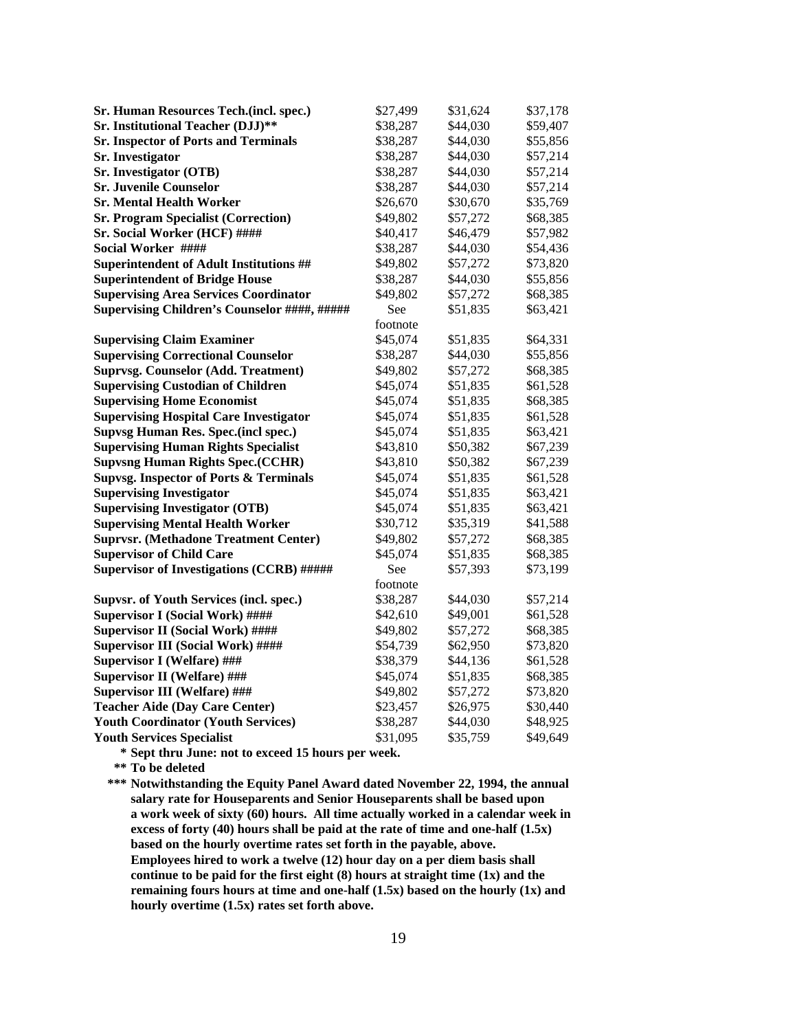| | | | |
|---|---|---|---|
| **Sr. Human Resources Tech.(incl. spec.)** | $27,499 | $31,624 | $37,178 |
| **Sr. Institutional Teacher (DJJ)**** | $38,287 | $44,030 | $59,407 |
| **Sr. Inspector of Ports and Terminals** | $38,287 | $44,030 | $55,856 |
| **Sr. Investigator** | $38,287 | $44,030 | $57,214 |
| **Sr. Investigator (OTB)** | $38,287 | $44,030 | $57,214 |
| **Sr. Juvenile Counselor** | $38,287 | $44,030 | $57,214 |
| **Sr. Mental Health Worker** | $26,670 | $30,670 | $35,769 |
| **Sr. Program Specialist (Correction)** | $49,802 | $57,272 | $68,385 |
| **Sr. Social Worker (HCF) ####** | $40,417 | $46,479 | $57,982 |
| **Social Worker ####** | $38,287 | $44,030 | $54,436 |
| **Superintendent of Adult Institutions ##** | $49,802 | $57,272 | $73,820 |
| **Superintendent of Bridge House** | $38,287 | $44,030 | $55,856 |
| **Supervising Area Services Coordinator** | $49,802 | $57,272 | $68,385 |
| **Supervising Children's Counselor ####, #####** | See footnote | $51,835 | $63,421 |
| **Supervising Claim Examiner** | $45,074 | $51,835 | $64,331 |
| **Supervising Correctional Counselor** | $38,287 | $44,030 | $55,856 |
| **Suprvsg. Counselor (Add. Treatment)** | $49,802 | $57,272 | $68,385 |
| **Supervising Custodian of Children** | $45,074 | $51,835 | $61,528 |
| **Supervising Home Economist** | $45,074 | $51,835 | $68,385 |
| **Supervising Hospital Care Investigator** | $45,074 | $51,835 | $61,528 |
| **Supvsg Human Res. Spec.(incl spec.)** | $45,074 | $51,835 | $63,421 |
| **Supervising Human Rights Specialist** | $43,810 | $50,382 | $67,239 |
| **Supvsng Human Rights Spec.(CCHR)** | $43,810 | $50,382 | $67,239 |
| **Supvsg. Inspector of Ports & Terminals** | $45,074 | $51,835 | $61,528 |
| **Supervising Investigator** | $45,074 | $51,835 | $63,421 |
| **Supervising Investigator (OTB)** | $45,074 | $51,835 | $63,421 |
| **Supervising Mental Health Worker** | $30,712 | $35,319 | $41,588 |
| **Suprvsr. (Methadone Treatment Center)** | $49,802 | $57,272 | $68,385 |
| **Supervisor of Child Care** | $45,074 | $51,835 | $68,385 |
| **Supervisor of Investigations (CCRB) #####** | See footnote | $57,393 | $73,199 |
| **Supvsr. of Youth Services (incl. spec.)** | $38,287 | $44,030 | $57,214 |
| **Supervisor I (Social Work) ####** | $42,610 | $49,001 | $61,528 |
| **Supervisor II (Social Work) ####** | $49,802 | $57,272 | $68,385 |
| **Supervisor III (Social Work) ####** | $54,739 | $62,950 | $73,820 |
| **Supervisor I (Welfare) ###** | $38,379 | $44,136 | $61,528 |
| **Supervisor II (Welfare) ###** | $45,074 | $51,835 | $68,385 |
| **Supervisor III (Welfare) ###** | $49,802 | $57,272 | $73,820 |
| **Teacher Aide (Day Care Center)** | $23,457 | $26,975 | $30,440 |
| **Youth Coordinator (Youth Services)** | $38,287 | $44,030 | $48,925 |
| **Youth Services Specialist** | $31,095 | $35,759 | $49,649 |

**\* Sept thru June: not to exceed 15 hours per week.**

**\*\* To be deleted**

**\*\*\* Notwithstanding the Equity Panel Award dated November 22, 1994, the annual salary rate for Houseparents and Senior Houseparents shall be based upon a work week of sixty (60) hours. All time actually worked in a calendar week in excess of forty (40) hours shall be paid at the rate of time and one-half (1.5x) based on the hourly overtime rates set forth in the payable, above. Employees hired to work a twelve (12) hour day on a per diem basis shall continue to be paid for the first eight (8) hours at straight time (1x) and the remaining fours hours at time and one-half (1.5x) based on the hourly (1x) and hourly overtime (1.5x) rates set forth above.**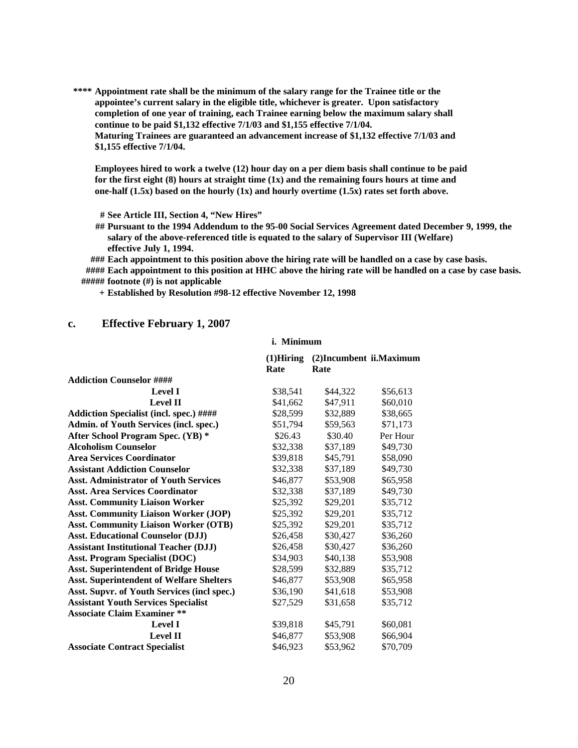**\*\*\*\* Appointment rate shall be the minimum of the salary range for the Trainee title or the appointee's current salary in the eligible title, whichever is greater. Upon satisfactory completion of one year of training, each Trainee earning below the maximum salary shall continue to be paid $1,132 effective 7/1/03 and $1,155 effective 7/1/04. Maturing Trainees are guaranteed an advancement increase of $1,132 effective 7/1/03 and $1,155 effective 7/1/04.**

**Employees hired to work a twelve (12) hour day on a per diem basis shall continue to be paid for the first eight (8) hours at straight time (1x) and the remaining fours hours at time and one-half (1.5x) based on the hourly (1x) and hourly overtime (1.5x) rates set forth above.**

**# See Article III, Section 4, "New Hires"**

**## Pursuant to the 1994 Addendum to the 95-00 Social Services Agreement dated December 9, 1999, the salary of the above-referenced title is equated to the salary of Supervisor III (Welfare) effective July 1, 1994.**

**### Each appointment to this position above the hiring rate will be handled on a case by case basis.**

**#### Each appointment to this position at HHC above the hiring rate will be handled on a case by case basis.**

**##### footnote (#) is not applicable**

**+ Established by Resolution #98-12 effective November 12, 1998**

## c. Effective February 1, 2007

| | i. Minimum | | |
|---|---|---|---|
| | **(1)Hiring Rate** | **(2)Incumbent Rate** | **ii.Maximum** |
| **Addiction Counselor ####** | | | |
| **Level I** | $38,541 | $44,322 | $56,613 |
| **Level II** | $41,662 | $47,911 | $60,010 |
| **Addiction Specialist (incl. spec.) ####** | $28,599 | $32,889 | $38,665 |
| **Admin. of Youth Services (incl. spec.)** | $51,794 | $59,563 | $71,173 |
| **After School Program Spec. (YB) \*** | $26.43 | $30.40 | Per Hour |
| **Alcoholism Counselor** | $32,338 | $37,189 | $49,730 |
| **Area Services Coordinator** | $39,818 | $45,791 | $58,090 |
| **Assistant Addiction Counselor** | $32,338 | $37,189 | $49,730 |
| **Asst. Administrator of Youth Services** | $46,877 | $53,908 | $65,958 |
| **Asst. Area Services Coordinator** | $32,338 | $37,189 | $49,730 |
| **Asst. Community Liaison Worker** | $25,392 | $29,201 | $35,712 |
| **Asst. Community Liaison Worker (JOP)** | $25,392 | $29,201 | $35,712 |
| **Asst. Community Liaison Worker (OTB)** | $25,392 | $29,201 | $35,712 |
| **Asst. Educational Counselor (DJJ)** | $26,458 | $30,427 | $36,260 |
| **Assistant Institutional Teacher (DJJ)** | $26,458 | $30,427 | $36,260 |
| **Asst. Program Specialist (DOC)** | $34,903 | $40,138 | $53,908 |
| **Asst. Superintendent of Bridge House** | $28,599 | $32,889 | $35,712 |
| **Asst. Superintendent of Welfare Shelters** | $46,877 | $53,908 | $65,958 |
| **Asst. Supvr. of Youth Services (incl spec.)** | $36,190 | $41,618 | $53,908 |
| **Assistant Youth Services Specialist** | $27,529 | $31,658 | $35,712 |
| **Associate Claim Examiner \*\*** | | | |
| **Level I** | $39,818 | $45,791 | $60,081 |
| **Level II** | $46,877 | $53,908 | $66,904 |
| **Associate Contract Specialist** | $46,923 | $53,962 | $70,709 |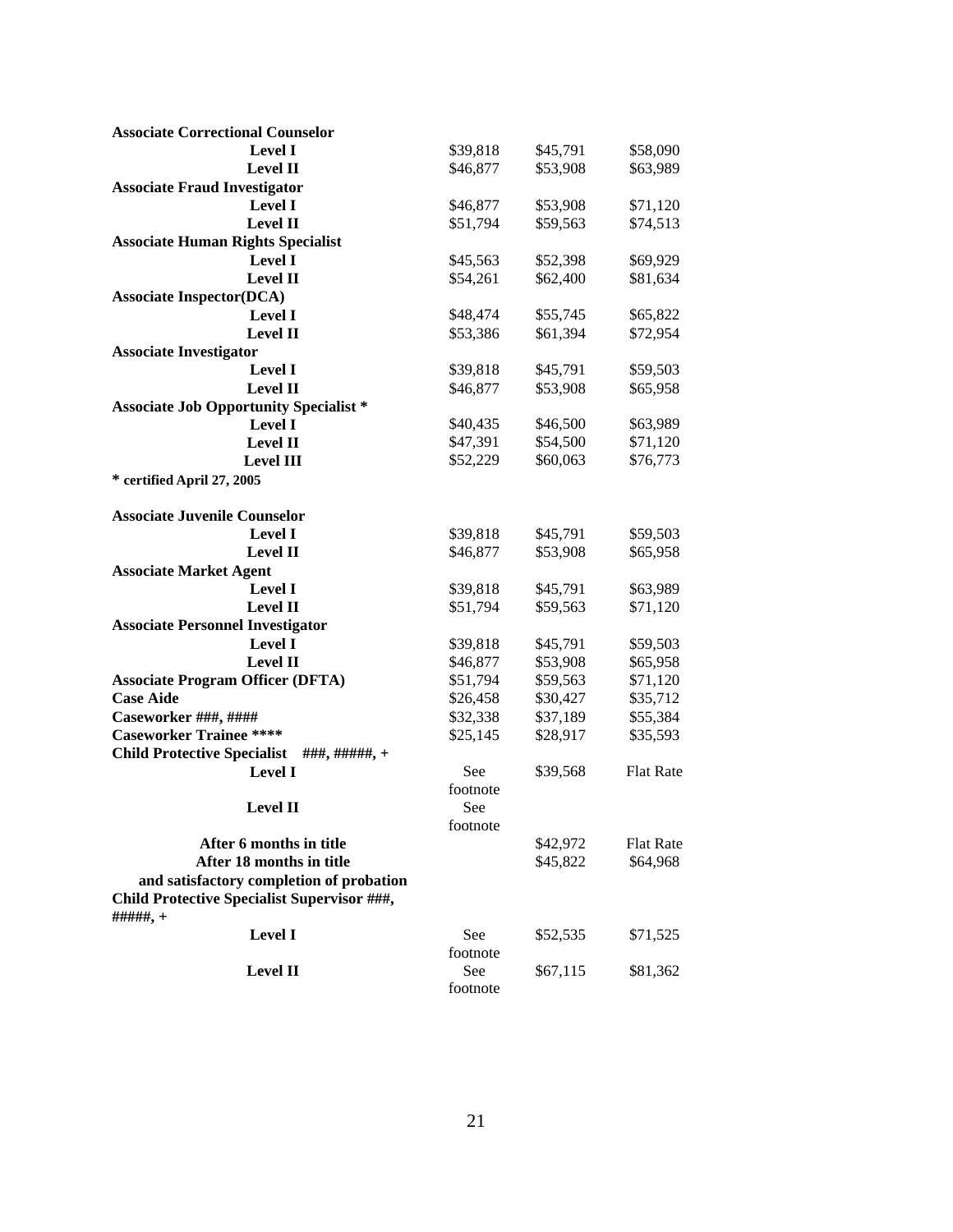| | | | |
|---|---|---|---|
| **Associate Correctional Counselor** | | | |
| **Level I** | $39,818 | $45,791 | $58,090 |
| **Level II** | $46,877 | $53,908 | $63,989 |
| **Associate Fraud Investigator** | | | |
| **Level I** | $46,877 | $53,908 | $71,120 |
| **Level II** | $51,794 | $59,563 | $74,513 |
| **Associate Human Rights Specialist** | | | |
| **Level I** | $45,563 | $52,398 | $69,929 |
| **Level II** | $54,261 | $62,400 | $81,634 |
| **Associate Inspector(DCA)** | | | |
| **Level I** | $48,474 | $55,745 | $65,822 |
| **Level II** | $53,386 | $61,394 | $72,954 |
| **Associate Investigator** | | | |
| **Level I** | $39,818 | $45,791 | $59,503 |
| **Level II** | $46,877 | $53,908 | $65,958 |
| **Associate Job Opportunity Specialist *** | | | |
| **Level I** | $40,435 | $46,500 | $63,989 |
| **Level II** | $47,391 | $54,500 | $71,120 |
| **Level III** | $52,229 | $60,063 | $76,773 |
| *** certified April 27, 2005** | | | |
| | | | |
| **Associate Juvenile Counselor** | | | |
| **Level I** | $39,818 | $45,791 | $59,503 |
| **Level II** | $46,877 | $53,908 | $65,958 |
| **Associate Market Agent** | | | |
| **Level I** | $39,818 | $45,791 | $63,989 |
| **Level II** | $51,794 | $59,563 | $71,120 |
| **Associate Personnel Investigator** | | | |
| **Level I** | $39,818 | $45,791 | $59,503 |
| **Level II** | $46,877 | $53,908 | $65,958 |
| **Associate Program Officer (DFTA)** | $51,794 | $59,563 | $71,120 |
| **Case Aide** | $26,458 | $30,427 | $35,712 |
| **Caseworker ###, ####** | $32,338 | $37,189 | $55,384 |
| **Caseworker Trainee ******** | $25,145 | $28,917 | $35,593 |
| **Child Protective Specialist ###, #####, +** | | | |
| **Level I** | See footnote | $39,568 | Flat Rate |
| **Level II** | See footnote | | |
| **After 6 months in title** | | $42,972 | Flat Rate |
| **After 18 months in title and satisfactory completion of probation** | | $45,822 | $64,968 |
| **Child Protective Specialist Supervisor ###, #####, +** | | | |
| **Level I** | See footnote | $52,535 | $71,525 |
| **Level II** | See footnote | $67,115 | $81,362 |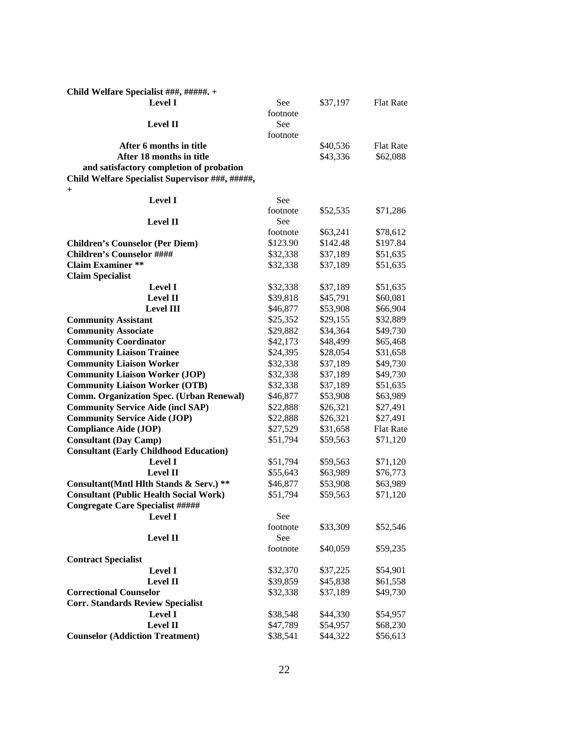| | | | |
|---|---|---|---|
| **Child Welfare Specialist ###, #####. +** | | | |
| **Level I** | See footnote | $37,197 | Flat Rate |
| **Level II** | See footnote | | |
| **After 6 months in title** | | $40,536 | Flat Rate |
| **After 18 months in title and satisfactory completion of probation** | | $43,336 | $62,088 |
| **Child Welfare Specialist Supervisor ###, #####, +** | | | |
| **Level I** | See footnote | $52,535 | $71,286 |
| **Level II** | See footnote | $63,241 | $78,612 |
| **Children's Counselor (Per Diem)** | $123.90 | $142.48 | $197.84 |
| **Children's Counselor ####** | $32,338 | $37,189 | $51,635 |
| **Claim Examiner \*\*** | $32,338 | $37,189 | $51,635 |
| **Claim Specialist** | | | |
| **Level I** | $32,338 | $37,189 | $51,635 |
| **Level II** | $39,818 | $45,791 | $60,081 |
| **Level III** | $46,877 | $53,908 | $66,904 |
| **Community Assistant** | $25,352 | $29,155 | $32,889 |
| **Community Associate** | $29,882 | $34,364 | $49,730 |
| **Community Coordinator** | $42,173 | $48,499 | $65,468 |
| **Community Liaison Trainee** | $24,395 | $28,054 | $31,658 |
| **Community Liaison Worker** | $32,338 | $37,189 | $49,730 |
| **Community Liaison Worker (JOP)** | $32,338 | $37,189 | $49,730 |
| **Community Liaison Worker (OTB)** | $32,338 | $37,189 | $51,635 |
| **Comm. Organization Spec. (Urban Renewal)** | $46,877 | $53,908 | $63,989 |
| **Community Service Aide (incl SAP)** | $22,888 | $26,321 | $27,491 |
| **Community Service Aide (JOP)** | $22,888 | $26,321 | $27,491 |
| **Compliance Aide (JOP)** | $27,529 | $31,658 | Flat Rate |
| **Consultant (Day Camp)** | $51,794 | $59,563 | $71,120 |
| **Consultant (Early Childhood Education)** | | | |
| **Level I** | $51,794 | $59,563 | $71,120 |
| **Level II** | $55,643 | $63,989 | $76,773 |
| **Consultant(Mntl Hlth Stands & Serv.) \*\*** | $46,877 | $53,908 | $63,989 |
| **Consultant (Public Health Social Work)** | $51,794 | $59,563 | $71,120 |
| **Congregate Care Specialist #####** | | | |
| **Level I** | See footnote | $33,309 | $52,546 |
| **Level II** | See footnote | $40,059 | $59,235 |
| **Contract Specialist** | | | |
| **Level I** | $32,370 | $37,225 | $54,901 |
| **Level II** | $39,859 | $45,838 | $61,558 |
| **Correctional Counselor** | $32,338 | $37,189 | $49,730 |
| **Corr. Standards Review Specialist** | | | |
| **Level I** | $38,548 | $44,330 | $54,957 |
| **Level II** | $47,789 | $54,957 | $68,230 |
| **Counselor (Addiction Treatment)** | $38,541 | $44,322 | $56,613 |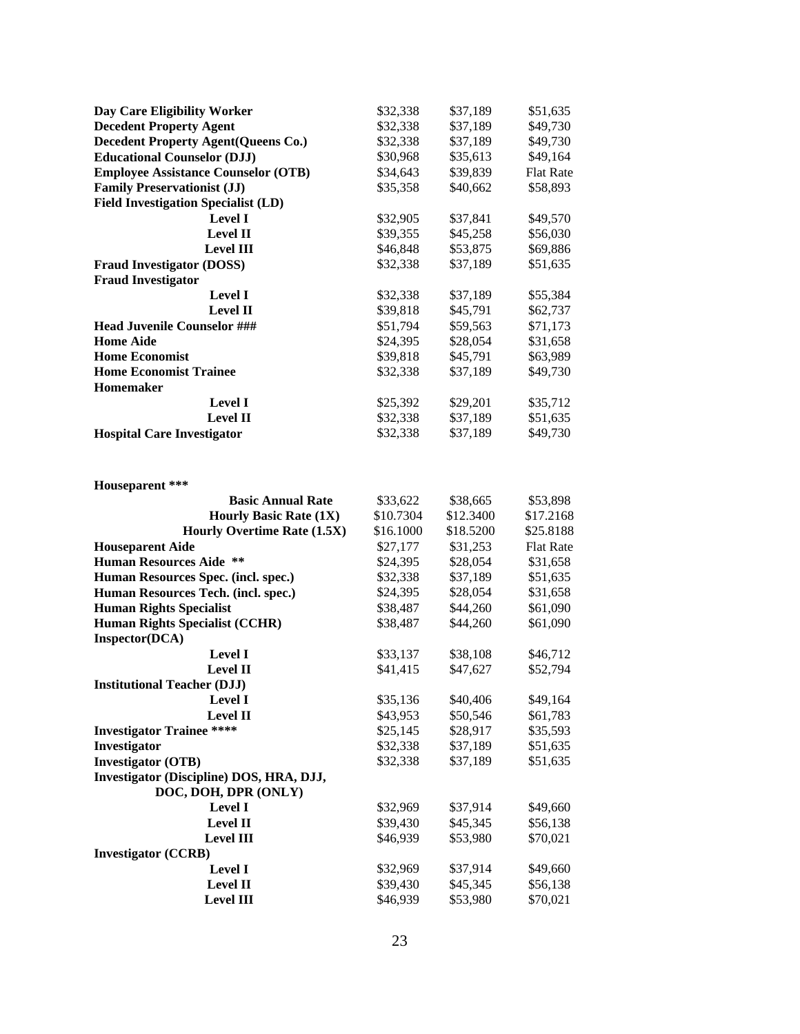| | | | |
|---|---|---|---|
| **Day Care Eligibility Worker** | $32,338 | $37,189 | $51,635 |
| **Decedent Property Agent** | $32,338 | $37,189 | $49,730 |
| **Decedent Property Agent(Queens Co.)** | $32,338 | $37,189 | $49,730 |
| **Educational Counselor (DJJ)** | $30,968 | $35,613 | $49,164 |
| **Employee Assistance Counselor (OTB)** | $34,643 | $39,839 | Flat Rate |
| **Family Preservationist (JJ)** | $35,358 | $40,662 | $58,893 |
| **Field Investigation Specialist (LD)** | | | |
| **Level I** | $32,905 | $37,841 | $49,570 |
| **Level II** | $39,355 | $45,258 | $56,030 |
| **Level III** | $46,848 | $53,875 | $69,886 |
| **Fraud Investigator (DOSS)** | $32,338 | $37,189 | $51,635 |
| **Fraud Investigator** | | | |
| **Level I** | $32,338 | $37,189 | $55,384 |
| **Level II** | $39,818 | $45,791 | $62,737 |
| **Head Juvenile Counselor ###** | $51,794 | $59,563 | $71,173 |
| **Home Aide** | $24,395 | $28,054 | $31,658 |
| **Home Economist** | $39,818 | $45,791 | $63,989 |
| **Home Economist Trainee** | $32,338 | $37,189 | $49,730 |
| **Homemaker** | | | |
| **Level I** | $25,392 | $29,201 | $35,712 |
| **Level II** | $32,338 | $37,189 | $51,635 |
| **Hospital Care Investigator** | $32,338 | $37,189 | $49,730 |
| | | | |
| **Houseparent *** ** | | | |
| **Basic Annual Rate** | $33,622 | $38,665 | $53,898 |
| **Hourly Basic Rate (1X)** | $10.7304 | $12.3400 | $17.2168 |
| **Hourly Overtime Rate (1.5X)** | $16.1000 | $18.5200 | $25.8188 |
| **Houseparent Aide** | $27,177 | $31,253 | Flat Rate |
| **Human Resources Aide ** ** | $24,395 | $28,054 | $31,658 |
| **Human Resources Spec. (incl. spec.)** | $32,338 | $37,189 | $51,635 |
| **Human Resources Tech. (incl. spec.)** | $24,395 | $28,054 | $31,658 |
| **Human Rights Specialist** | $38,487 | $44,260 | $61,090 |
| **Human Rights Specialist (CCHR)** | $38,487 | $44,260 | $61,090 |
| **Inspector(DCA)** | | | |
| **Level I** | $33,137 | $38,108 | $46,712 |
| **Level II** | $41,415 | $47,627 | $52,794 |
| **Institutional Teacher (DJJ)** | | | |
| **Level I** | $35,136 | $40,406 | $49,164 |
| **Level II** | $43,953 | $50,546 | $61,783 |
| **Investigator Trainee ******** | $25,145 | $28,917 | $35,593 |
| **Investigator** | $32,338 | $37,189 | $51,635 |
| **Investigator (OTB)** | $32,338 | $37,189 | $51,635 |
| **Investigator (Discipline) DOS, HRA, DJJ, DOC, DOH, DPR (ONLY)** | | | |
| **Level I** | $32,969 | $37,914 | $49,660 |
| **Level II** | $39,430 | $45,345 | $56,138 |
| **Level III** | $46,939 | $53,980 | $70,021 |
| **Investigator (CCRB)** | | | |
| **Level I** | $32,969 | $37,914 | $49,660 |
| **Level II** | $39,430 | $45,345 | $56,138 |
| **Level III** | $46,939 | $53,980 | $70,021 |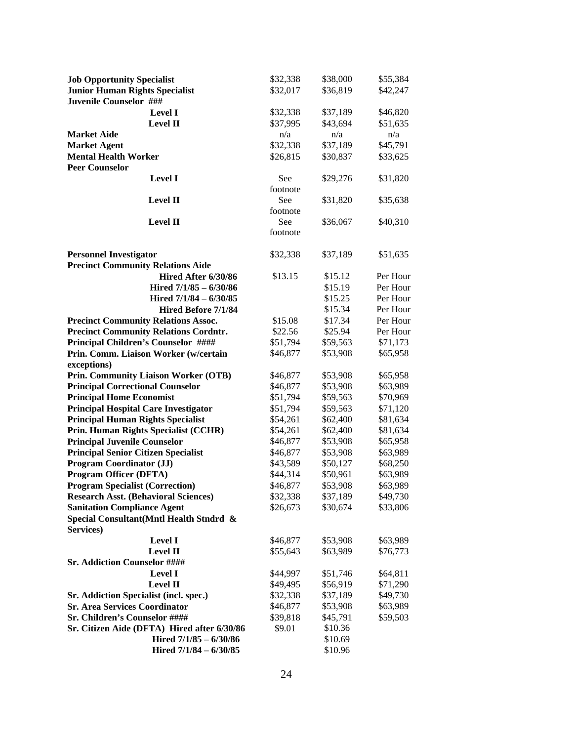| | | | |
|---|---|---|---|
| **Job Opportunity Specialist** | $32,338 | $38,000 | $55,384 |
| **Junior Human Rights Specialist** | $32,017 | $36,819 | $42,247 |
| **Juvenile Counselor ###** | | | |
| **Level I** | $32,338 | $37,189 | $46,820 |
| **Level II** | $37,995 | $43,694 | $51,635 |
| **Market Aide** | n/a | n/a | n/a |
| **Market Agent** | $32,338 | $37,189 | $45,791 |
| **Mental Health Worker** | $26,815 | $30,837 | $33,625 |
| **Peer Counselor** | | | |
| **Level I** | See footnote | $29,276 | $31,820 |
| **Level II** | See footnote | $31,820 | $35,638 |
| **Level II** | See footnote | $36,067 | $40,310 |
| **Personnel Investigator** | $32,338 | $37,189 | $51,635 |
| **Precinct Community Relations Aide** | | | |
| **Hired After 6/30/86** | $13.15 | $15.12 | Per Hour |
| **Hired 7/1/85 – 6/30/86** | | $15.19 | Per Hour |
| **Hired 7/1/84 – 6/30/85** | | $15.25 | Per Hour |
| **Hired Before 7/1/84** | | $15.34 | Per Hour |
| **Precinct Community Relations Assoc.** | $15.08 | $17.34 | Per Hour |
| **Precinct Community Relations Cordntr.** | $22.56 | $25.94 | Per Hour |
| **Principal Children's Counselor ####** | $51,794 | $59,563 | $71,173 |
| **Prin. Comm. Liaison Worker (w/certain exceptions)** | $46,877 | $53,908 | $65,958 |
| **Prin. Community Liaison Worker (OTB)** | $46,877 | $53,908 | $65,958 |
| **Principal Correctional Counselor** | $46,877 | $53,908 | $63,989 |
| **Principal Home Economist** | $51,794 | $59,563 | $70,969 |
| **Principal Hospital Care Investigator** | $51,794 | $59,563 | $71,120 |
| **Principal Human Rights Specialist** | $54,261 | $62,400 | $81,634 |
| **Prin. Human Rights Specialist (CCHR)** | $54,261 | $62,400 | $81,634 |
| **Principal Juvenile Counselor** | $46,877 | $53,908 | $65,958 |
| **Principal Senior Citizen Specialist** | $46,877 | $53,908 | $63,989 |
| **Program Coordinator (JJ)** | $43,589 | $50,127 | $68,250 |
| **Program Officer (DFTA)** | $44,314 | $50,961 | $63,989 |
| **Program Specialist (Correction)** | $46,877 | $53,908 | $63,989 |
| **Research Asst. (Behavioral Sciences)** | $32,338 | $37,189 | $49,730 |
| **Sanitation Compliance Agent** | $26,673 | $30,674 | $33,806 |
| **Special Consultant(Mntl Health Stndrd & Services)** | | | |
| **Level I** | $46,877 | $53,908 | $63,989 |
| **Level II** | $55,643 | $63,989 | $76,773 |
| **Sr. Addiction Counselor ####** | | | |
| **Level I** | $44,997 | $51,746 | $64,811 |
| **Level II** | $49,495 | $56,919 | $71,290 |
| **Sr. Addiction Specialist (incl. spec.)** | $32,338 | $37,189 | $49,730 |
| **Sr. Area Services Coordinator** | $46,877 | $53,908 | $63,989 |
| **Sr. Children's Counselor ####** | $39,818 | $45,791 | $59,503 |
| **Sr. Citizen Aide (DFTA) Hired after 6/30/86** | $9.01 | $10.36 | |
| **Hired 7/1/85 – 6/30/86** | | $10.69 | |
| **Hired 7/1/84 – 6/30/85** | | $10.96 | |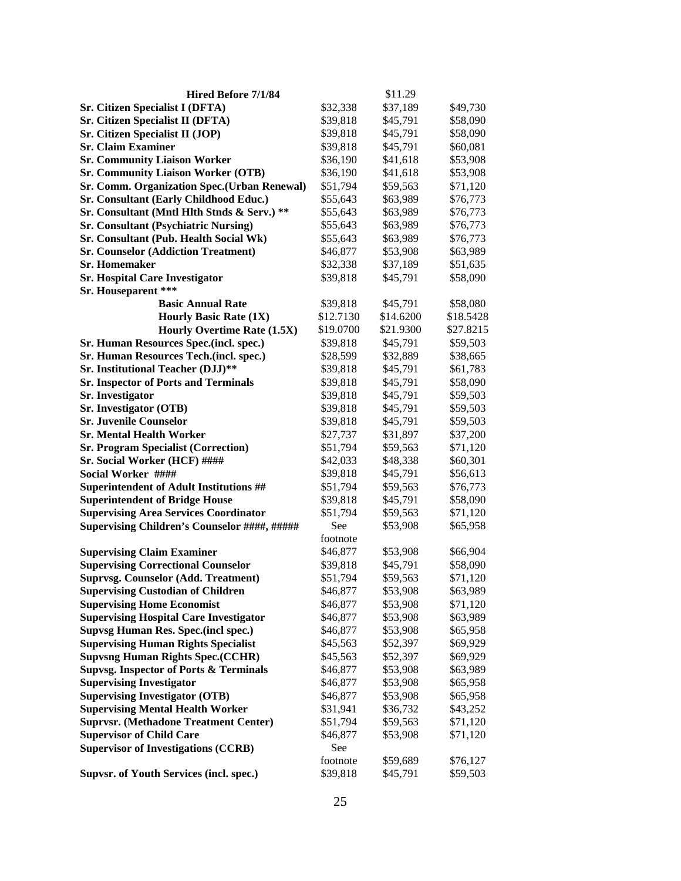| Hired Before 7/1/84 | | $11.29 | |
|---|---|---|---|
| **Sr. Citizen Specialist I (DFTA)** | $32,338 | $37,189 | $49,730 |
| **Sr. Citizen Specialist II (DFTA)** | $39,818 | $45,791 | $58,090 |
| **Sr. Citizen Specialist II (JOP)** | $39,818 | $45,791 | $58,090 |
| **Sr. Claim Examiner** | $39,818 | $45,791 | $60,081 |
| **Sr. Community Liaison Worker** | $36,190 | $41,618 | $53,908 |
| **Sr. Community Liaison Worker (OTB)** | $36,190 | $41,618 | $53,908 |
| **Sr. Comm. Organization Spec.(Urban Renewal)** | $51,794 | $59,563 | $71,120 |
| **Sr. Consultant (Early Childhood Educ.)** | $55,643 | $63,989 | $76,773 |
| **Sr. Consultant (Mntl Hlth Stnds & Serv.) \*\*** | $55,643 | $63,989 | $76,773 |
| **Sr. Consultant (Psychiatric Nursing)** | $55,643 | $63,989 | $76,773 |
| **Sr. Consultant (Pub. Health Social Wk)** | $55,643 | $63,989 | $76,773 |
| **Sr. Counselor (Addiction Treatment)** | $46,877 | $53,908 | $63,989 |
| **Sr. Homemaker** | $32,338 | $37,189 | $51,635 |
| **Sr. Hospital Care Investigator** | $39,818 | $45,791 | $58,090 |
| **Sr. Houseparent \*\*\*** | | | |
| **Basic Annual Rate** | $39,818 | $45,791 | $58,080 |
| **Hourly Basic Rate (1X)** | $12.7130 | $14.6200 | $18.5428 |
| **Hourly Overtime Rate (1.5X)** | $19.0700 | $21.9300 | $27.8215 |
| **Sr. Human Resources Spec.(incl. spec.)** | $39,818 | $45,791 | $59,503 |
| **Sr. Human Resources Tech.(incl. spec.)** | $28,599 | $32,889 | $38,665 |
| **Sr. Institutional Teacher (DJJ)\*\*** | $39,818 | $45,791 | $61,783 |
| **Sr. Inspector of Ports and Terminals** | $39,818 | $45,791 | $58,090 |
| **Sr. Investigator** | $39,818 | $45,791 | $59,503 |
| **Sr. Investigator (OTB)** | $39,818 | $45,791 | $59,503 |
| **Sr. Juvenile Counselor** | $39,818 | $45,791 | $59,503 |
| **Sr. Mental Health Worker** | $27,737 | $31,897 | $37,200 |
| **Sr. Program Specialist (Correction)** | $51,794 | $59,563 | $71,120 |
| **Sr. Social Worker (HCF) ####** | $42,033 | $48,338 | $60,301 |
| **Social Worker ####** | $39,818 | $45,791 | $56,613 |
| **Superintendent of Adult Institutions ##** | $51,794 | $59,563 | $76,773 |
| **Superintendent of Bridge House** | $39,818 | $45,791 | $58,090 |
| **Supervising Area Services Coordinator** | $51,794 | $59,563 | $71,120 |
| **Supervising Children's Counselor ####, #####** | See footnote | $53,908 | $65,958 |
| **Supervising Claim Examiner** | $46,877 | $53,908 | $66,904 |
| **Supervising Correctional Counselor** | $39,818 | $45,791 | $58,090 |
| **Suprvsg. Counselor (Add. Treatment)** | $51,794 | $59,563 | $71,120 |
| **Supervising Custodian of Children** | $46,877 | $53,908 | $63,989 |
| **Supervising Home Economist** | $46,877 | $53,908 | $71,120 |
| **Supervising Hospital Care Investigator** | $46,877 | $53,908 | $63,989 |
| **Supvsg Human Res. Spec.(incl spec.)** | $46,877 | $53,908 | $65,958 |
| **Supervising Human Rights Specialist** | $45,563 | $52,397 | $69,929 |
| **Supvsng Human Rights Spec.(CCHR)** | $45,563 | $52,397 | $69,929 |
| **Supvsg. Inspector of Ports & Terminals** | $46,877 | $53,908 | $63,989 |
| **Supervising Investigator** | $46,877 | $53,908 | $65,958 |
| **Supervising Investigator (OTB)** | $46,877 | $53,908 | $65,958 |
| **Supervising Mental Health Worker** | $31,941 | $36,732 | $43,252 |
| **Suprvsr. (Methadone Treatment Center)** | $51,794 | $59,563 | $71,120 |
| **Supervisor of Child Care** | $46,877 | $53,908 | $71,120 |
| **Supervisor of Investigations (CCRB)** | See footnote | $59,689 | $76,127 |
| **Supvsr. of Youth Services (incl. spec.)** | $39,818 | $45,791 | $59,503 |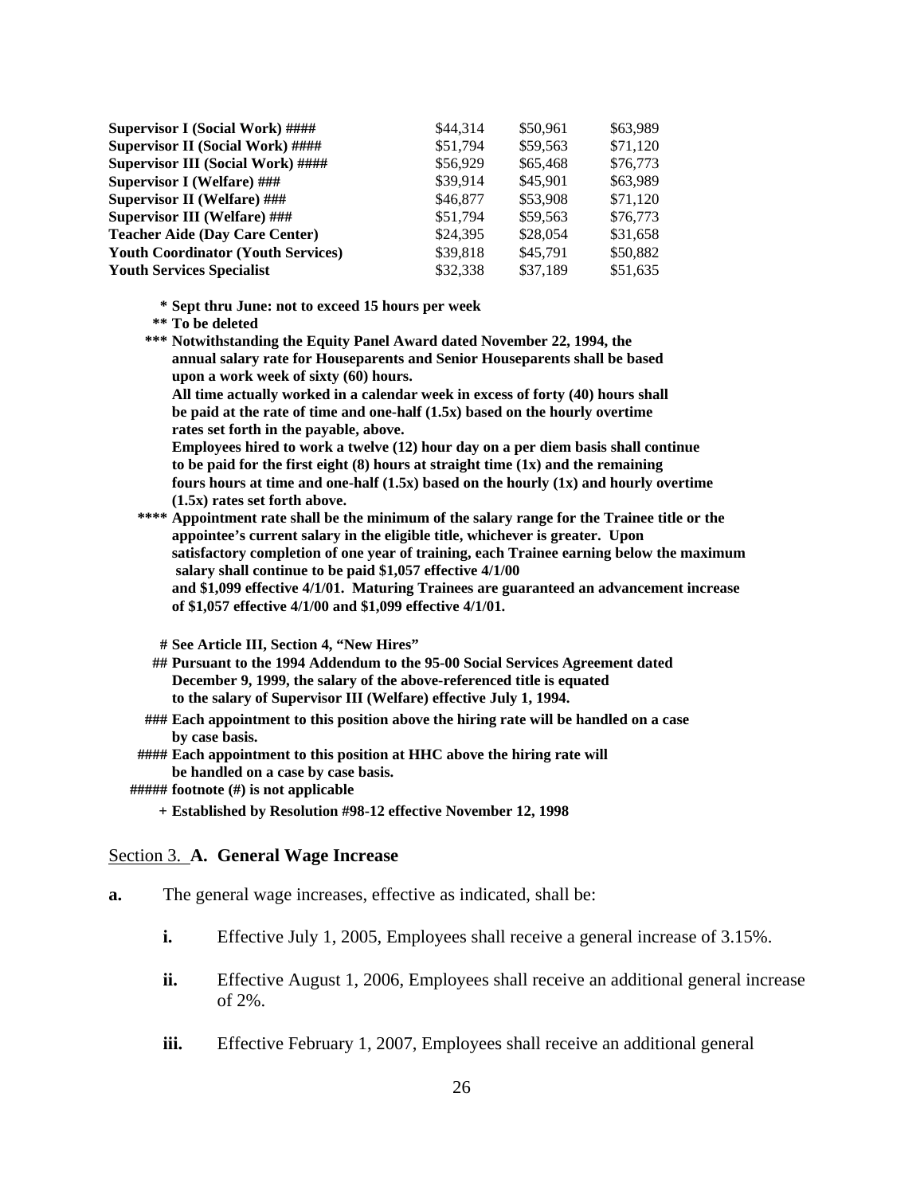| | | | |
|---|---|---|---|
| **Supervisor I (Social Work) ####** | $44,314 | $50,961 | $63,989 |
| **Supervisor II (Social Work) ####** | $51,794 | $59,563 | $71,120 |
| **Supervisor III (Social Work) ####** | $56,929 | $65,468 | $76,773 |
| **Supervisor I (Welfare) ###** | $39,914 | $45,901 | $63,989 |
| **Supervisor II (Welfare) ###** | $46,877 | $53,908 | $71,120 |
| **Supervisor III (Welfare) ###** | $51,794 | $59,563 | $76,773 |
| **Teacher Aide (Day Care Center)** | $24,395 | $28,054 | $31,658 |
| **Youth Coordinator (Youth Services)** | $39,818 | $45,791 | $50,882 |
| **Youth Services Specialist** | $32,338 | $37,189 | $51,635 |

**\* Sept thru June: not to exceed 15 hours per week**

**\*\* To be deleted**

**\*\*\* Notwithstanding the Equity Panel Award dated November 22, 1994, the annual salary rate for Houseparents and Senior Houseparents shall be based upon a work week of sixty (60) hours.**
**All time actually worked in a calendar week in excess of forty (40) hours shall be paid at the rate of time and one-half (1.5x) based on the hourly overtime rates set forth in the payable, above.**
**Employees hired to work a twelve (12) hour day on a per diem basis shall continue to be paid for the first eight (8) hours at straight time (1x) and the remaining fours hours at time and one-half (1.5x) based on the hourly (1x) and hourly overtime (1.5x) rates set forth above.**

**\*\*\*\* Appointment rate shall be the minimum of the salary range for the Trainee title or the appointee's current salary in the eligible title, whichever is greater. Upon satisfactory completion of one year of training, each Trainee earning below the maximum salary shall continue to be paid $1,057 effective 4/1/00 and $1,099 effective 4/1/01. Maturing Trainees are guaranteed an advancement increase of $1,057 effective 4/1/00 and $1,099 effective 4/1/01.**

**# See Article III, Section 4, "New Hires"**

**## Pursuant to the 1994 Addendum to the 95-00 Social Services Agreement dated December 9, 1999, the salary of the above-referenced title is equated to the salary of Supervisor III (Welfare) effective July 1, 1994.**

**### Each appointment to this position above the hiring rate will be handled on a case by case basis.**

**#### Each appointment to this position at HHC above the hiring rate will be handled on a case by case basis.**

**##### footnote (#) is not applicable**

**+ Established by Resolution #98-12 effective November 12, 1998**

Section 3. **A. General Wage Increase**

**a.** The general wage increases, effective as indicated, shall be:

**i.** Effective July 1, 2005, Employees shall receive a general increase of 3.15%.

**ii.** Effective August 1, 2006, Employees shall receive an additional general increase of 2%.

**iii.** Effective February 1, 2007, Employees shall receive an additional general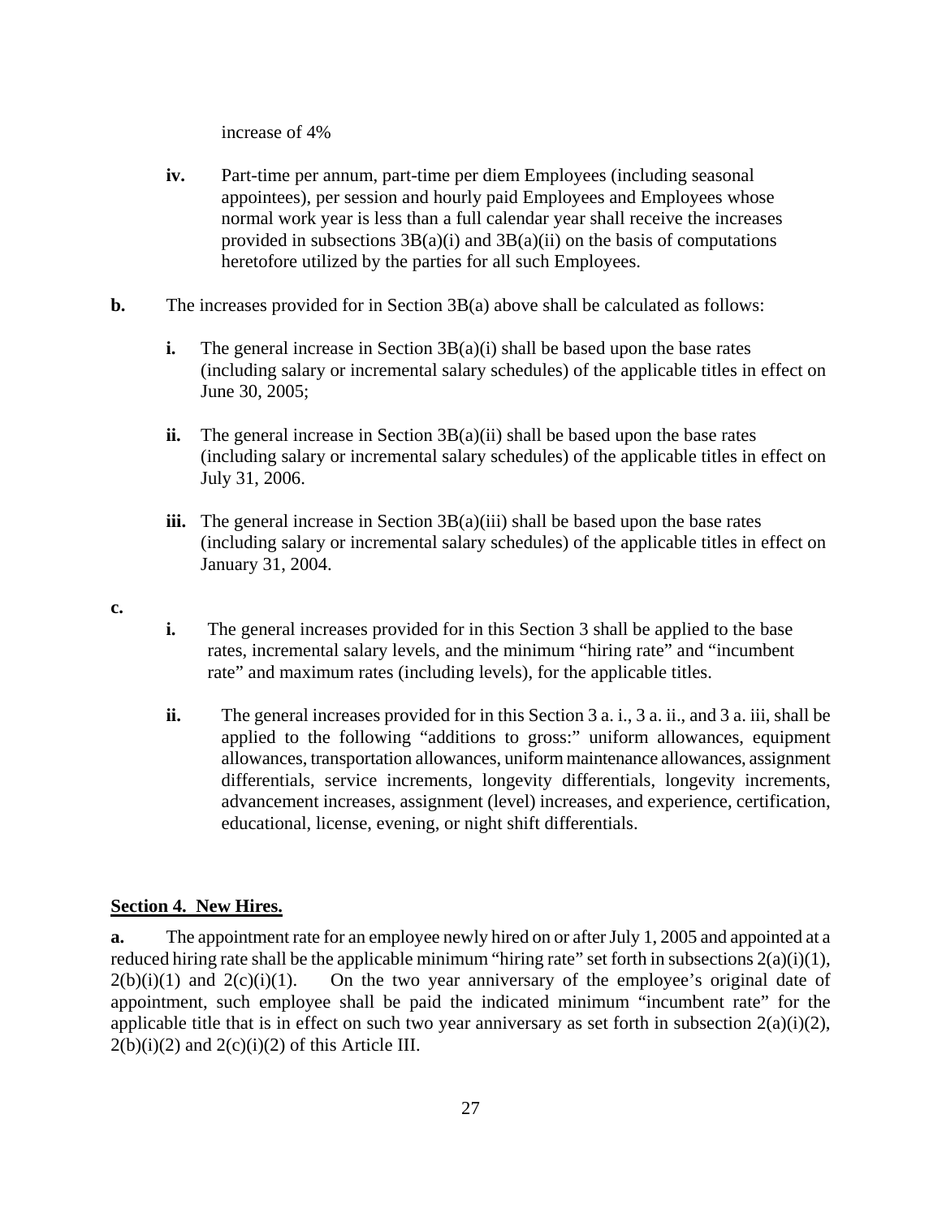increase of 4%

**iv.** Part-time per annum, part-time per diem Employees (including seasonal appointees), per session and hourly paid Employees and Employees whose normal work year is less than a full calendar year shall receive the increases provided in subsections 3B(a)(i) and 3B(a)(ii) on the basis of computations heretofore utilized by the parties for all such Employees.

**b.** The increases provided for in Section 3B(a) above shall be calculated as follows:

**i.** The general increase in Section 3B(a)(i) shall be based upon the base rates (including salary or incremental salary schedules) of the applicable titles in effect on June 30, 2005;

**ii.** The general increase in Section 3B(a)(ii) shall be based upon the base rates (including salary or incremental salary schedules) of the applicable titles in effect on July 31, 2006.

**iii.** The general increase in Section 3B(a)(iii) shall be based upon the base rates (including salary or incremental salary schedules) of the applicable titles in effect on January 31, 2004.

**c.**

**i.** The general increases provided for in this Section 3 shall be applied to the base rates, incremental salary levels, and the minimum "hiring rate" and "incumbent rate" and maximum rates (including levels), for the applicable titles.

**ii.** The general increases provided for in this Section 3 a. i., 3 a. ii., and 3 a. iii, shall be applied to the following "additions to gross:" uniform allowances, equipment allowances, transportation allowances, uniform maintenance allowances, assignment differentials, service increments, longevity differentials, longevity increments, advancement increases, assignment (level) increases, and experience, certification, educational, license, evening, or night shift differentials.

**Section 4. New Hires.**

**a.** The appointment rate for an employee newly hired on or after July 1, 2005 and appointed at a reduced hiring rate shall be the applicable minimum "hiring rate" set forth in subsections 2(a)(i)(1), 2(b)(i)(1) and 2(c)(i)(1). On the two year anniversary of the employee's original date of appointment, such employee shall be paid the indicated minimum "incumbent rate" for the applicable title that is in effect on such two year anniversary as set forth in subsection 2(a)(i)(2), 2(b)(i)(2) and 2(c)(i)(2) of this Article III.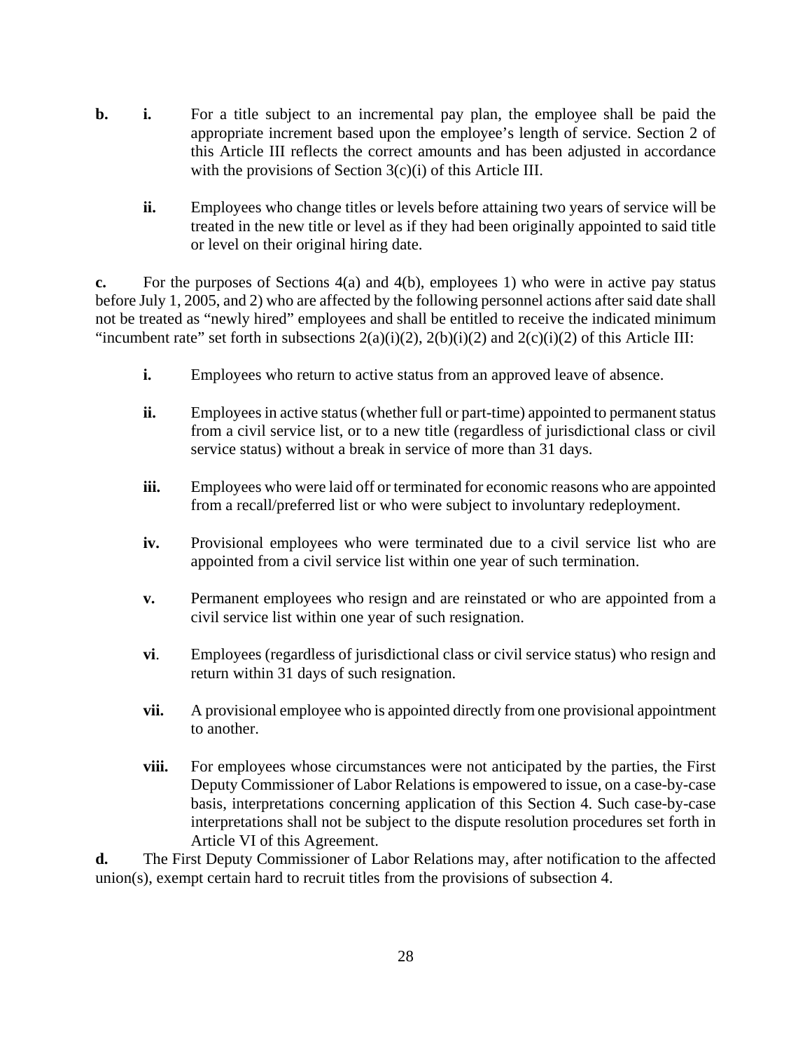**b.** **i.** For a title subject to an incremental pay plan, the employee shall be paid the appropriate increment based upon the employee's length of service. Section 2 of this Article III reflects the correct amounts and has been adjusted in accordance with the provisions of Section 3(c)(i) of this Article III.

**ii.** Employees who change titles or levels before attaining two years of service will be treated in the new title or level as if they had been originally appointed to said title or level on their original hiring date.

**c.** For the purposes of Sections 4(a) and 4(b), employees 1) who were in active pay status before July 1, 2005, and 2) who are affected by the following personnel actions after said date shall not be treated as "newly hired" employees and shall be entitled to receive the indicated minimum "incumbent rate" set forth in subsections 2(a)(i)(2), 2(b)(i)(2) and 2(c)(i)(2) of this Article III:

**i.** Employees who return to active status from an approved leave of absence.

**ii.** Employees in active status (whether full or part-time) appointed to permanent status from a civil service list, or to a new title (regardless of jurisdictional class or civil service status) without a break in service of more than 31 days.

**iii.** Employees who were laid off or terminated for economic reasons who are appointed from a recall/preferred list or who were subject to involuntary redeployment.

**iv.** Provisional employees who were terminated due to a civil service list who are appointed from a civil service list within one year of such termination.

**v.** Permanent employees who resign and are reinstated or who are appointed from a civil service list within one year of such resignation.

**vi**. Employees (regardless of jurisdictional class or civil service status) who resign and return within 31 days of such resignation.

**vii.** A provisional employee who is appointed directly from one provisional appointment to another.

**viii.** For employees whose circumstances were not anticipated by the parties, the First Deputy Commissioner of Labor Relations is empowered to issue, on a case-by-case basis, interpretations concerning application of this Section 4. Such case-by-case interpretations shall not be subject to the dispute resolution procedures set forth in Article VI of this Agreement.

**d.** The First Deputy Commissioner of Labor Relations may, after notification to the affected union(s), exempt certain hard to recruit titles from the provisions of subsection 4.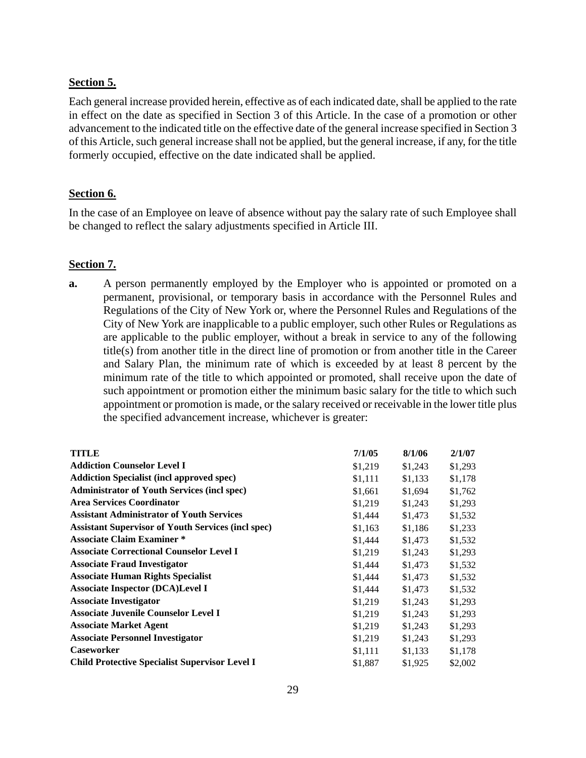**Section 5.**

Each general increase provided herein, effective as of each indicated date, shall be applied to the rate in effect on the date as specified in Section 3 of this Article. In the case of a promotion or other advancement to the indicated title on the effective date of the general increase specified in Section 3 of this Article, such general increase shall not be applied, but the general increase, if any, for the title formerly occupied, effective on the date indicated shall be applied.

**Section 6.**

In the case of an Employee on leave of absence without pay the salary rate of such Employee shall be changed to reflect the salary adjustments specified in Article III.

**Section 7.**

**a.** A person permanently employed by the Employer who is appointed or promoted on a permanent, provisional, or temporary basis in accordance with the Personnel Rules and Regulations of the City of New York or, where the Personnel Rules and Regulations of the City of New York are inapplicable to a public employer, such other Rules or Regulations as are applicable to the public employer, without a break in service to any of the following title(s) from another title in the direct line of promotion or from another title in the Career and Salary Plan, the minimum rate of which is exceeded by at least 8 percent by the minimum rate of the title to which appointed or promoted, shall receive upon the date of such appointment or promotion either the minimum basic salary for the title to which such appointment or promotion is made, or the salary received or receivable in the lower title plus the specified advancement increase, whichever is greater:

| TITLE | 7/1/05 | 8/1/06 | 2/1/07 |
|---|---|---|---|
| **Addiction Counselor Level I** | $1,219 | $1,243 | $1,293 |
| **Addiction Specialist (incl approved spec)** | $1,111 | $1,133 | $1,178 |
| **Administrator of Youth Services (incl spec)** | $1,661 | $1,694 | $1,762 |
| **Area Services Coordinator** | $1,219 | $1,243 | $1,293 |
| **Assistant Administrator of Youth Services** | $1,444 | $1,473 | $1,532 |
| **Assistant Supervisor of Youth Services (incl spec)** | $1,163 | $1,186 | $1,233 |
| **Associate Claim Examiner *** | $1,444 | $1,473 | $1,532 |
| **Associate Correctional Counselor Level I** | $1,219 | $1,243 | $1,293 |
| **Associate Fraud Investigator** | $1,444 | $1,473 | $1,532 |
| **Associate Human Rights Specialist** | $1,444 | $1,473 | $1,532 |
| **Associate Inspector (DCA)Level I** | $1,444 | $1,473 | $1,532 |
| **Associate Investigator** | $1,219 | $1,243 | $1,293 |
| **Associate Juvenile Counselor Level I** | $1,219 | $1,243 | $1,293 |
| **Associate Market Agent** | $1,219 | $1,243 | $1,293 |
| **Associate Personnel Investigator** | $1,219 | $1,243 | $1,293 |
| **Caseworker** | $1,111 | $1,133 | $1,178 |
| **Child Protective Specialist Supervisor Level I** | $1,887 | $1,925 | $2,002 |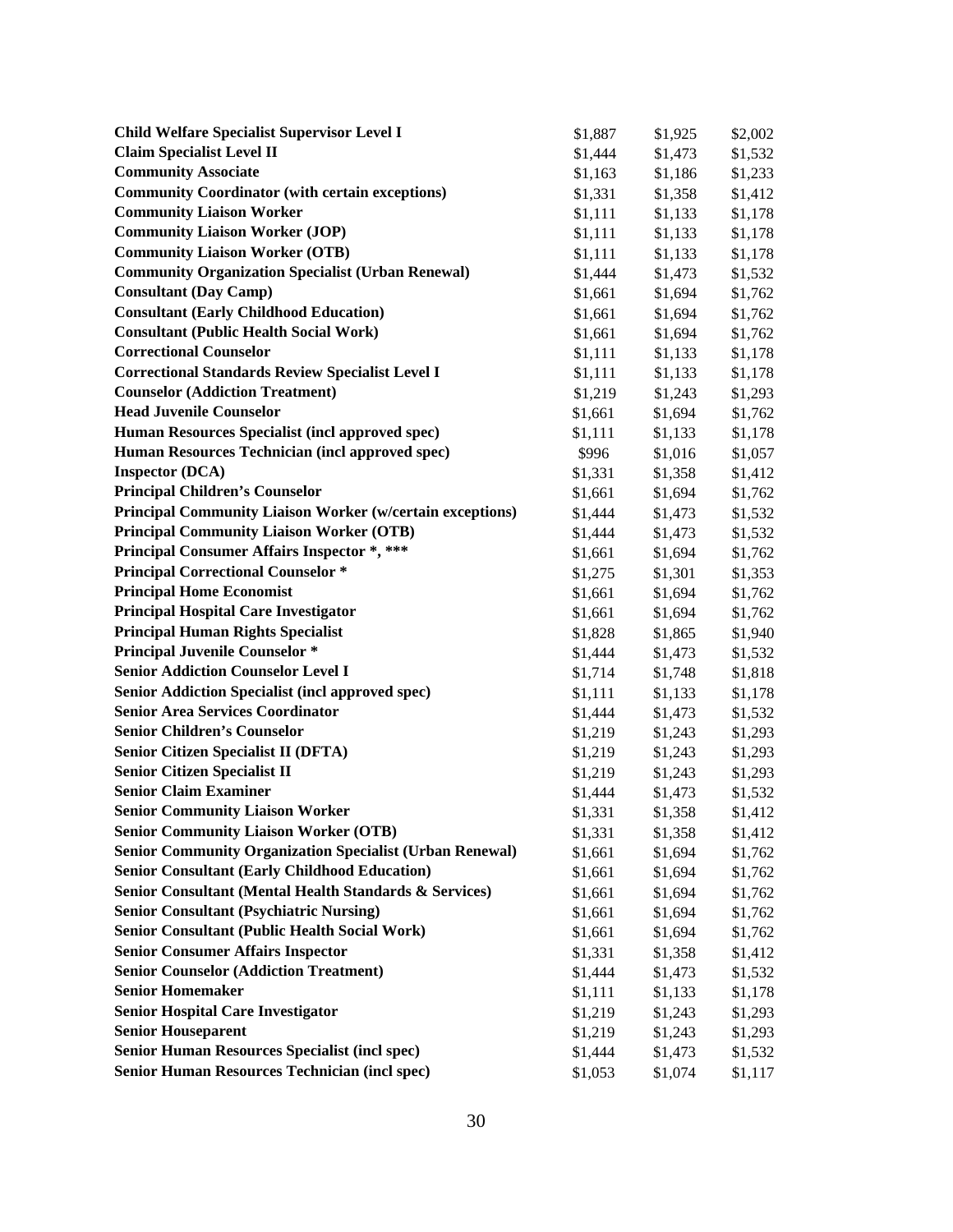| | | | |
|---|---|---|---|
| **Child Welfare Specialist Supervisor Level I** | $1,887 | $1,925 | $2,002 |
| **Claim Specialist Level II** | $1,444 | $1,473 | $1,532 |
| **Community Associate** | $1,163 | $1,186 | $1,233 |
| **Community Coordinator (with certain exceptions)** | $1,331 | $1,358 | $1,412 |
| **Community Liaison Worker** | $1,111 | $1,133 | $1,178 |
| **Community Liaison Worker (JOP)** | $1,111 | $1,133 | $1,178 |
| **Community Liaison Worker (OTB)** | $1,111 | $1,133 | $1,178 |
| **Community Organization Specialist (Urban Renewal)** | $1,444 | $1,473 | $1,532 |
| **Consultant (Day Camp)** | $1,661 | $1,694 | $1,762 |
| **Consultant (Early Childhood Education)** | $1,661 | $1,694 | $1,762 |
| **Consultant (Public Health Social Work)** | $1,661 | $1,694 | $1,762 |
| **Correctional Counselor** | $1,111 | $1,133 | $1,178 |
| **Correctional Standards Review Specialist Level I** | $1,111 | $1,133 | $1,178 |
| **Counselor (Addiction Treatment)** | $1,219 | $1,243 | $1,293 |
| **Head Juvenile Counselor** | $1,661 | $1,694 | $1,762 |
| **Human Resources Specialist (incl approved spec)** | $1,111 | $1,133 | $1,178 |
| **Human Resources Technician (incl approved spec)** | $996 | $1,016 | $1,057 |
| **Inspector (DCA)** | $1,331 | $1,358 | $1,412 |
| **Principal Children's Counselor** | $1,661 | $1,694 | $1,762 |
| **Principal Community Liaison Worker (w/certain exceptions)** | $1,444 | $1,473 | $1,532 |
| **Principal Community Liaison Worker (OTB)** | $1,444 | $1,473 | $1,532 |
| **Principal Consumer Affairs Inspector *, *** | $1,661 | $1,694 | $1,762 |
| **Principal Correctional Counselor *** | $1,275 | $1,301 | $1,353 |
| **Principal Home Economist** | $1,661 | $1,694 | $1,762 |
| **Principal Hospital Care Investigator** | $1,661 | $1,694 | $1,762 |
| **Principal Human Rights Specialist** | $1,828 | $1,865 | $1,940 |
| **Principal Juvenile Counselor *** | $1,444 | $1,473 | $1,532 |
| **Senior Addiction Counselor Level I** | $1,714 | $1,748 | $1,818 |
| **Senior Addiction Specialist (incl approved spec)** | $1,111 | $1,133 | $1,178 |
| **Senior Area Services Coordinator** | $1,444 | $1,473 | $1,532 |
| **Senior Children's Counselor** | $1,219 | $1,243 | $1,293 |
| **Senior Citizen Specialist II (DFTA)** | $1,219 | $1,243 | $1,293 |
| **Senior Citizen Specialist II** | $1,219 | $1,243 | $1,293 |
| **Senior Claim Examiner** | $1,444 | $1,473 | $1,532 |
| **Senior Community Liaison Worker** | $1,331 | $1,358 | $1,412 |
| **Senior Community Liaison Worker (OTB)** | $1,331 | $1,358 | $1,412 |
| **Senior Community Organization Specialist (Urban Renewal)** | $1,661 | $1,694 | $1,762 |
| **Senior Consultant (Early Childhood Education)** | $1,661 | $1,694 | $1,762 |
| **Senior Consultant (Mental Health Standards & Services)** | $1,661 | $1,694 | $1,762 |
| **Senior Consultant (Psychiatric Nursing)** | $1,661 | $1,694 | $1,762 |
| **Senior Consultant (Public Health Social Work)** | $1,661 | $1,694 | $1,762 |
| **Senior Consumer Affairs Inspector** | $1,331 | $1,358 | $1,412 |
| **Senior Counselor (Addiction Treatment)** | $1,444 | $1,473 | $1,532 |
| **Senior Homemaker** | $1,111 | $1,133 | $1,178 |
| **Senior Hospital Care Investigator** | $1,219 | $1,243 | $1,293 |
| **Senior Houseparent** | $1,219 | $1,243 | $1,293 |
| **Senior Human Resources Specialist (incl spec)** | $1,444 | $1,473 | $1,532 |
| **Senior Human Resources Technician (incl spec)** | $1,053 | $1,074 | $1,117 |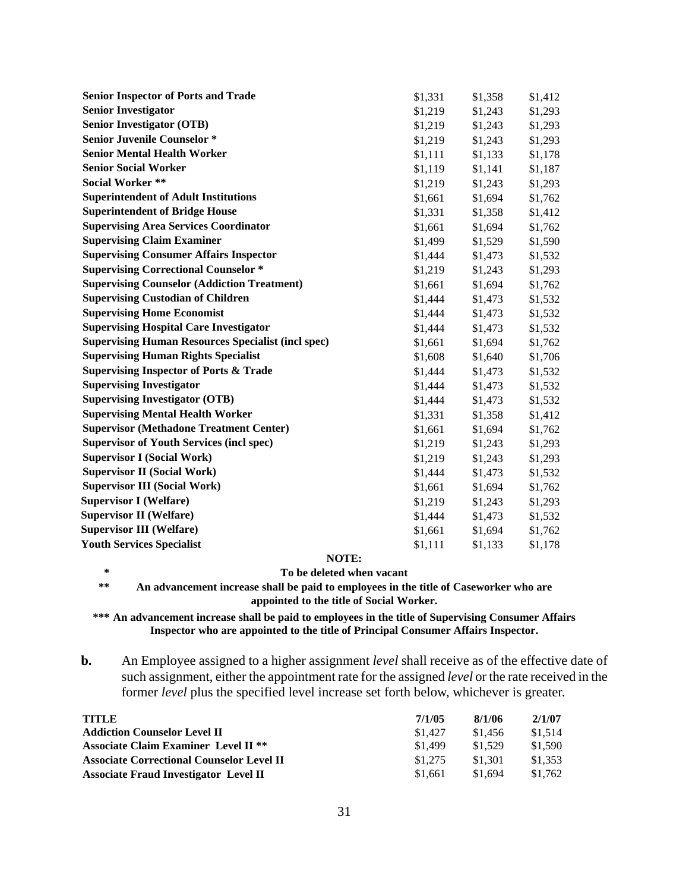| | | | |
|---|---|---|---|
| **Senior Inspector of Ports and Trade** | $1,331 | $1,358 | $1,412 |
| **Senior Investigator** | $1,219 | $1,243 | $1,293 |
| **Senior Investigator (OTB)** | $1,219 | $1,243 | $1,293 |
| **Senior Juvenile Counselor *** | $1,219 | $1,243 | $1,293 |
| **Senior Mental Health Worker** | $1,111 | $1,133 | $1,178 |
| **Senior Social Worker** | $1,119 | $1,141 | $1,187 |
| **Social Worker **** | $1,219 | $1,243 | $1,293 |
| **Superintendent of Adult Institutions** | $1,661 | $1,694 | $1,762 |
| **Superintendent of Bridge House** | $1,331 | $1,358 | $1,412 |
| **Supervising Area Services Coordinator** | $1,661 | $1,694 | $1,762 |
| **Supervising Claim Examiner** | $1,499 | $1,529 | $1,590 |
| **Supervising Consumer Affairs Inspector** | $1,444 | $1,473 | $1,532 |
| **Supervising Correctional Counselor *** | $1,219 | $1,243 | $1,293 |
| **Supervising Counselor (Addiction Treatment)** | $1,661 | $1,694 | $1,762 |
| **Supervising Custodian of Children** | $1,444 | $1,473 | $1,532 |
| **Supervising Home Economist** | $1,444 | $1,473 | $1,532 |
| **Supervising Hospital Care Investigator** | $1,444 | $1,473 | $1,532 |
| **Supervising Human Resources Specialist (incl spec)** | $1,661 | $1,694 | $1,762 |
| **Supervising Human Rights Specialist** | $1,608 | $1,640 | $1,706 |
| **Supervising Inspector of Ports & Trade** | $1,444 | $1,473 | $1,532 |
| **Supervising Investigator** | $1,444 | $1,473 | $1,532 |
| **Supervising Investigator (OTB)** | $1,444 | $1,473 | $1,532 |
| **Supervising Mental Health Worker** | $1,331 | $1,358 | $1,412 |
| **Supervisor (Methadone Treatment Center)** | $1,661 | $1,694 | $1,762 |
| **Supervisor of Youth Services (incl spec)** | $1,219 | $1,243 | $1,293 |
| **Supervisor I (Social Work)** | $1,219 | $1,243 | $1,293 |
| **Supervisor II (Social Work)** | $1,444 | $1,473 | $1,532 |
| **Supervisor III (Social Work)** | $1,661 | $1,694 | $1,762 |
| **Supervisor I (Welfare)** | $1,219 | $1,243 | $1,293 |
| **Supervisor II (Welfare)** | $1,444 | $1,473 | $1,532 |
| **Supervisor III (Welfare)** | $1,661 | $1,694 | $1,762 |
| **Youth Services Specialist** | $1,111 | $1,133 | $1,178 |

**NOTE:**

\* **To be deleted when vacant**

** **An advancement increase shall be paid to employees in the title of Caseworker who are appointed to the title of Social Worker.**

*** **An advancement increase shall be paid to employees in the title of Supervising Consumer Affairs Inspector who are appointed to the title of Principal Consumer Affairs Inspector.**

**b.** An Employee assigned to a higher assignment *level* shall receive as of the effective date of such assignment, either the appointment rate for the assigned *level* or the rate received in the former *level* plus the specified level increase set forth below, whichever is greater.

| TITLE | 7/1/05 | 8/1/06 | 2/1/07 |
|---|---|---|---|
| **Addiction Counselor Level II** | $1,427 | $1,456 | $1,514 |
| **Associate Claim Examiner Level II **** | $1,499 | $1,529 | $1,590 |
| **Associate Correctional Counselor Level II** | $1,275 | $1,301 | $1,353 |
| **Associate Fraud Investigator Level II** | $1,661 | $1,694 | $1,762 |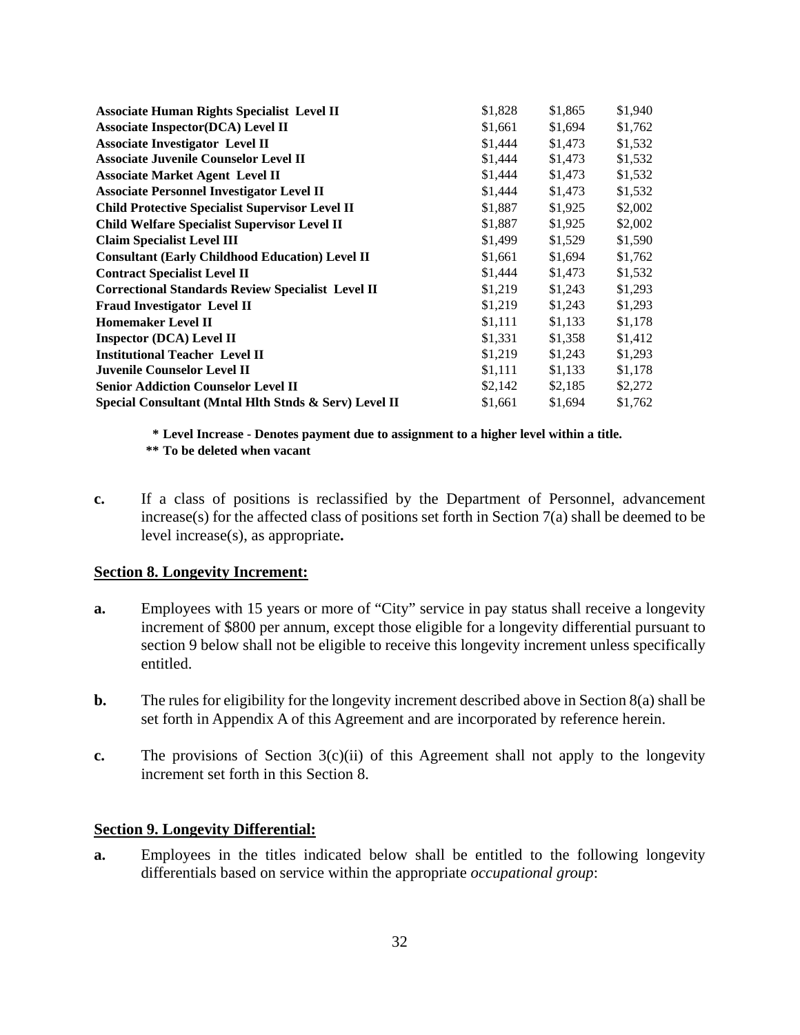| | | | |
|---|---|---|---|
| **Associate Human Rights Specialist Level II** | $1,828 | $1,865 | $1,940 |
| **Associate Inspector(DCA) Level II** | $1,661 | $1,694 | $1,762 |
| **Associate Investigator Level II** | $1,444 | $1,473 | $1,532 |
| **Associate Juvenile Counselor Level II** | $1,444 | $1,473 | $1,532 |
| **Associate Market Agent Level II** | $1,444 | $1,473 | $1,532 |
| **Associate Personnel Investigator Level II** | $1,444 | $1,473 | $1,532 |
| **Child Protective Specialist Supervisor Level II** | $1,887 | $1,925 | $2,002 |
| **Child Welfare Specialist Supervisor Level II** | $1,887 | $1,925 | $2,002 |
| **Claim Specialist Level III** | $1,499 | $1,529 | $1,590 |
| **Consultant (Early Childhood Education) Level II** | $1,661 | $1,694 | $1,762 |
| **Contract Specialist Level II** | $1,444 | $1,473 | $1,532 |
| **Correctional Standards Review Specialist Level II** | $1,219 | $1,243 | $1,293 |
| **Fraud Investigator Level II** | $1,219 | $1,243 | $1,293 |
| **Homemaker Level II** | $1,111 | $1,133 | $1,178 |
| **Inspector (DCA) Level II** | $1,331 | $1,358 | $1,412 |
| **Institutional Teacher Level II** | $1,219 | $1,243 | $1,293 |
| **Juvenile Counselor Level II** | $1,111 | $1,133 | $1,178 |
| **Senior Addiction Counselor Level II** | $2,142 | $2,185 | $2,272 |
| **Special Consultant (Mntal Hlth Stnds & Serv) Level II** | $1,661 | $1,694 | $1,762 |

**\* Level Increase - Denotes payment due to assignment to a higher level within a title.**
**\*\* To be deleted when vacant**

**c.** If a class of positions is reclassified by the Department of Personnel, advancement increase(s) for the affected class of positions set forth in Section 7(a) shall be deemed to be level increase(s), as appropriate**.**

## Section 8. Longevity Increment:

**a.** Employees with 15 years or more of "City" service in pay status shall receive a longevity increment of $800 per annum, except those eligible for a longevity differential pursuant to section 9 below shall not be eligible to receive this longevity increment unless specifically entitled.

**b.** The rules for eligibility for the longevity increment described above in Section 8(a) shall be set forth in Appendix A of this Agreement and are incorporated by reference herein.

**c.** The provisions of Section 3(c)(ii) of this Agreement shall not apply to the longevity increment set forth in this Section 8.

## Section 9. Longevity Differential:

**a.** Employees in the titles indicated below shall be entitled to the following longevity differentials based on service within the appropriate *occupational group*: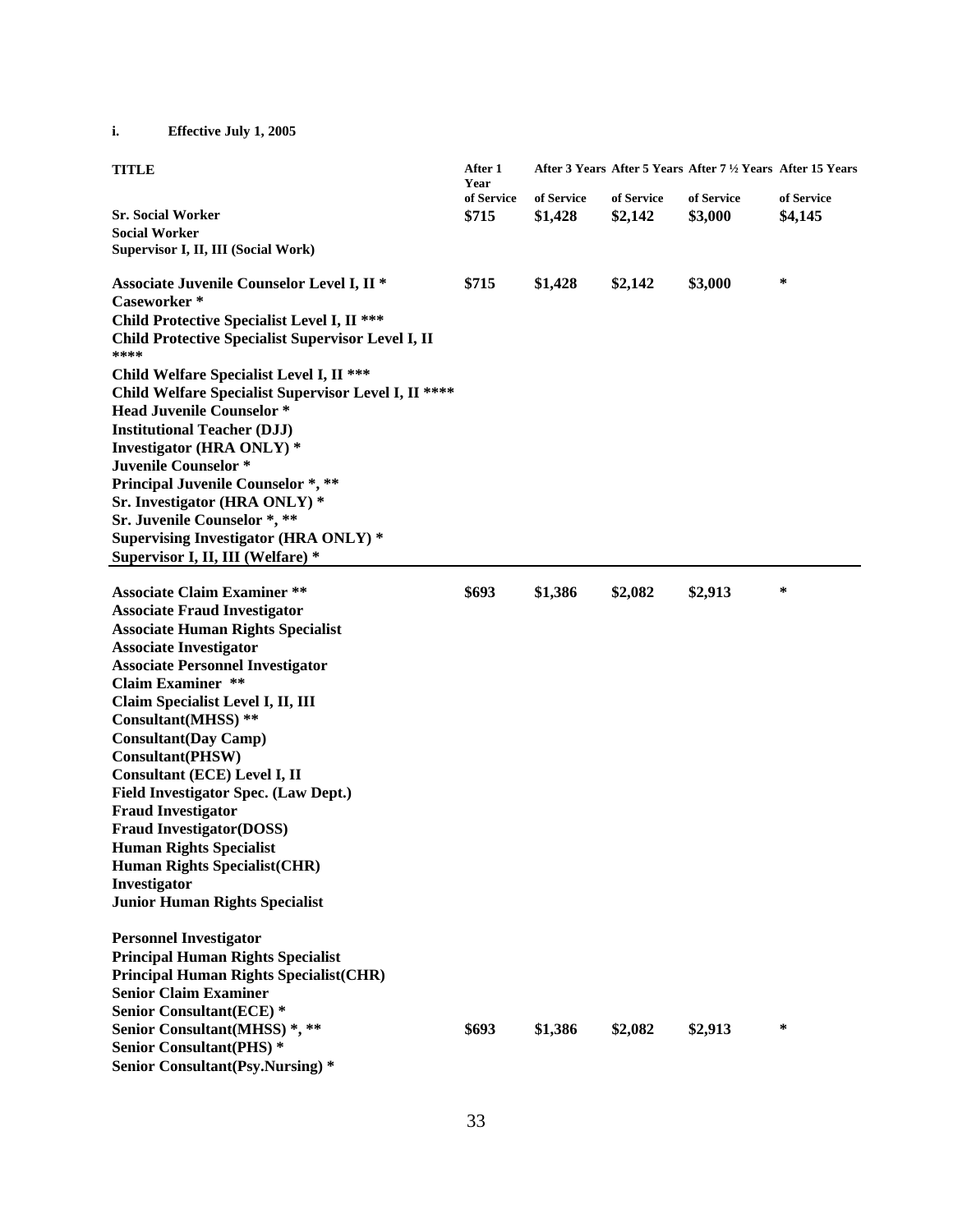**i. Effective July 1, 2005**

| TITLE | After 1 Year of Service | After 3 Years of Service | After 5 Years of Service | After 7 ½ Years of Service | After 15 Years of Service |
|---|---|---|---|---|---|
| Sr. Social Worker<br>Social Worker<br>Supervisor I, II, III (Social Work) | $715 | $1,428 | $2,142 | $3,000 | $4,145 |
| Associate Juvenile Counselor Level I, II *<br>Caseworker *<br>Child Protective Specialist Level I, II ***<br>Child Protective Specialist Supervisor Level I, II ****<br>Child Welfare Specialist Level I, II ***<br>Child Welfare Specialist Supervisor Level I, II ****<br>Head Juvenile Counselor *<br>Institutional Teacher (DJJ)<br>Investigator (HRA ONLY) *<br>Juvenile Counselor *<br>Principal Juvenile Counselor *, **<br>Sr. Investigator (HRA ONLY) *<br>Sr. Juvenile Counselor *, **<br>Supervising Investigator (HRA ONLY) *<br>Supervisor I, II, III (Welfare) * | $715 | $1,428 | $2,142 | $3,000 | * |
| Associate Claim Examiner **<br>Associate Fraud Investigator<br>Associate Human Rights Specialist<br>Associate Investigator<br>Associate Personnel Investigator<br>Claim Examiner **<br>Claim Specialist Level I, II, III<br>Consultant(MHSS) **<br>Consultant(Day Camp)<br>Consultant(PHSW)<br>Consultant (ECE) Level I, II<br>Field Investigator Spec. (Law Dept.)<br>Fraud Investigator<br>Fraud Investigator(DOSS)<br>Human Rights Specialist<br>Human Rights Specialist(CHR)<br>Investigator<br>Junior Human Rights Specialist | $693 | $1,386 | $2,082 | $2,913 | * |
| Personnel Investigator<br>Principal Human Rights Specialist<br>Principal Human Rights Specialist(CHR)<br>Senior Claim Examiner<br>Senior Consultant(ECE) *<br>Senior Consultant(MHSS) *, **<br>Senior Consultant(PHS) *<br>Senior Consultant(Psy.Nursing) * | $693 | $1,386 | $2,082 | $2,913 | * |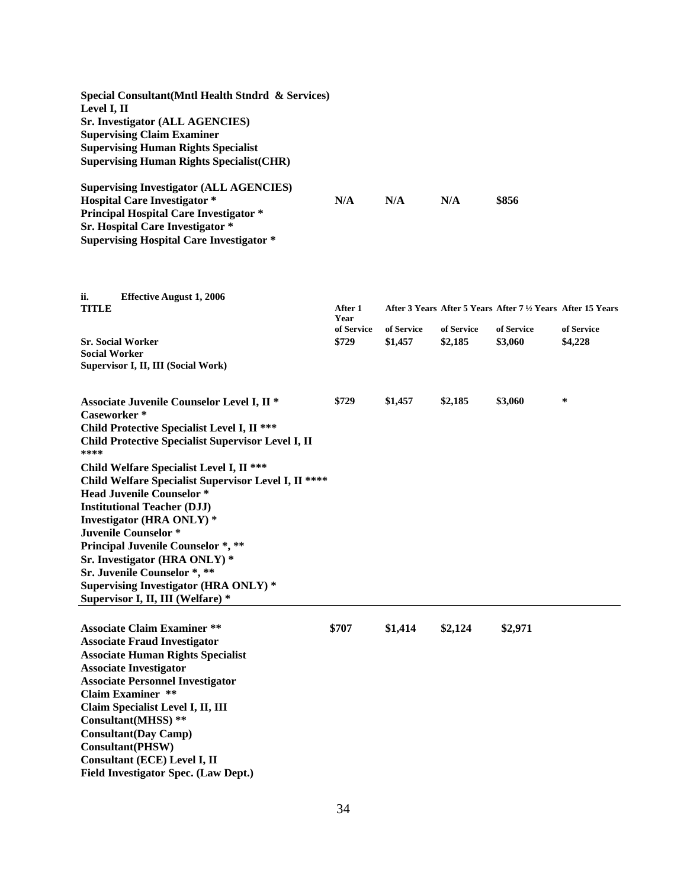| | | | | |
|---|---|---|---|---|
| **Special Consultant(Mntl Health Stndrd & Services) Level I, II** | | | | |
| **Sr. Investigator (ALL AGENCIES)** | | | | |
| **Supervising Claim Examiner** | | | | |
| **Supervising Human Rights Specialist** | | | | |
| **Supervising Human Rights Specialist(CHR)** | | | | |
| **Supervising Investigator (ALL AGENCIES)** | | | | |
| **Hospital Care Investigator *** | **N/A** | **N/A** | **N/A** | **$856** |
| **Principal Hospital Care Investigator *** | | | | |
| **Sr. Hospital Care Investigator *** | | | | |
| **Supervising Hospital Care Investigator *** | | | | |

**ii. Effective August 1, 2006**

| **TITLE** | **After 1 Year of Service** | **After 3 Years of Service** | **After 5 Years of Service** | **After 7 ½ Years of Service** | **After 15 Years of Service** |
|---|---|---|---|---|---|
| **Sr. Social Worker** | **$729** | **$1,457** | **$2,185** | **$3,060** | **$4,228** |
| **Social Worker** | | | | | |
| **Supervisor I, II, III (Social Work)** | | | | | |
| **Associate Juvenile Counselor Level I, II *** | **$729** | **$1,457** | **$2,185** | **$3,060** | * |
| **Caseworker *** | | | | | |
| **Child Protective Specialist Level I, II ***** | | | | | |
| **Child Protective Specialist Supervisor Level I, II ******* | | | | | |
| **Child Welfare Specialist Level I, II ***** | | | | | |
| **Child Welfare Specialist Supervisor Level I, II ******* | | | | | |
| **Head Juvenile Counselor *** | | | | | |
| **Institutional Teacher (DJJ)** | | | | | |
| **Investigator (HRA ONLY) *** | | | | | |
| **Juvenile Counselor *** | | | | | |
| **Principal Juvenile Counselor *, **** | | | | | |
| **Sr. Investigator (HRA ONLY) *** | | | | | |
| **Sr. Juvenile Counselor *, **** | | | | | |
| **Supervising Investigator (HRA ONLY) *** | | | | | |
| **Supervisor I, II, III (Welfare) *** | | | | | |
| **Associate Claim Examiner **** | **$707** | **$1,414** | **$2,124** | **$2,971** | |
| **Associate Fraud Investigator** | | | | | |
| **Associate Human Rights Specialist** | | | | | |
| **Associate Investigator** | | | | | |
| **Associate Personnel Investigator** | | | | | |
| **Claim Examiner **** | | | | | |
| **Claim Specialist Level I, II, III** | | | | | |
| **Consultant(MHSS) **** | | | | | |
| **Consultant(Day Camp)** | | | | | |
| **Consultant(PHSW)** | | | | | |
| **Consultant (ECE) Level I, II** | | | | | |
| **Field Investigator Spec. (Law Dept.)** | | | | | |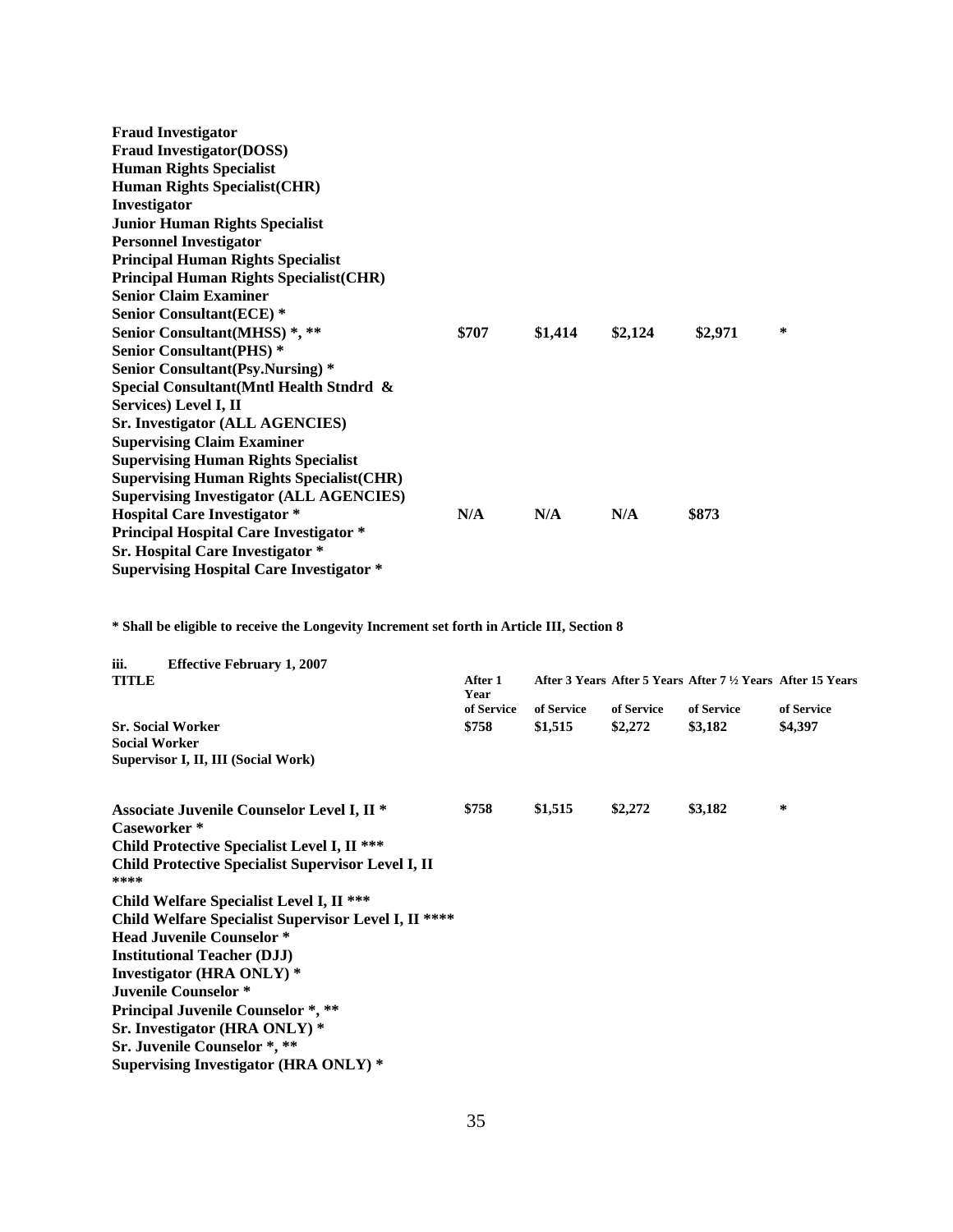| | | | | | |
|---|---|---|---|---|---|
| **Fraud Investigator** | | | | | |
| **Fraud Investigator(DOSS)** | | | | | |
| **Human Rights Specialist** | | | | | |
| **Human Rights Specialist(CHR)** | | | | | |
| **Investigator** | | | | | |
| **Junior Human Rights Specialist** | | | | | |
| **Personnel Investigator** | | | | | |
| **Principal Human Rights Specialist** | | | | | |
| **Principal Human Rights Specialist(CHR)** | | | | | |
| **Senior Claim Examiner** | | | | | |
| **Senior Consultant(ECE) *** | | | | | |
| **Senior Consultant(MHSS) *, **** | **$707** | **$1,414** | **$2,124** | **$2,971** | * |
| **Senior Consultant(PHS) *** | | | | | |
| **Senior Consultant(Psy.Nursing) *** | | | | | |
| **Special Consultant(Mntl Health Stndrd & Services) Level I, II** | | | | | |
| **Sr. Investigator (ALL AGENCIES)** | | | | | |
| **Supervising Claim Examiner** | | | | | |
| **Supervising Human Rights Specialist** | | | | | |
| **Supervising Human Rights Specialist(CHR)** | | | | | |
| **Supervising Investigator (ALL AGENCIES)** | | | | | |
| **Hospital Care Investigator *** | **N/A** | **N/A** | **N/A** | **$873** | |
| **Principal Hospital Care Investigator *** | | | | | |
| **Sr. Hospital Care Investigator *** | | | | | |
| **Supervising Hospital Care Investigator *** | | | | | |

**\* Shall be eligible to receive the Longevity Increment set forth in Article III, Section 8**

**iii. Effective February 1, 2007**

| **TITLE** | **After 1 Year of Service** | **After 3 Years of Service** | **After 5 Years of Service** | **After 7 ½ Years of Service** | **After 15 Years of Service** |
|---|---|---|---|---|---|
| **Sr. Social Worker** | **$758** | **$1,515** | **$2,272** | **$3,182** | **$4,397** |
| **Social Worker** | | | | | |
| **Supervisor I, II, III (Social Work)** | | | | | |
| | | | | | |
| **Associate Juvenile Counselor Level I, II *** | **$758** | **$1,515** | **$2,272** | **$3,182** | * |
| **Caseworker *** | | | | | |
| **Child Protective Specialist Level I, II ***** | | | | | |
| **Child Protective Specialist Supervisor Level I, II ******* | | | | | |
| **Child Welfare Specialist Level I, II ***** | | | | | |
| **Child Welfare Specialist Supervisor Level I, II ******* | | | | | |
| **Head Juvenile Counselor *** | | | | | |
| **Institutional Teacher (DJJ)** | | | | | |
| **Investigator (HRA ONLY) *** | | | | | |
| **Juvenile Counselor *** | | | | | |
| **Principal Juvenile Counselor *, **** | | | | | |
| **Sr. Investigator (HRA ONLY) *** | | | | | |
| **Sr. Juvenile Counselor *, **** | | | | | |
| **Supervising Investigator (HRA ONLY) *** | | | | | |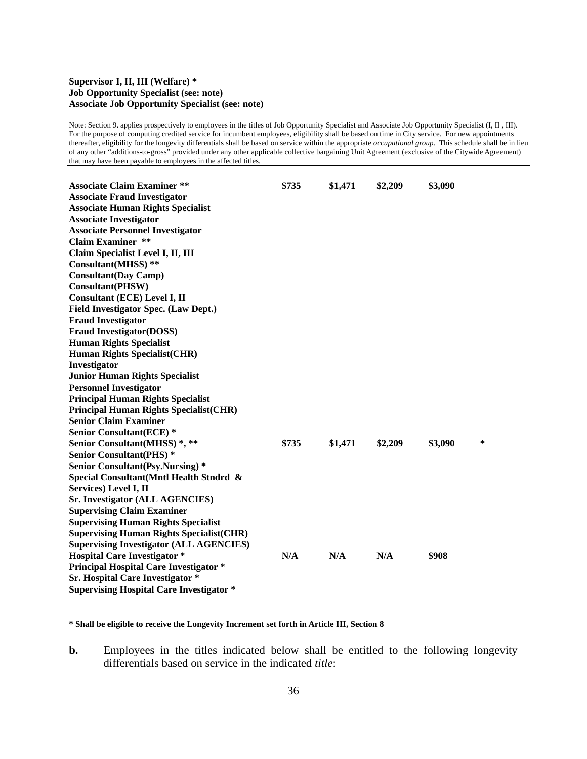**Supervisor I, II, III (Welfare) ***
**Job Opportunity Specialist (see: note)**
**Associate Job Opportunity Specialist (see: note)**

Note: Section 9. applies prospectively to employees in the titles of Job Opportunity Specialist and Associate Job Opportunity Specialist (I, II , III). For the purpose of computing credited service for incumbent employees, eligibility shall be based on time in City service. For new appointments thereafter, eligibility for the longevity differentials shall be based on service within the appropriate *occupational group*. This schedule shall be in lieu of any other "additions-to-gross" provided under any other applicable collective bargaining Unit Agreement (exclusive of the Citywide Agreement) that may have been payable to employees in the affected titles.

| | | | | | |
|---|---|---|---|---|---|
| **Associate Claim Examiner ****<br>**Associate Fraud Investigator**<br>**Associate Human Rights Specialist**<br>**Associate Investigator**<br>**Associate Personnel Investigator**<br>**Claim Examiner ****<br>**Claim Specialist Level I, II, III**<br>**Consultant(MHSS) ****<br>**Consultant(Day Camp)**<br>**Consultant(PHSW)**<br>**Consultant (ECE) Level I, II**<br>**Field Investigator Spec. (Law Dept.)**<br>**Fraud Investigator**<br>**Fraud Investigator(DOSS)**<br>**Human Rights Specialist**<br>**Human Rights Specialist(CHR)**<br>**Investigator**<br>**Junior Human Rights Specialist**<br>**Personnel Investigator**<br>**Principal Human Rights Specialist**<br>**Principal Human Rights Specialist(CHR)**<br>**Senior Claim Examiner**<br>**Senior Consultant(ECE) *** | **$735** | **$1,471** | **$2,209** | **$3,090** | |
| **Senior Consultant(MHSS) *, ****<br>**Senior Consultant(PHS) ***<br>**Senior Consultant(Psy.Nursing) ***<br>**Special Consultant(Mntl Health Stndrd & Services) Level I, II**<br>**Sr. Investigator (ALL AGENCIES)**<br>**Supervising Claim Examiner**<br>**Supervising Human Rights Specialist**<br>**Supervising Human Rights Specialist(CHR)**<br>**Supervising Investigator (ALL AGENCIES)** | **$735** | **$1,471** | **$2,209** | **$3,090** | * |
| **Hospital Care Investigator ***<br>**Principal Hospital Care Investigator ***<br>**Sr. Hospital Care Investigator ***<br>**Supervising Hospital Care Investigator *** | **N/A** | **N/A** | **N/A** | **$908** | |

*** Shall be eligible to receive the Longevity Increment set forth in Article III, Section 8**

**b.** Employees in the titles indicated below shall be entitled to the following longevity differentials based on service in the indicated *title*: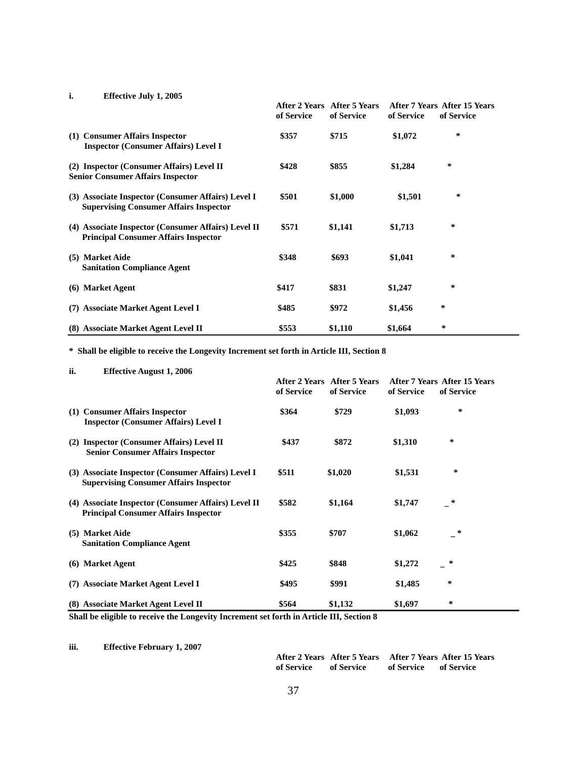**i. Effective July 1, 2005**

| | After 2 Years of Service | After 5 Years of Service | After 7 Years of Service | After 15 Years of Service |
|---|---|---|---|---|
| (1) Consumer Affairs Inspector<br>Inspector (Consumer Affairs) Level I | $357 | $715 | $1,072 | * |
| (2) Inspector (Consumer Affairs) Level II<br>Senior Consumer Affairs Inspector | $428 | $855 | $1,284 | * |
| (3) Associate Inspector (Consumer Affairs) Level I<br>Supervising Consumer Affairs Inspector | $501 | $1,000 | $1,501 | * |
| (4) Associate Inspector (Consumer Affairs) Level II<br>Principal Consumer Affairs Inspector | $571 | $1,141 | $1,713 | * |
| (5) Market Aide<br>Sanitation Compliance Agent | $348 | $693 | $1,041 | * |
| (6) Market Agent | $417 | $831 | $1,247 | * |
| (7) Associate Market Agent Level I | $485 | $972 | $1,456 | * |
| (8) Associate Market Agent Level II | $553 | $1,110 | $1,664 | * |

\* Shall be eligible to receive the Longevity Increment set forth in Article III, Section 8

**ii. Effective August 1, 2006**

| | After 2 Years of Service | After 5 Years of Service | After 7 Years of Service | After 15 Years of Service |
|---|---|---|---|---|
| (1) Consumer Affairs Inspector<br>Inspector (Consumer Affairs) Level I | $364 | $729 | $1,093 | * |
| (2) Inspector (Consumer Affairs) Level II<br>Senior Consumer Affairs Inspector | $437 | $872 | $1,310 | * |
| (3) Associate Inspector (Consumer Affairs) Level I<br>Supervising Consumer Affairs Inspector | $511 | $1,020 | $1,531 | * |
| (4) Associate Inspector (Consumer Affairs) Level II<br>Principal Consumer Affairs Inspector | $582 | $1,164 | $1,747 | _* |
| (5) Market Aide<br>Sanitation Compliance Agent | $355 | $707 | $1,062 | _* |
| (6) Market Agent | $425 | $848 | $1,272 | _ * |
| (7) Associate Market Agent Level I | $495 | $991 | $1,485 | * |
| (8) Associate Market Agent Level II | $564 | $1,132 | $1,697 | * |

Shall be eligible to receive the Longevity Increment set forth in Article III, Section 8

**iii. Effective February 1, 2007**

| | After 2 Years of Service | After 5 Years of Service | After 7 Years of Service | After 15 Years of Service |
|---|---|---|---|---|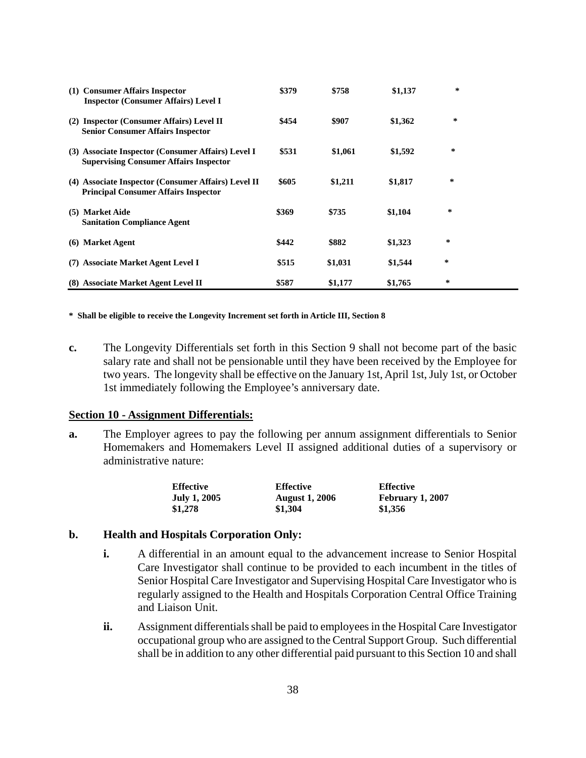| | | | | |
|---|---|---|---|---|
| **(1) Consumer Affairs Inspector Inspector (Consumer Affairs) Level I** | **$379** | **$758** | **$1,137** | * |
| **(2) Inspector (Consumer Affairs) Level II Senior Consumer Affairs Inspector** | **$454** | **$907** | **$1,362** | * |
| **(3) Associate Inspector (Consumer Affairs) Level I Supervising Consumer Affairs Inspector** | **$531** | **$1,061** | **$1,592** | * |
| **(4) Associate Inspector (Consumer Affairs) Level II Principal Consumer Affairs Inspector** | **$605** | **$1,211** | **$1,817** | * |
| **(5) Market Aide Sanitation Compliance Agent** | **$369** | **$735** | **$1,104** | * |
| **(6) Market Agent** | **$442** | **$882** | **$1,323** | * |
| **(7) Associate Market Agent Level I** | **$515** | **$1,031** | **$1,544** | * |
| **(8) Associate Market Agent Level II** | **$587** | **$1,177** | **$1,765** | * |

**\* Shall be eligible to receive the Longevity Increment set forth in Article III, Section 8**

**c.** The Longevity Differentials set forth in this Section 9 shall not become part of the basic salary rate and shall not be pensionable until they have been received by the Employee for two years. The longevity shall be effective on the January 1st, April 1st, July 1st, or October 1st immediately following the Employee's anniversary date.

## Section 10 - Assignment Differentials:

**a.** The Employer agrees to pay the following per annum assignment differentials to Senior Homemakers and Homemakers Level II assigned additional duties of a supervisory or administrative nature:

| Effective July 1, 2005 | Effective August 1, 2006 | Effective February 1, 2007 |
|---|---|---|
| **$1,278** | **$1,304** | **$1,356** |

**b. Health and Hospitals Corporation Only:**

**i.** A differential in an amount equal to the advancement increase to Senior Hospital Care Investigator shall continue to be provided to each incumbent in the titles of Senior Hospital Care Investigator and Supervising Hospital Care Investigator who is regularly assigned to the Health and Hospitals Corporation Central Office Training and Liaison Unit.

**ii.** Assignment differentials shall be paid to employees in the Hospital Care Investigator occupational group who are assigned to the Central Support Group. Such differential shall be in addition to any other differential paid pursuant to this Section 10 and shall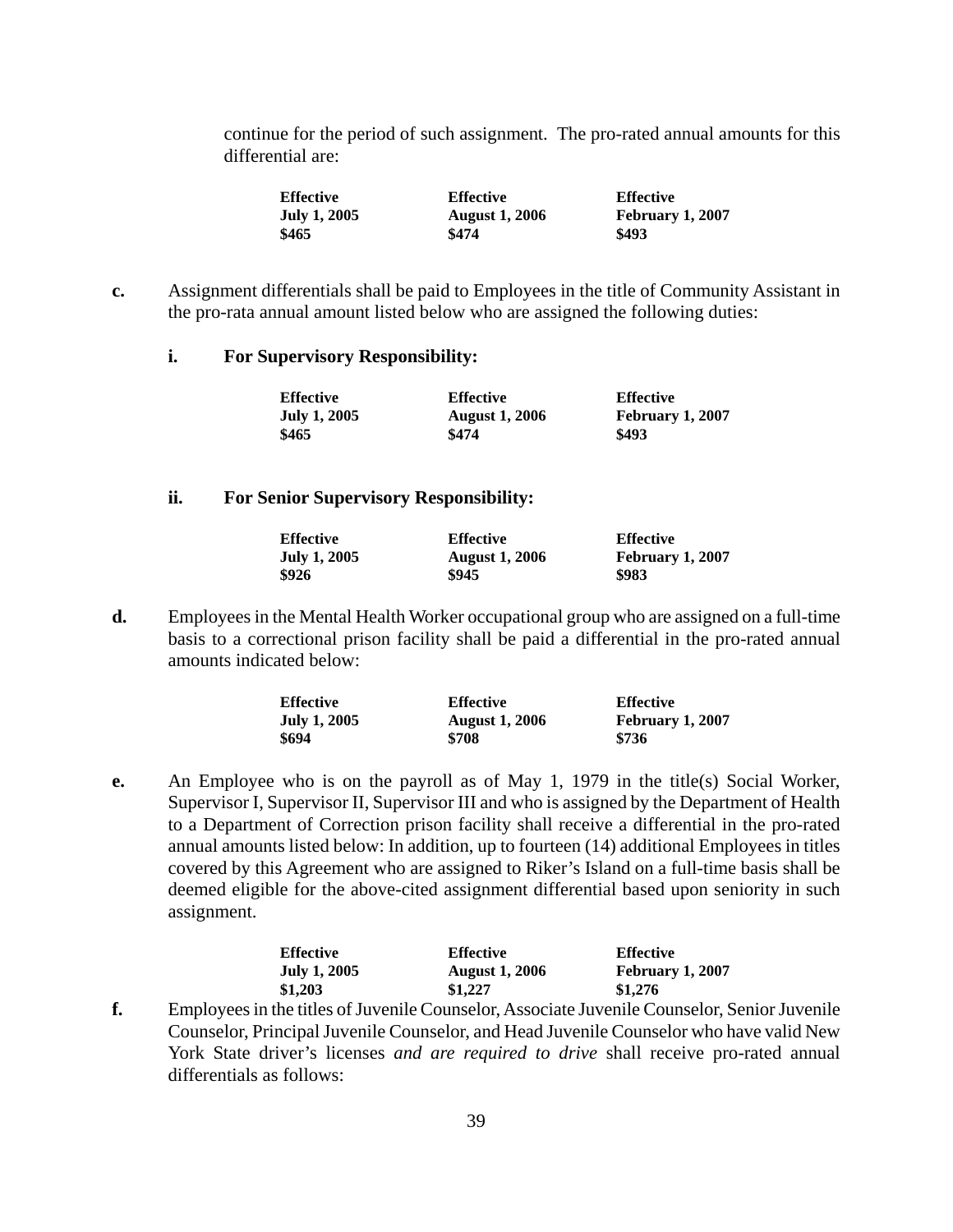continue for the period of such assignment. The pro-rated annual amounts for this differential are:

| Effective July 1, 2005 | Effective August 1, 2006 | Effective February 1, 2007 |
|---|---|---|
| $465 | $474 | $493 |

**c.** Assignment differentials shall be paid to Employees in the title of Community Assistant in the pro-rata annual amount listed below who are assigned the following duties:

**i. For Supervisory Responsibility:**

| Effective July 1, 2005 | Effective August 1, 2006 | Effective February 1, 2007 |
|---|---|---|
| $465 | $474 | $493 |

**ii. For Senior Supervisory Responsibility:**

| Effective July 1, 2005 | Effective August 1, 2006 | Effective February 1, 2007 |
|---|---|---|
| $926 | $945 | $983 |

**d.** Employees in the Mental Health Worker occupational group who are assigned on a full-time basis to a correctional prison facility shall be paid a differential in the pro-rated annual amounts indicated below:

| Effective July 1, 2005 | Effective August 1, 2006 | Effective February 1, 2007 |
|---|---|---|
| $694 | $708 | $736 |

**e.** An Employee who is on the payroll as of May 1, 1979 in the title(s) Social Worker, Supervisor I, Supervisor II, Supervisor III and who is assigned by the Department of Health to a Department of Correction prison facility shall receive a differential in the pro-rated annual amounts listed below: In addition, up to fourteen (14) additional Employees in titles covered by this Agreement who are assigned to Riker's Island on a full-time basis shall be deemed eligible for the above-cited assignment differential based upon seniority in such assignment.

| Effective July 1, 2005 | Effective August 1, 2006 | Effective February 1, 2007 |
|---|---|---|
| $1,203 | $1,227 | $1,276 |

**f.** Employees in the titles of Juvenile Counselor, Associate Juvenile Counselor, Senior Juvenile Counselor, Principal Juvenile Counselor, and Head Juvenile Counselor who have valid New York State driver's licenses *and are required to drive* shall receive pro-rated annual differentials as follows: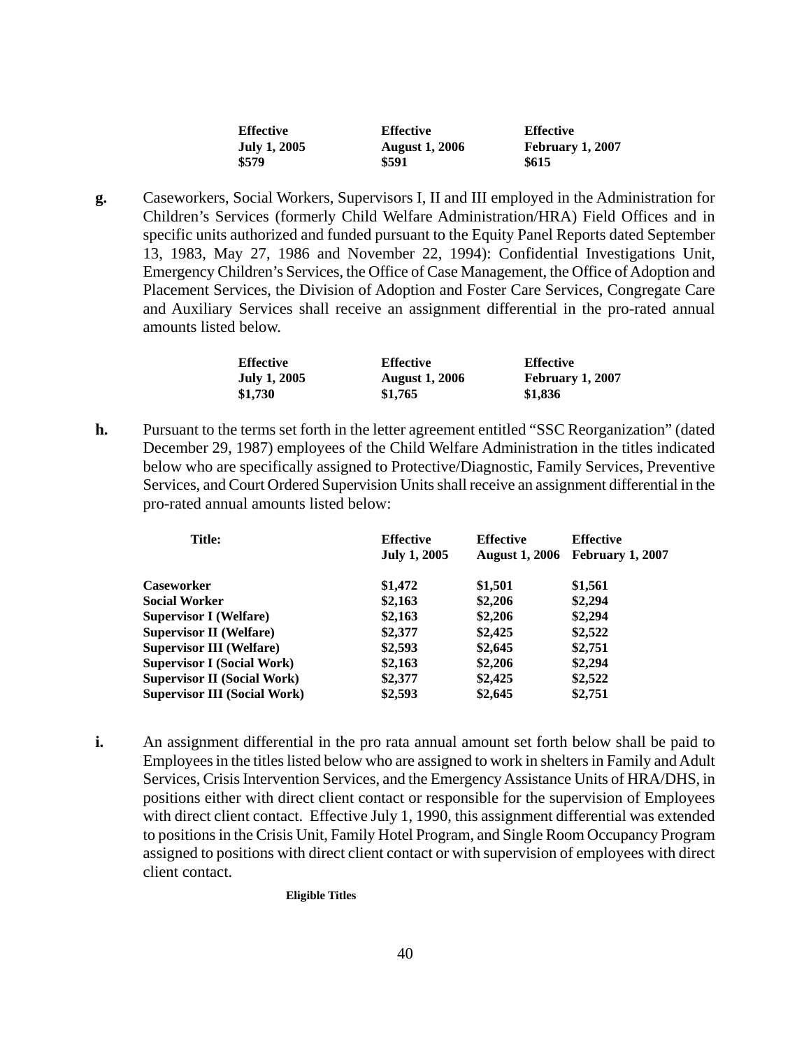| Effective July 1, 2005 | Effective August 1, 2006 | Effective February 1, 2007 |
|---|---|---|
| $579 | $591 | $615 |

**g.** Caseworkers, Social Workers, Supervisors I, II and III employed in the Administration for Children's Services (formerly Child Welfare Administration/HRA) Field Offices and in specific units authorized and funded pursuant to the Equity Panel Reports dated September 13, 1983, May 27, 1986 and November 22, 1994): Confidential Investigations Unit, Emergency Children's Services, the Office of Case Management, the Office of Adoption and Placement Services, the Division of Adoption and Foster Care Services, Congregate Care and Auxiliary Services shall receive an assignment differential in the pro-rated annual amounts listed below.

| Effective July 1, 2005 | Effective August 1, 2006 | Effective February 1, 2007 |
|---|---|---|
| $1,730 | $1,765 | $1,836 |

**h.** Pursuant to the terms set forth in the letter agreement entitled "SSC Reorganization" (dated December 29, 1987) employees of the Child Welfare Administration in the titles indicated below who are specifically assigned to Protective/Diagnostic, Family Services, Preventive Services, and Court Ordered Supervision Units shall receive an assignment differential in the pro-rated annual amounts listed below:

| Title: | Effective July 1, 2005 | Effective August 1, 2006 | Effective February 1, 2007 |
|---|---|---|---|
| Caseworker | $1,472 | $1,501 | $1,561 |
| Social Worker | $2,163 | $2,206 | $2,294 |
| Supervisor I (Welfare) | $2,163 | $2,206 | $2,294 |
| Supervisor II (Welfare) | $2,377 | $2,425 | $2,522 |
| Supervisor III (Welfare) | $2,593 | $2,645 | $2,751 |
| Supervisor I (Social Work) | $2,163 | $2,206 | $2,294 |
| Supervisor II (Social Work) | $2,377 | $2,425 | $2,522 |
| Supervisor III (Social Work) | $2,593 | $2,645 | $2,751 |

**i.** An assignment differential in the pro rata annual amount set forth below shall be paid to Employees in the titles listed below who are assigned to work in shelters in Family and Adult Services, Crisis Intervention Services, and the Emergency Assistance Units of HRA/DHS, in positions either with direct client contact or responsible for the supervision of Employees with direct client contact. Effective July 1, 1990, this assignment differential was extended to positions in the Crisis Unit, Family Hotel Program, and Single Room Occupancy Program assigned to positions with direct client contact or with supervision of employees with direct client contact.

**Eligible Titles**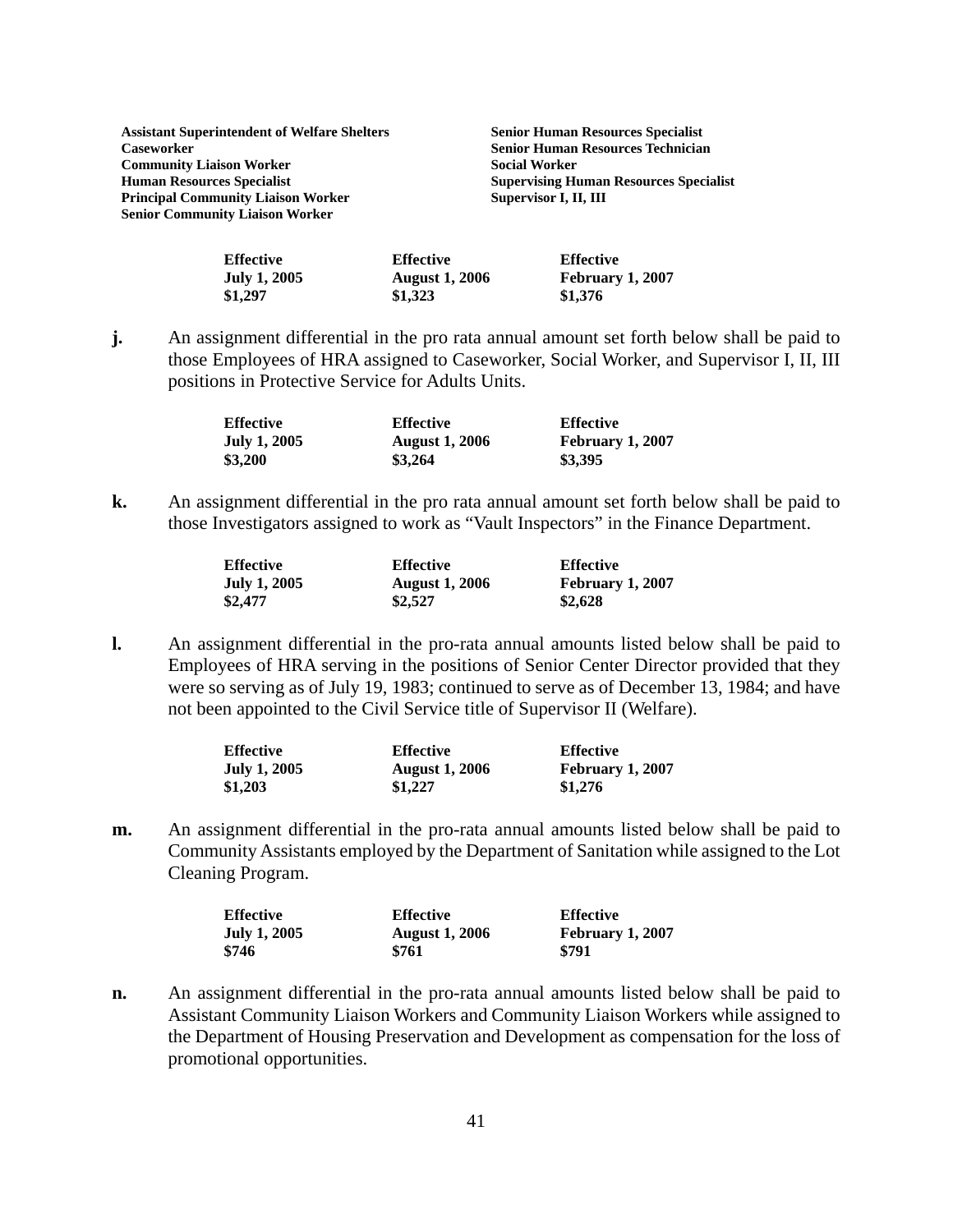**Assistant Superintendent of Welfare Shelters**
**Caseworker**
**Community Liaison Worker**
**Human Resources Specialist**
**Principal Community Liaison Worker**
**Senior Community Liaison Worker**
**Senior Human Resources Specialist**
**Senior Human Resources Technician**
**Social Worker**
**Supervising Human Resources Specialist**
**Supervisor I, II, III**

| Effective July 1, 2005 | Effective August 1, 2006 | Effective February 1, 2007 |
|---|---|---|
| $1,297 | $1,323 | $1,376 |

**j.** An assignment differential in the pro rata annual amount set forth below shall be paid to those Employees of HRA assigned to Caseworker, Social Worker, and Supervisor I, II, III positions in Protective Service for Adults Units.

| Effective July 1, 2005 | Effective August 1, 2006 | Effective February 1, 2007 |
|---|---|---|
| $3,200 | $3,264 | $3,395 |

**k.** An assignment differential in the pro rata annual amount set forth below shall be paid to those Investigators assigned to work as "Vault Inspectors" in the Finance Department.

| Effective July 1, 2005 | Effective August 1, 2006 | Effective February 1, 2007 |
|---|---|---|
| $2,477 | $2,527 | $2,628 |

**l.** An assignment differential in the pro-rata annual amounts listed below shall be paid to Employees of HRA serving in the positions of Senior Center Director provided that they were so serving as of July 19, 1983; continued to serve as of December 13, 1984; and have not been appointed to the Civil Service title of Supervisor II (Welfare).

| Effective July 1, 2005 | Effective August 1, 2006 | Effective February 1, 2007 |
|---|---|---|
| $1,203 | $1,227 | $1,276 |

**m.** An assignment differential in the pro-rata annual amounts listed below shall be paid to Community Assistants employed by the Department of Sanitation while assigned to the Lot Cleaning Program.

| Effective July 1, 2005 | Effective August 1, 2006 | Effective February 1, 2007 |
|---|---|---|
| $746 | $761 | $791 |

**n.** An assignment differential in the pro-rata annual amounts listed below shall be paid to Assistant Community Liaison Workers and Community Liaison Workers while assigned to the Department of Housing Preservation and Development as compensation for the loss of promotional opportunities.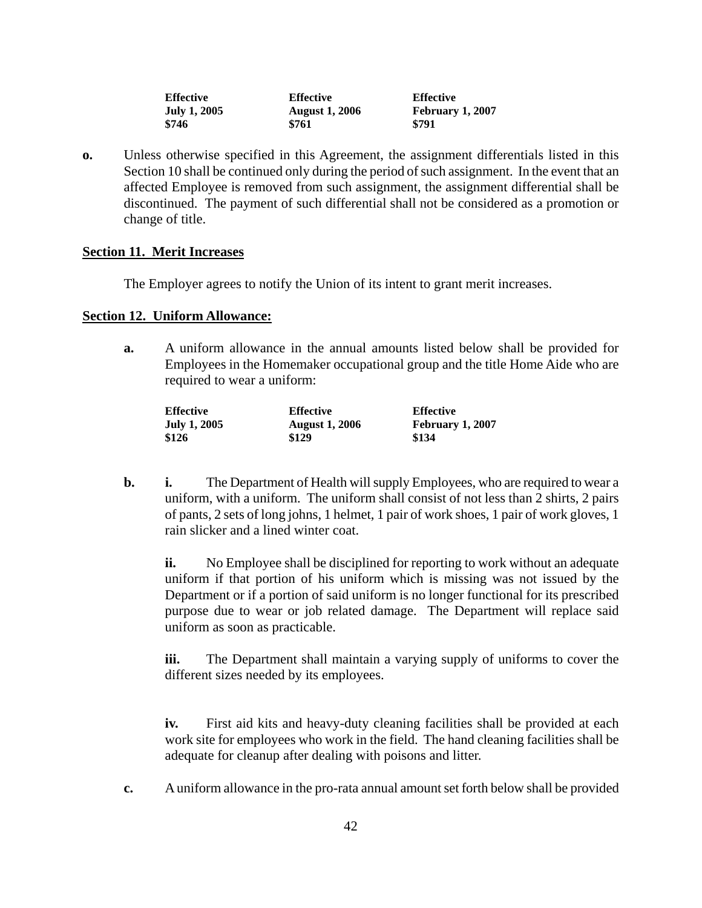| | | |
|---|---|---|
| **Effective July 1, 2005** | **Effective August 1, 2006** | **Effective February 1, 2007** |
| **$746** | **$761** | **$791** |

**o.** Unless otherwise specified in this Agreement, the assignment differentials listed in this Section 10 shall be continued only during the period of such assignment. In the event that an affected Employee is removed from such assignment, the assignment differential shall be discontinued. The payment of such differential shall not be considered as a promotion or change of title.

## Section 11. Merit Increases

The Employer agrees to notify the Union of its intent to grant merit increases.

## Section 12. Uniform Allowance:

**a.** A uniform allowance in the annual amounts listed below shall be provided for Employees in the Homemaker occupational group and the title Home Aide who are required to wear a uniform:

| | | |
|---|---|---|
| **Effective July 1, 2005** | **Effective August 1, 2006** | **Effective February 1, 2007** |
| **$126** | **$129** | **$134** |

**b.** **i.** The Department of Health will supply Employees, who are required to wear a uniform, with a uniform. The uniform shall consist of not less than 2 shirts, 2 pairs of pants, 2 sets of long johns, 1 helmet, 1 pair of work shoes, 1 pair of work gloves, 1 rain slicker and a lined winter coat.

**ii.** No Employee shall be disciplined for reporting to work without an adequate uniform if that portion of his uniform which is missing was not issued by the Department or if a portion of said uniform is no longer functional for its prescribed purpose due to wear or job related damage. The Department will replace said uniform as soon as practicable.

**iii.** The Department shall maintain a varying supply of uniforms to cover the different sizes needed by its employees.

**iv.** First aid kits and heavy-duty cleaning facilities shall be provided at each work site for employees who work in the field. The hand cleaning facilities shall be adequate for cleanup after dealing with poisons and litter.

**c.** A uniform allowance in the pro-rata annual amount set forth below shall be provided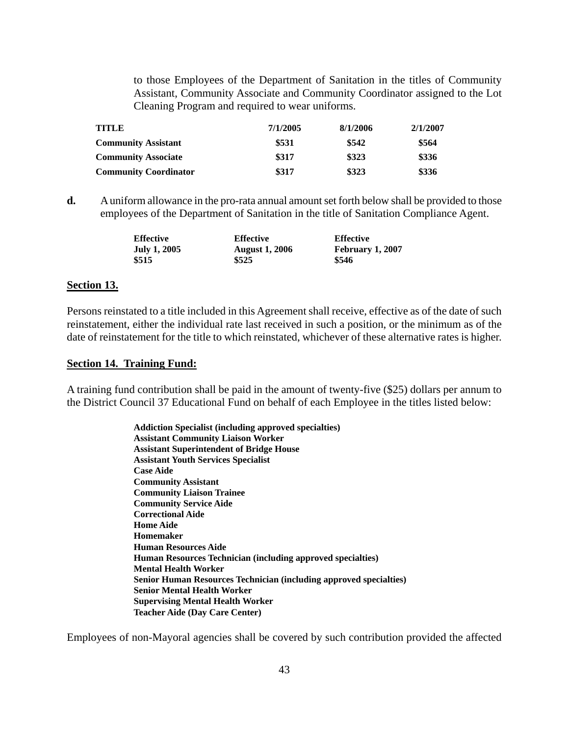to those Employees of the Department of Sanitation in the titles of Community Assistant, Community Associate and Community Coordinator assigned to the Lot Cleaning Program and required to wear uniforms.

| TITLE | 7/1/2005 | 8/1/2006 | 2/1/2007 |
|---|---|---|---|
| **Community Assistant** | **$531** | **$542** | **$564** |
| **Community Associate** | **$317** | **$323** | **$336** |
| **Community Coordinator** | **$317** | **$323** | **$336** |

**d.** A uniform allowance in the pro-rata annual amount set forth below shall be provided to those employees of the Department of Sanitation in the title of Sanitation Compliance Agent.

| Effective July 1, 2005 | Effective August 1, 2006 | Effective February 1, 2007 |
|---|---|---|
| **$515** | **$525** | **$546** |

**Section 13.**

Persons reinstated to a title included in this Agreement shall receive, effective as of the date of such reinstatement, either the individual rate last received in such a position, or the minimum as of the date of reinstatement for the title to which reinstated, whichever of these alternative rates is higher.

**Section 14. Training Fund:**

A training fund contribution shall be paid in the amount of twenty-five ($25) dollars per annum to the District Council 37 Educational Fund on behalf of each Employee in the titles listed below:

**Addiction Specialist (including approved specialties)**
**Assistant Community Liaison Worker**
**Assistant Superintendent of Bridge House**
**Assistant Youth Services Specialist**
**Case Aide**
**Community Assistant**
**Community Liaison Trainee**
**Community Service Aide**
**Correctional Aide**
**Home Aide**
**Homemaker**
**Human Resources Aide**
**Human Resources Technician (including approved specialties)**
**Mental Health Worker**
**Senior Human Resources Technician (including approved specialties)**
**Senior Mental Health Worker**
**Supervising Mental Health Worker**
**Teacher Aide (Day Care Center)**

Employees of non-Mayoral agencies shall be covered by such contribution provided the affected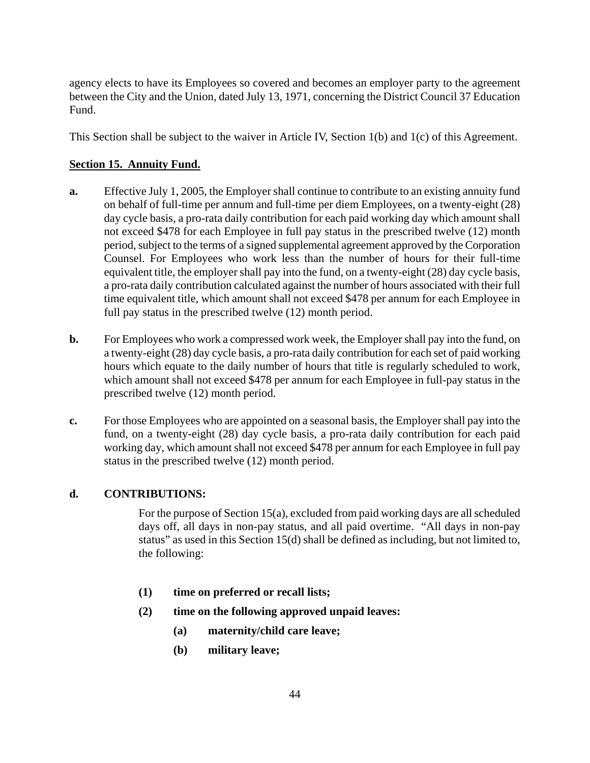agency elects to have its Employees so covered and becomes an employer party to the agreement between the City and the Union, dated July 13, 1971, concerning the District Council 37 Education Fund.

This Section shall be subject to the waiver in Article IV, Section 1(b) and 1(c) of this Agreement.

**Section 15. Annuity Fund.**

**a.** Effective July 1, 2005, the Employer shall continue to contribute to an existing annuity fund on behalf of full-time per annum and full-time per diem Employees, on a twenty-eight (28) day cycle basis, a pro-rata daily contribution for each paid working day which amount shall not exceed $478 for each Employee in full pay status in the prescribed twelve (12) month period, subject to the terms of a signed supplemental agreement approved by the Corporation Counsel. For Employees who work less than the number of hours for their full-time equivalent title, the employer shall pay into the fund, on a twenty-eight (28) day cycle basis, a pro-rata daily contribution calculated against the number of hours associated with their full time equivalent title, which amount shall not exceed $478 per annum for each Employee in full pay status in the prescribed twelve (12) month period.

**b.** For Employees who work a compressed work week, the Employer shall pay into the fund, on a twenty-eight (28) day cycle basis, a pro-rata daily contribution for each set of paid working hours which equate to the daily number of hours that title is regularly scheduled to work, which amount shall not exceed $478 per annum for each Employee in full-pay status in the prescribed twelve (12) month period.

**c.** For those Employees who are appointed on a seasonal basis, the Employer shall pay into the fund, on a twenty-eight (28) day cycle basis, a pro-rata daily contribution for each paid working day, which amount shall not exceed $478 per annum for each Employee in full pay status in the prescribed twelve (12) month period.

**d. CONTRIBUTIONS:**

For the purpose of Section 15(a), excluded from paid working days are all scheduled days off, all days in non-pay status, and all paid overtime. "All days in non-pay status" as used in this Section 15(d) shall be defined as including, but not limited to, the following:

**(1) time on preferred or recall lists;**

**(2) time on the following approved unpaid leaves:**

**(a) maternity/child care leave;**

**(b) military leave;**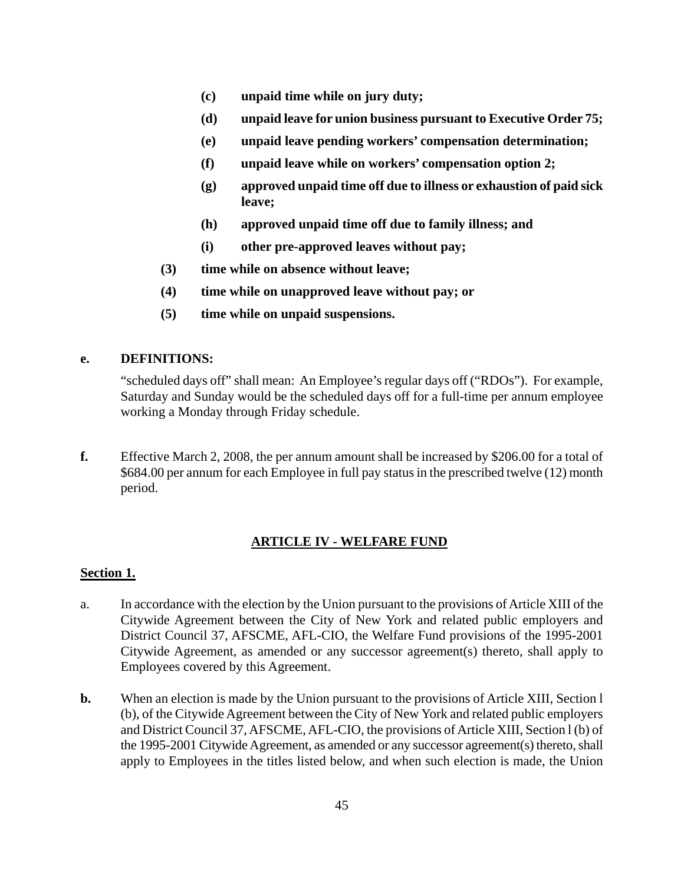- **(c) unpaid time while on jury duty;**
- **(d) unpaid leave for union business pursuant to Executive Order 75;**
- **(e) unpaid leave pending workers' compensation determination;**
- **(f) unpaid leave while on workers' compensation option 2;**
- **(g) approved unpaid time off due to illness or exhaustion of paid sick leave;**
- **(h) approved unpaid time off due to family illness; and**
- **(i) other pre-approved leaves without pay;**

**(3) time while on absence without leave;**

**(4) time while on unapproved leave without pay; or**

**(5) time while on unpaid suspensions.**

**e. DEFINITIONS:**

"scheduled days off" shall mean: An Employee's regular days off ("RDOs"). For example, Saturday and Sunday would be the scheduled days off for a full-time per annum employee working a Monday through Friday schedule.

**f.** Effective March 2, 2008, the per annum amount shall be increased by $206.00 for a total of $684.00 per annum for each Employee in full pay status in the prescribed twelve (12) month period.

## ARTICLE IV - WELFARE FUND

### Section 1.

a. In accordance with the election by the Union pursuant to the provisions of Article XIII of the Citywide Agreement between the City of New York and related public employers and District Council 37, AFSCME, AFL-CIO, the Welfare Fund provisions of the 1995-2001 Citywide Agreement, as amended or any successor agreement(s) thereto, shall apply to Employees covered by this Agreement.

**b.** When an election is made by the Union pursuant to the provisions of Article XIII, Section l (b), of the Citywide Agreement between the City of New York and related public employers and District Council 37, AFSCME, AFL-CIO, the provisions of Article XIII, Section l (b) of the 1995-2001 Citywide Agreement, as amended or any successor agreement(s) thereto, shall apply to Employees in the titles listed below, and when such election is made, the Union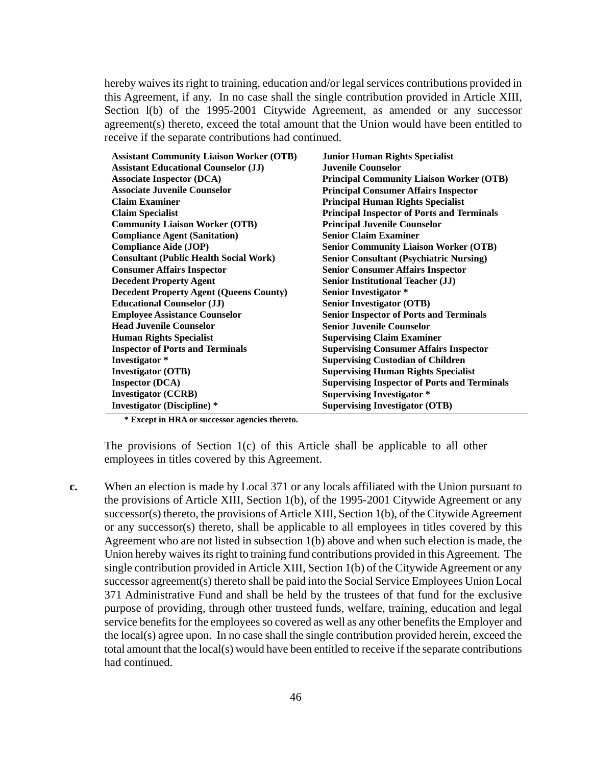hereby waives its right to training, education and/or legal services contributions provided in this Agreement, if any. In no case shall the single contribution provided in Article XIII, Section l(b) of the 1995-2001 Citywide Agreement, as amended or any successor agreement(s) thereto, exceed the total amount that the Union would have been entitled to receive if the separate contributions had continued.

| | |
|---|---|
| **Assistant Community Liaison Worker (OTB)** | **Junior Human Rights Specialist** |
| **Assistant Educational Counselor (JJ)** | **Juvenile Counselor** |
| **Associate Inspector (DCA)** | **Principal Community Liaison Worker (OTB)** |
| **Associate Juvenile Counselor** | **Principal Consumer Affairs Inspector** |
| **Claim Examiner** | **Principal Human Rights Specialist** |
| **Claim Specialist** | **Principal Inspector of Ports and Terminals** |
| **Community Liaison Worker (OTB)** | **Principal Juvenile Counselor** |
| **Compliance Agent (Sanitation)** | **Senior Claim Examiner** |
| **Compliance Aide (JOP)** | **Senior Community Liaison Worker (OTB)** |
| **Consultant (Public Health Social Work)** | **Senior Consultant (Psychiatric Nursing)** |
| **Consumer Affairs Inspector** | **Senior Consumer Affairs Inspector** |
| **Decedent Property Agent** | **Senior Institutional Teacher (JJ)** |
| **Decedent Property Agent (Queens County)** | **Senior Investigator *** |
| **Educational Counselor (JJ)** | **Senior Investigator (OTB)** |
| **Employee Assistance Counselor** | **Senior Inspector of Ports and Terminals** |
| **Head Juvenile Counselor** | **Senior Juvenile Counselor** |
| **Human Rights Specialist** | **Supervising Claim Examiner** |
| **Inspector of Ports and Terminals** | **Supervising Consumer Affairs Inspector** |
| **Investigator *** | **Supervising Custodian of Children** |
| **Investigator (OTB)** | **Supervising Human Rights Specialist** |
| **Inspector (DCA)** | **Supervising Inspector of Ports and Terminals** |
| **Investigator (CCRB)** | **Supervising Investigator *** |
| **Investigator (Discipline) *** | **Supervising Investigator (OTB)** |

**\* Except in HRA or successor agencies thereto.**

The provisions of Section 1(c) of this Article shall be applicable to all other employees in titles covered by this Agreement.

**c.** When an election is made by Local 371 or any locals affiliated with the Union pursuant to the provisions of Article XIII, Section 1(b), of the 1995-2001 Citywide Agreement or any successor(s) thereto, the provisions of Article XIII, Section 1(b), of the Citywide Agreement or any successor(s) thereto, shall be applicable to all employees in titles covered by this Agreement who are not listed in subsection 1(b) above and when such election is made, the Union hereby waives its right to training fund contributions provided in this Agreement. The single contribution provided in Article XIII, Section 1(b) of the Citywide Agreement or any successor agreement(s) thereto shall be paid into the Social Service Employees Union Local 371 Administrative Fund and shall be held by the trustees of that fund for the exclusive purpose of providing, through other trusteed funds, welfare, training, education and legal service benefits for the employees so covered as well as any other benefits the Employer and the local(s) agree upon. In no case shall the single contribution provided herein, exceed the total amount that the local(s) would have been entitled to receive if the separate contributions had continued.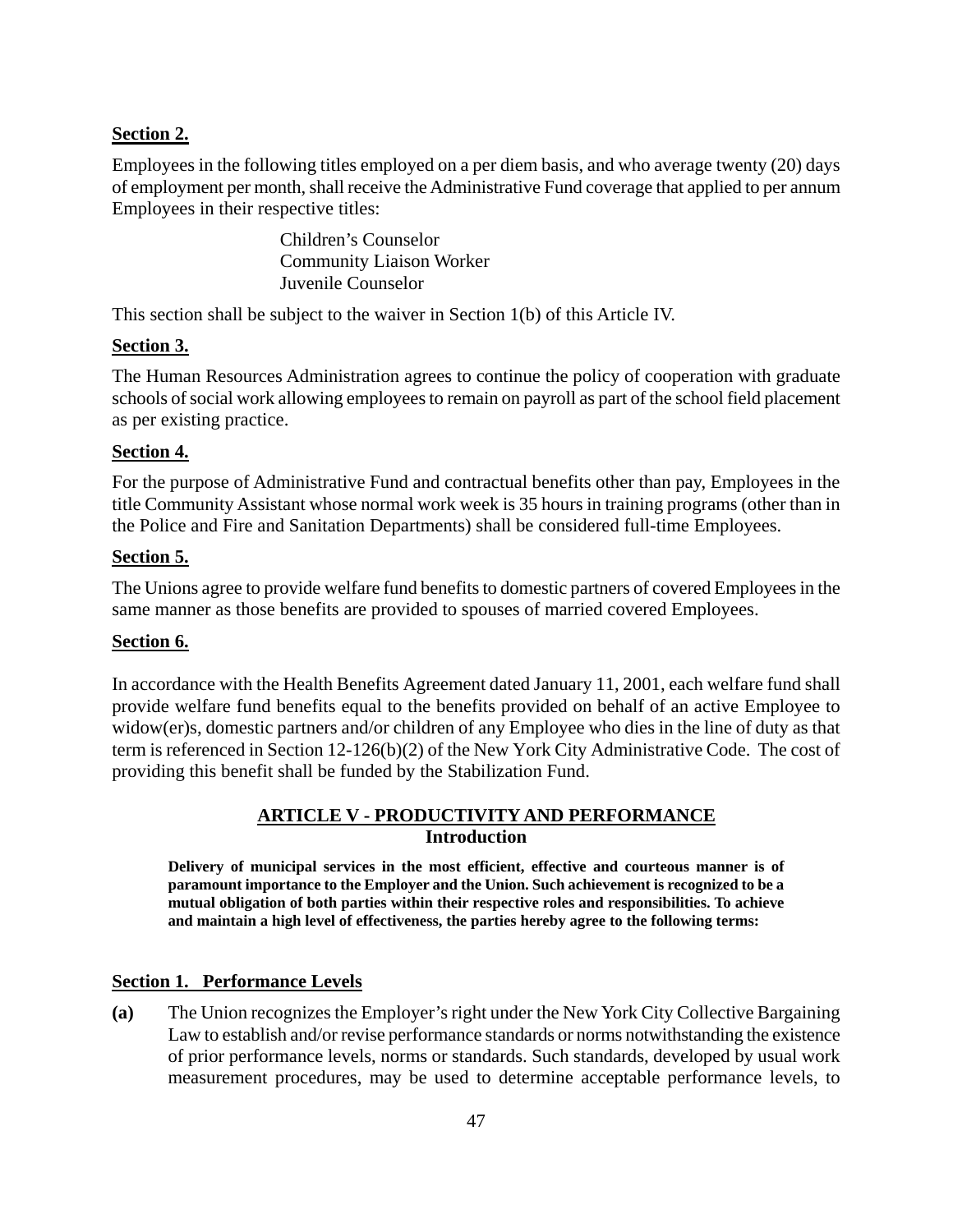**Section 2.**

Employees in the following titles employed on a per diem basis, and who average twenty (20) days of employment per month, shall receive the Administrative Fund coverage that applied to per annum Employees in their respective titles:

Children's Counselor
Community Liaison Worker
Juvenile Counselor

This section shall be subject to the waiver in Section 1(b) of this Article IV.

**Section 3.**

The Human Resources Administration agrees to continue the policy of cooperation with graduate schools of social work allowing employees to remain on payroll as part of the school field placement as per existing practice.

**Section 4.**

For the purpose of Administrative Fund and contractual benefits other than pay, Employees in the title Community Assistant whose normal work week is 35 hours in training programs (other than in the Police and Fire and Sanitation Departments) shall be considered full-time Employees.

**Section 5.**

The Unions agree to provide welfare fund benefits to domestic partners of covered Employees in the same manner as those benefits are provided to spouses of married covered Employees.

**Section 6.**

In accordance with the Health Benefits Agreement dated January 11, 2001, each welfare fund shall provide welfare fund benefits equal to the benefits provided on behalf of an active Employee to widow(er)s, domestic partners and/or children of any Employee who dies in the line of duty as that term is referenced in Section 12-126(b)(2) of the New York City Administrative Code. The cost of providing this benefit shall be funded by the Stabilization Fund.

## ARTICLE V - PRODUCTIVITY AND PERFORMANCE

### Introduction

**Delivery of municipal services in the most efficient, effective and courteous manner is of paramount importance to the Employer and the Union. Such achievement is recognized to be a mutual obligation of both parties within their respective roles and responsibilities. To achieve and maintain a high level of effectiveness, the parties hereby agree to the following terms:**

**Section 1. Performance Levels**

**(a)** The Union recognizes the Employer's right under the New York City Collective Bargaining Law to establish and/or revise performance standards or norms notwithstanding the existence of prior performance levels, norms or standards. Such standards, developed by usual work measurement procedures, may be used to determine acceptable performance levels, to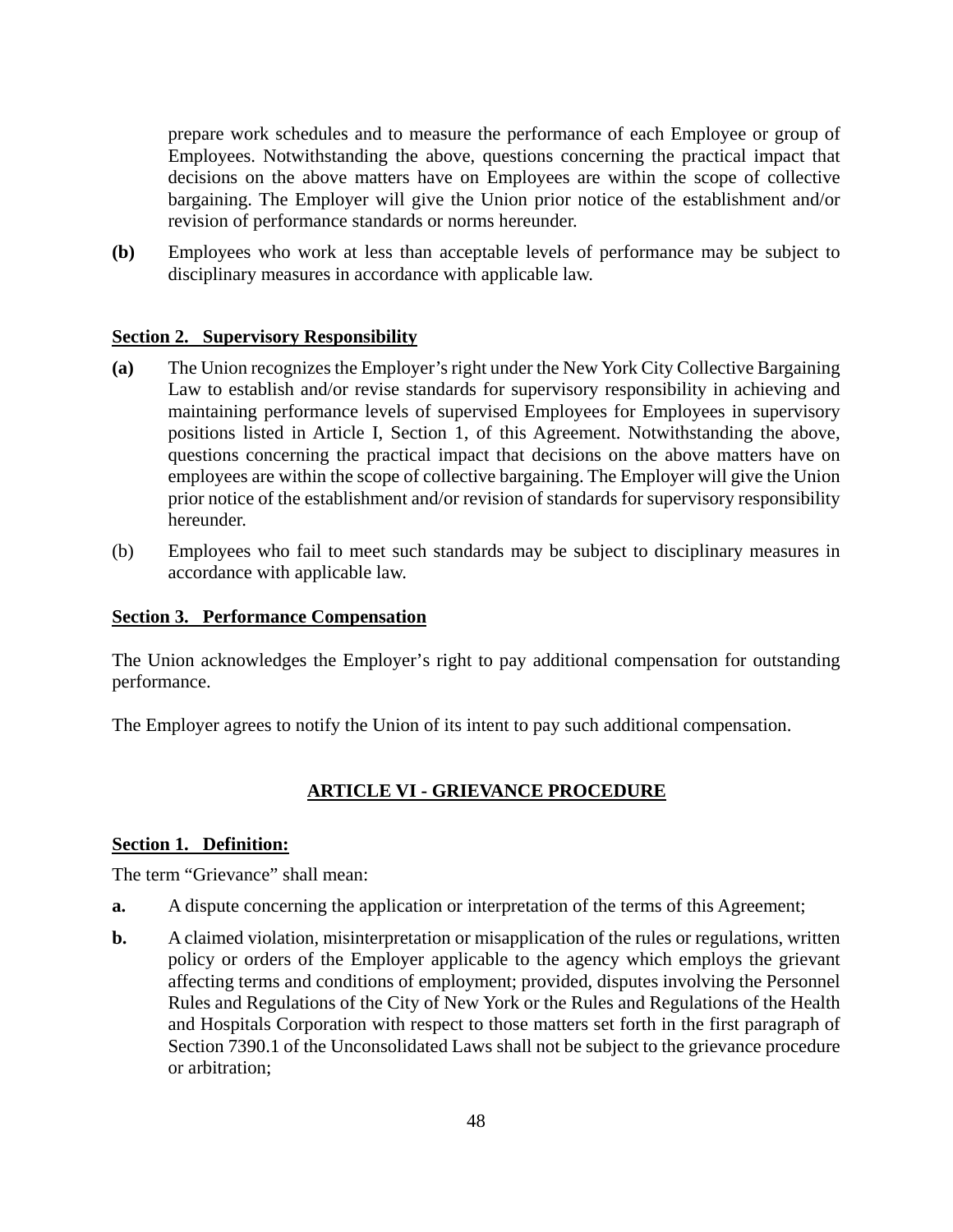prepare work schedules and to measure the performance of each Employee or group of Employees. Notwithstanding the above, questions concerning the practical impact that decisions on the above matters have on Employees are within the scope of collective bargaining. The Employer will give the Union prior notice of the establishment and/or revision of performance standards or norms hereunder.

**(b)** Employees who work at less than acceptable levels of performance may be subject to disciplinary measures in accordance with applicable law.

**Section 2. Supervisory Responsibility**

**(a)** The Union recognizes the Employer's right under the New York City Collective Bargaining Law to establish and/or revise standards for supervisory responsibility in achieving and maintaining performance levels of supervised Employees for Employees in supervisory positions listed in Article I, Section 1, of this Agreement. Notwithstanding the above, questions concerning the practical impact that decisions on the above matters have on employees are within the scope of collective bargaining. The Employer will give the Union prior notice of the establishment and/or revision of standards for supervisory responsibility hereunder.

(b) Employees who fail to meet such standards may be subject to disciplinary measures in accordance with applicable law.

**Section 3. Performance Compensation**

The Union acknowledges the Employer's right to pay additional compensation for outstanding performance.

The Employer agrees to notify the Union of its intent to pay such additional compensation.

## ARTICLE VI - GRIEVANCE PROCEDURE

**Section 1. Definition:**

The term "Grievance" shall mean:

**a.** A dispute concerning the application or interpretation of the terms of this Agreement;

**b.** A claimed violation, misinterpretation or misapplication of the rules or regulations, written policy or orders of the Employer applicable to the agency which employs the grievant affecting terms and conditions of employment; provided, disputes involving the Personnel Rules and Regulations of the City of New York or the Rules and Regulations of the Health and Hospitals Corporation with respect to those matters set forth in the first paragraph of Section 7390.1 of the Unconsolidated Laws shall not be subject to the grievance procedure or arbitration;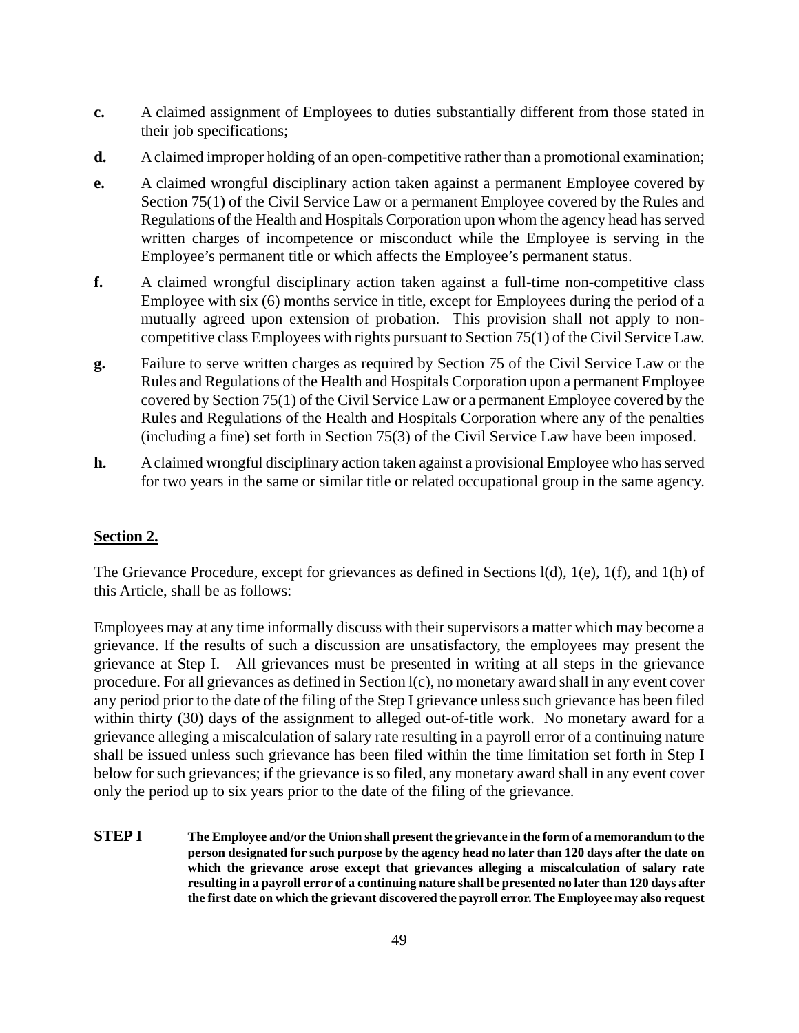**c.** A claimed assignment of Employees to duties substantially different from those stated in their job specifications;

**d.** A claimed improper holding of an open-competitive rather than a promotional examination;

**e.** A claimed wrongful disciplinary action taken against a permanent Employee covered by Section 75(1) of the Civil Service Law or a permanent Employee covered by the Rules and Regulations of the Health and Hospitals Corporation upon whom the agency head has served written charges of incompetence or misconduct while the Employee is serving in the Employee's permanent title or which affects the Employee's permanent status.

**f.** A claimed wrongful disciplinary action taken against a full-time non-competitive class Employee with six (6) months service in title, except for Employees during the period of a mutually agreed upon extension of probation. This provision shall not apply to non-competitive class Employees with rights pursuant to Section 75(1) of the Civil Service Law.

**g.** Failure to serve written charges as required by Section 75 of the Civil Service Law or the Rules and Regulations of the Health and Hospitals Corporation upon a permanent Employee covered by Section 75(1) of the Civil Service Law or a permanent Employee covered by the Rules and Regulations of the Health and Hospitals Corporation where any of the penalties (including a fine) set forth in Section 75(3) of the Civil Service Law have been imposed.

**h.** A claimed wrongful disciplinary action taken against a provisional Employee who has served for two years in the same or similar title or related occupational group in the same agency.

**Section 2.**

The Grievance Procedure, except for grievances as defined in Sections l(d), 1(e), 1(f), and 1(h) of this Article, shall be as follows:

Employees may at any time informally discuss with their supervisors a matter which may become a grievance. If the results of such a discussion are unsatisfactory, the employees may present the grievance at Step I. All grievances must be presented in writing at all steps in the grievance procedure. For all grievances as defined in Section l(c), no monetary award shall in any event cover any period prior to the date of the filing of the Step I grievance unless such grievance has been filed within thirty (30) days of the assignment to alleged out-of-title work. No monetary award for a grievance alleging a miscalculation of salary rate resulting in a payroll error of a continuing nature shall be issued unless such grievance has been filed within the time limitation set forth in Step I below for such grievances; if the grievance is so filed, any monetary award shall in any event cover only the period up to six years prior to the date of the filing of the grievance.

**STEP I** **The Employee and/or the Union shall present the grievance in the form of a memorandum to the person designated for such purpose by the agency head no later than 120 days after the date on which the grievance arose except that grievances alleging a miscalculation of salary rate resulting in a payroll error of a continuing nature shall be presented no later than 120 days after the first date on which the grievant discovered the payroll error. The Employee may also request**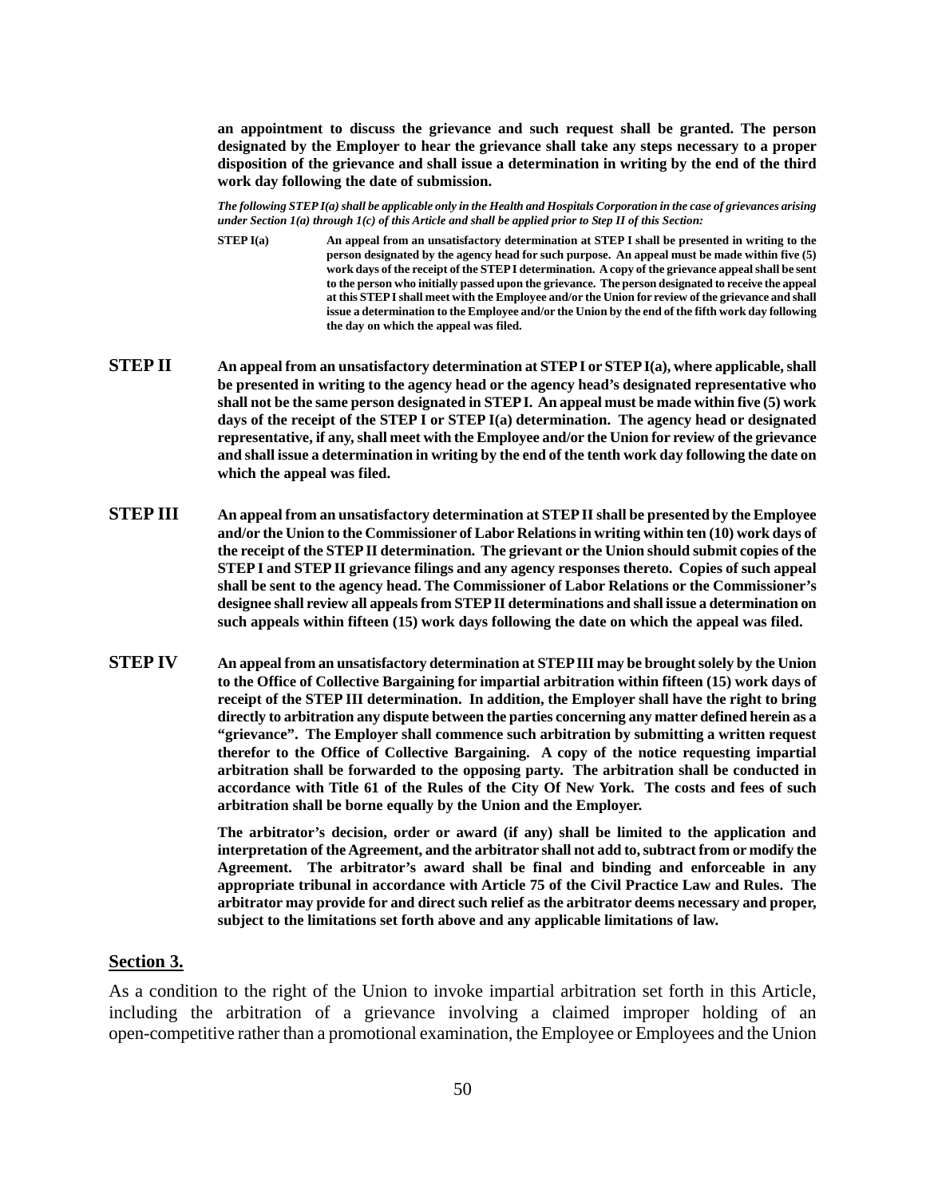**an appointment to discuss the grievance and such request shall be granted. The person designated by the Employer to hear the grievance shall take any steps necessary to a proper disposition of the grievance and shall issue a determination in writing by the end of the third work day following the date of submission.**

***The following STEP I(a) shall be applicable only in the Health and Hospitals Corporation in the case of grievances arising under Section 1(a) through 1(c) of this Article and shall be applied prior to Step II of this Section:***

**STEP I(a)** **An appeal from an unsatisfactory determination at STEP I shall be presented in writing to the person designated by the agency head for such purpose. An appeal must be made within five (5) work days of the receipt of the STEP I determination. A copy of the grievance appeal shall be sent to the person who initially passed upon the grievance. The person designated to receive the appeal at this STEP I shall meet with the Employee and/or the Union for review of the grievance and shall issue a determination to the Employee and/or the Union by the end of the fifth work day following the day on which the appeal was filed.**

**STEP II** **An appeal from an unsatisfactory determination at STEP I or STEP I(a), where applicable, shall be presented in writing to the agency head or the agency head's designated representative who shall not be the same person designated in STEP I. An appeal must be made within five (5) work days of the receipt of the STEP I or STEP I(a) determination. The agency head or designated representative, if any, shall meet with the Employee and/or the Union for review of the grievance and shall issue a determination in writing by the end of the tenth work day following the date on which the appeal was filed.**

**STEP III** **An appeal from an unsatisfactory determination at STEP II shall be presented by the Employee and/or the Union to the Commissioner of Labor Relations in writing within ten (10) work days of the receipt of the STEP II determination. The grievant or the Union should submit copies of the STEP I and STEP II grievance filings and any agency responses thereto. Copies of such appeal shall be sent to the agency head. The Commissioner of Labor Relations or the Commissioner's designee shall review all appeals from STEP II determinations and shall issue a determination on such appeals within fifteen (15) work days following the date on which the appeal was filed.**

**STEP IV** **An appeal from an unsatisfactory determination at STEP III may be brought solely by the Union to the Office of Collective Bargaining for impartial arbitration within fifteen (15) work days of receipt of the STEP III determination. In addition, the Employer shall have the right to bring directly to arbitration any dispute between the parties concerning any matter defined herein as a "grievance". The Employer shall commence such arbitration by submitting a written request therefor to the Office of Collective Bargaining. A copy of the notice requesting impartial arbitration shall be forwarded to the opposing party. The arbitration shall be conducted in accordance with Title 61 of the Rules of the City Of New York. The costs and fees of such arbitration shall be borne equally by the Union and the Employer.**

**The arbitrator's decision, order or award (if any) shall be limited to the application and interpretation of the Agreement, and the arbitrator shall not add to, subtract from or modify the Agreement. The arbitrator's award shall be final and binding and enforceable in any appropriate tribunal in accordance with Article 75 of the Civil Practice Law and Rules. The arbitrator may provide for and direct such relief as the arbitrator deems necessary and proper, subject to the limitations set forth above and any applicable limitations of law.**

**Section 3.**

As a condition to the right of the Union to invoke impartial arbitration set forth in this Article, including the arbitration of a grievance involving a claimed improper holding of an open-competitive rather than a promotional examination, the Employee or Employees and the Union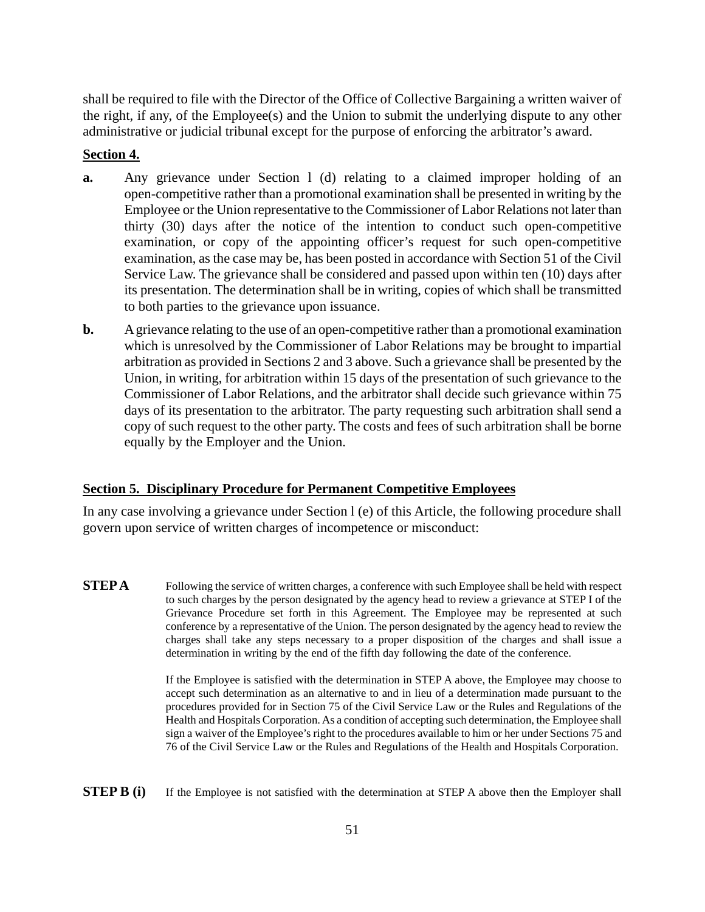shall be required to file with the Director of the Office of Collective Bargaining a written waiver of the right, if any, of the Employee(s) and the Union to submit the underlying dispute to any other administrative or judicial tribunal except for the purpose of enforcing the arbitrator's award.

**Section 4.**

**a.** Any grievance under Section l (d) relating to a claimed improper holding of an open-competitive rather than a promotional examination shall be presented in writing by the Employee or the Union representative to the Commissioner of Labor Relations not later than thirty (30) days after the notice of the intention to conduct such open-competitive examination, or copy of the appointing officer's request for such open-competitive examination, as the case may be, has been posted in accordance with Section 51 of the Civil Service Law. The grievance shall be considered and passed upon within ten (10) days after its presentation. The determination shall be in writing, copies of which shall be transmitted to both parties to the grievance upon issuance.

**b.** A grievance relating to the use of an open-competitive rather than a promotional examination which is unresolved by the Commissioner of Labor Relations may be brought to impartial arbitration as provided in Sections 2 and 3 above. Such a grievance shall be presented by the Union, in writing, for arbitration within 15 days of the presentation of such grievance to the Commissioner of Labor Relations, and the arbitrator shall decide such grievance within 75 days of its presentation to the arbitrator. The party requesting such arbitration shall send a copy of such request to the other party. The costs and fees of such arbitration shall be borne equally by the Employer and the Union.

**Section 5. Disciplinary Procedure for Permanent Competitive Employees**

In any case involving a grievance under Section l (e) of this Article, the following procedure shall govern upon service of written charges of incompetence or misconduct:

**STEP A** Following the service of written charges, a conference with such Employee shall be held with respect to such charges by the person designated by the agency head to review a grievance at STEP I of the Grievance Procedure set forth in this Agreement. The Employee may be represented at such conference by a representative of the Union. The person designated by the agency head to review the charges shall take any steps necessary to a proper disposition of the charges and shall issue a determination in writing by the end of the fifth day following the date of the conference.

If the Employee is satisfied with the determination in STEP A above, the Employee may choose to accept such determination as an alternative to and in lieu of a determination made pursuant to the procedures provided for in Section 75 of the Civil Service Law or the Rules and Regulations of the Health and Hospitals Corporation. As a condition of accepting such determination, the Employee shall sign a waiver of the Employee's right to the procedures available to him or her under Sections 75 and 76 of the Civil Service Law or the Rules and Regulations of the Health and Hospitals Corporation.

**STEP B (i)** If the Employee is not satisfied with the determination at STEP A above then the Employer shall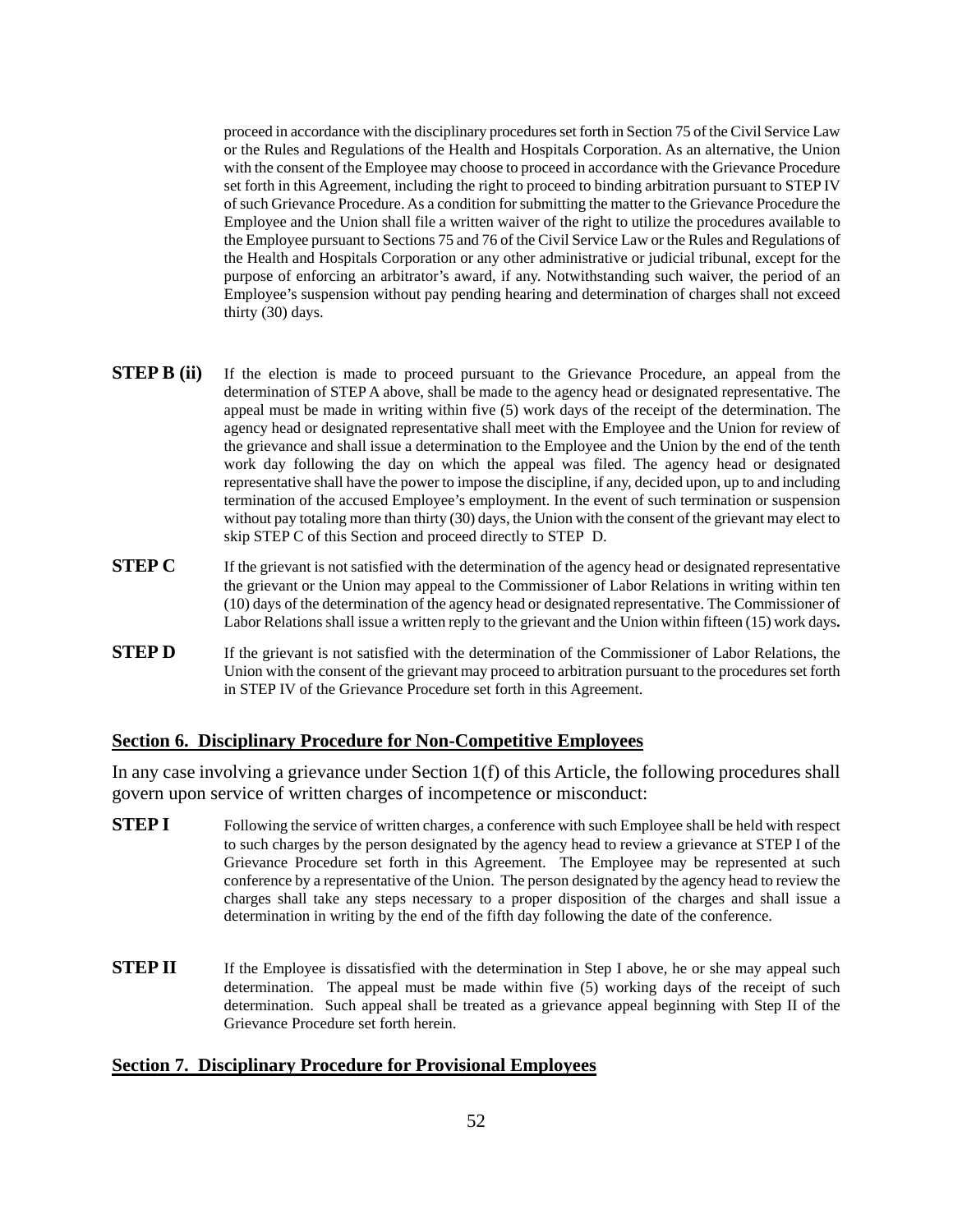proceed in accordance with the disciplinary procedures set forth in Section 75 of the Civil Service Law or the Rules and Regulations of the Health and Hospitals Corporation. As an alternative, the Union with the consent of the Employee may choose to proceed in accordance with the Grievance Procedure set forth in this Agreement, including the right to proceed to binding arbitration pursuant to STEP IV of such Grievance Procedure. As a condition for submitting the matter to the Grievance Procedure the Employee and the Union shall file a written waiver of the right to utilize the procedures available to the Employee pursuant to Sections 75 and 76 of the Civil Service Law or the Rules and Regulations of the Health and Hospitals Corporation or any other administrative or judicial tribunal, except for the purpose of enforcing an arbitrator's award, if any. Notwithstanding such waiver, the period of an Employee's suspension without pay pending hearing and determination of charges shall not exceed thirty (30) days.

**STEP B (ii)** If the election is made to proceed pursuant to the Grievance Procedure, an appeal from the determination of STEP A above, shall be made to the agency head or designated representative. The appeal must be made in writing within five (5) work days of the receipt of the determination. The agency head or designated representative shall meet with the Employee and the Union for review of the grievance and shall issue a determination to the Employee and the Union by the end of the tenth work day following the day on which the appeal was filed. The agency head or designated representative shall have the power to impose the discipline, if any, decided upon, up to and including termination of the accused Employee's employment. In the event of such termination or suspension without pay totaling more than thirty (30) days, the Union with the consent of the grievant may elect to skip STEP C of this Section and proceed directly to STEP D.

**STEP C** If the grievant is not satisfied with the determination of the agency head or designated representative the grievant or the Union may appeal to the Commissioner of Labor Relations in writing within ten (10) days of the determination of the agency head or designated representative. The Commissioner of Labor Relations shall issue a written reply to the grievant and the Union within fifteen (15) work days**.**

**STEP D** If the grievant is not satisfied with the determination of the Commissioner of Labor Relations, the Union with the consent of the grievant may proceed to arbitration pursuant to the procedures set forth in STEP IV of the Grievance Procedure set forth in this Agreement.

## Section 6. Disciplinary Procedure for Non-Competitive Employees

In any case involving a grievance under Section 1(f) of this Article, the following procedures shall govern upon service of written charges of incompetence or misconduct:

**STEP I** Following the service of written charges, a conference with such Employee shall be held with respect to such charges by the person designated by the agency head to review a grievance at STEP I of the Grievance Procedure set forth in this Agreement. The Employee may be represented at such conference by a representative of the Union. The person designated by the agency head to review the charges shall take any steps necessary to a proper disposition of the charges and shall issue a determination in writing by the end of the fifth day following the date of the conference.

**STEP II** If the Employee is dissatisfied with the determination in Step I above, he or she may appeal such determination. The appeal must be made within five (5) working days of the receipt of such determination. Such appeal shall be treated as a grievance appeal beginning with Step II of the Grievance Procedure set forth herein.

## Section 7. Disciplinary Procedure for Provisional Employees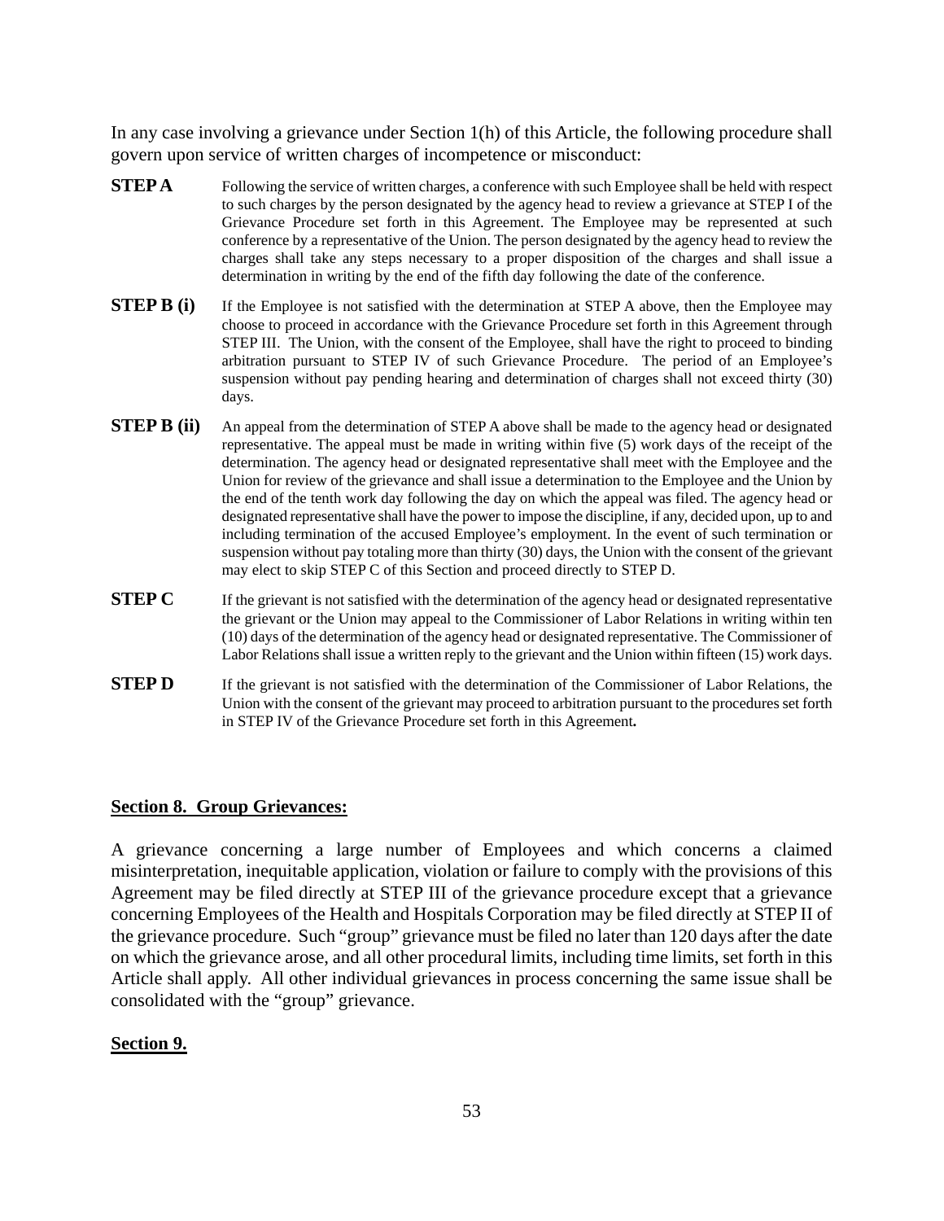In any case involving a grievance under Section 1(h) of this Article, the following procedure shall govern upon service of written charges of incompetence or misconduct:

**STEP A** Following the service of written charges, a conference with such Employee shall be held with respect to such charges by the person designated by the agency head to review a grievance at STEP I of the Grievance Procedure set forth in this Agreement. The Employee may be represented at such conference by a representative of the Union. The person designated by the agency head to review the charges shall take any steps necessary to a proper disposition of the charges and shall issue a determination in writing by the end of the fifth day following the date of the conference.

**STEP B (i)** If the Employee is not satisfied with the determination at STEP A above, then the Employee may choose to proceed in accordance with the Grievance Procedure set forth in this Agreement through STEP III. The Union, with the consent of the Employee, shall have the right to proceed to binding arbitration pursuant to STEP IV of such Grievance Procedure. The period of an Employee's suspension without pay pending hearing and determination of charges shall not exceed thirty (30) days.

**STEP B (ii)** An appeal from the determination of STEP A above shall be made to the agency head or designated representative. The appeal must be made in writing within five (5) work days of the receipt of the determination. The agency head or designated representative shall meet with the Employee and the Union for review of the grievance and shall issue a determination to the Employee and the Union by the end of the tenth work day following the day on which the appeal was filed. The agency head or designated representative shall have the power to impose the discipline, if any, decided upon, up to and including termination of the accused Employee's employment. In the event of such termination or suspension without pay totaling more than thirty (30) days, the Union with the consent of the grievant may elect to skip STEP C of this Section and proceed directly to STEP D.

**STEP C** If the grievant is not satisfied with the determination of the agency head or designated representative the grievant or the Union may appeal to the Commissioner of Labor Relations in writing within ten (10) days of the determination of the agency head or designated representative. The Commissioner of Labor Relations shall issue a written reply to the grievant and the Union within fifteen (15) work days.

**STEP D** If the grievant is not satisfied with the determination of the Commissioner of Labor Relations, the Union with the consent of the grievant may proceed to arbitration pursuant to the procedures set forth in STEP IV of the Grievance Procedure set forth in this Agreement.

**Section 8. Group Grievances:**

A grievance concerning a large number of Employees and which concerns a claimed misinterpretation, inequitable application, violation or failure to comply with the provisions of this Agreement may be filed directly at STEP III of the grievance procedure except that a grievance concerning Employees of the Health and Hospitals Corporation may be filed directly at STEP II of the grievance procedure. Such "group" grievance must be filed no later than 120 days after the date on which the grievance arose, and all other procedural limits, including time limits, set forth in this Article shall apply. All other individual grievances in process concerning the same issue shall be consolidated with the "group" grievance.

**Section 9.**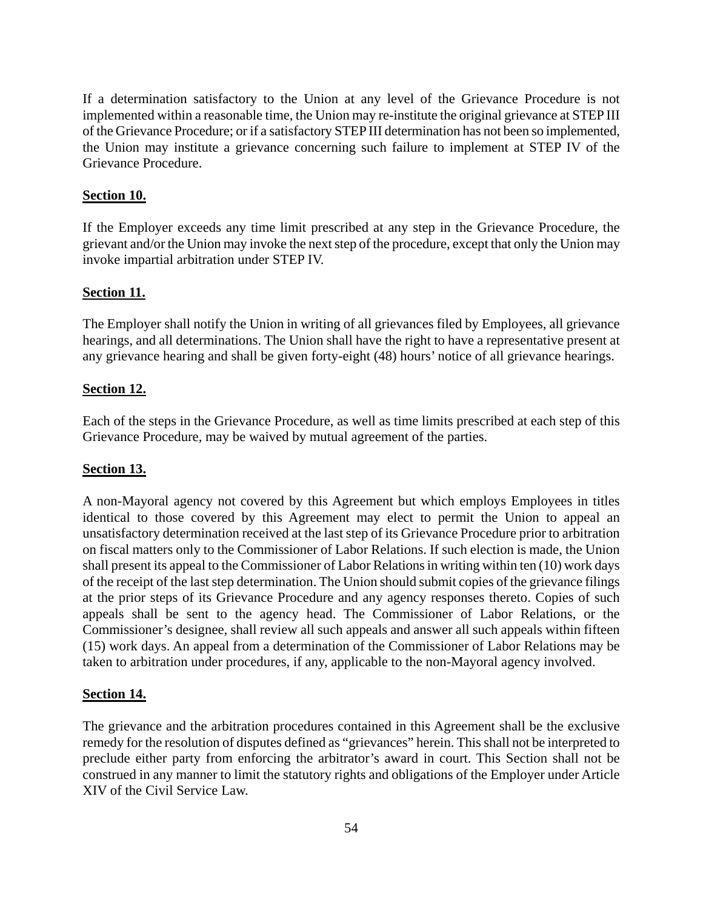If a determination satisfactory to the Union at any level of the Grievance Procedure is not implemented within a reasonable time, the Union may re-institute the original grievance at STEP III of the Grievance Procedure; or if a satisfactory STEP III determination has not been so implemented, the Union may institute a grievance concerning such failure to implement at STEP IV of the Grievance Procedure.

**Section 10.**

If the Employer exceeds any time limit prescribed at any step in the Grievance Procedure, the grievant and/or the Union may invoke the next step of the procedure, except that only the Union may invoke impartial arbitration under STEP IV.

**Section 11.**

The Employer shall notify the Union in writing of all grievances filed by Employees, all grievance hearings, and all determinations. The Union shall have the right to have a representative present at any grievance hearing and shall be given forty-eight (48) hours' notice of all grievance hearings.

**Section 12.**

Each of the steps in the Grievance Procedure, as well as time limits prescribed at each step of this Grievance Procedure, may be waived by mutual agreement of the parties.

**Section 13.**

A non-Mayoral agency not covered by this Agreement but which employs Employees in titles identical to those covered by this Agreement may elect to permit the Union to appeal an unsatisfactory determination received at the last step of its Grievance Procedure prior to arbitration on fiscal matters only to the Commissioner of Labor Relations. If such election is made, the Union shall present its appeal to the Commissioner of Labor Relations in writing within ten (10) work days of the receipt of the last step determination. The Union should submit copies of the grievance filings at the prior steps of its Grievance Procedure and any agency responses thereto. Copies of such appeals shall be sent to the agency head. The Commissioner of Labor Relations, or the Commissioner's designee, shall review all such appeals and answer all such appeals within fifteen (15) work days. An appeal from a determination of the Commissioner of Labor Relations may be taken to arbitration under procedures, if any, applicable to the non-Mayoral agency involved.

**Section 14.**

The grievance and the arbitration procedures contained in this Agreement shall be the exclusive remedy for the resolution of disputes defined as "grievances" herein. This shall not be interpreted to preclude either party from enforcing the arbitrator's award in court. This Section shall not be construed in any manner to limit the statutory rights and obligations of the Employer under Article XIV of the Civil Service Law.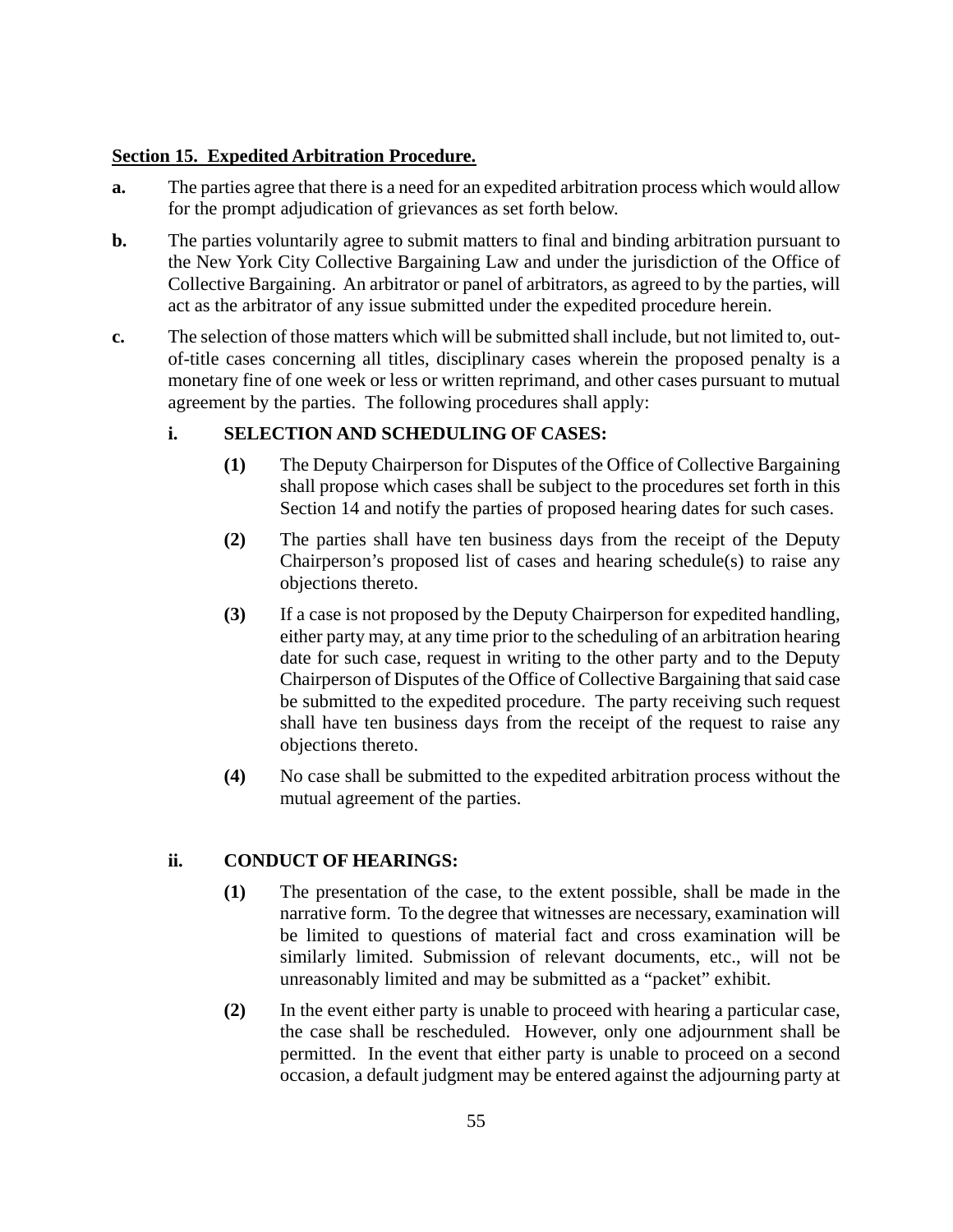**<u>Section 15. Expedited Arbitration Procedure.</u>**

**a.** The parties agree that there is a need for an expedited arbitration process which would allow for the prompt adjudication of grievances as set forth below.

**b.** The parties voluntarily agree to submit matters to final and binding arbitration pursuant to the New York City Collective Bargaining Law and under the jurisdiction of the Office of Collective Bargaining. An arbitrator or panel of arbitrators, as agreed to by the parties, will act as the arbitrator of any issue submitted under the expedited procedure herein.

**c.** The selection of those matters which will be submitted shall include, but not limited to, out-of-title cases concerning all titles, disciplinary cases wherein the proposed penalty is a monetary fine of one week or less or written reprimand, and other cases pursuant to mutual agreement by the parties. The following procedures shall apply:

**i. SELECTION AND SCHEDULING OF CASES:**

**(1)** The Deputy Chairperson for Disputes of the Office of Collective Bargaining shall propose which cases shall be subject to the procedures set forth in this Section 14 and notify the parties of proposed hearing dates for such cases.

**(2)** The parties shall have ten business days from the receipt of the Deputy Chairperson's proposed list of cases and hearing schedule(s) to raise any objections thereto.

**(3)** If a case is not proposed by the Deputy Chairperson for expedited handling, either party may, at any time prior to the scheduling of an arbitration hearing date for such case, request in writing to the other party and to the Deputy Chairperson of Disputes of the Office of Collective Bargaining that said case be submitted to the expedited procedure. The party receiving such request shall have ten business days from the receipt of the request to raise any objections thereto.

**(4)** No case shall be submitted to the expedited arbitration process without the mutual agreement of the parties.

**ii. CONDUCT OF HEARINGS:**

**(1)** The presentation of the case, to the extent possible, shall be made in the narrative form. To the degree that witnesses are necessary, examination will be limited to questions of material fact and cross examination will be similarly limited. Submission of relevant documents, etc., will not be unreasonably limited and may be submitted as a "packet" exhibit.

**(2)** In the event either party is unable to proceed with hearing a particular case, the case shall be rescheduled. However, only one adjournment shall be permitted. In the event that either party is unable to proceed on a second occasion, a default judgment may be entered against the adjourning party at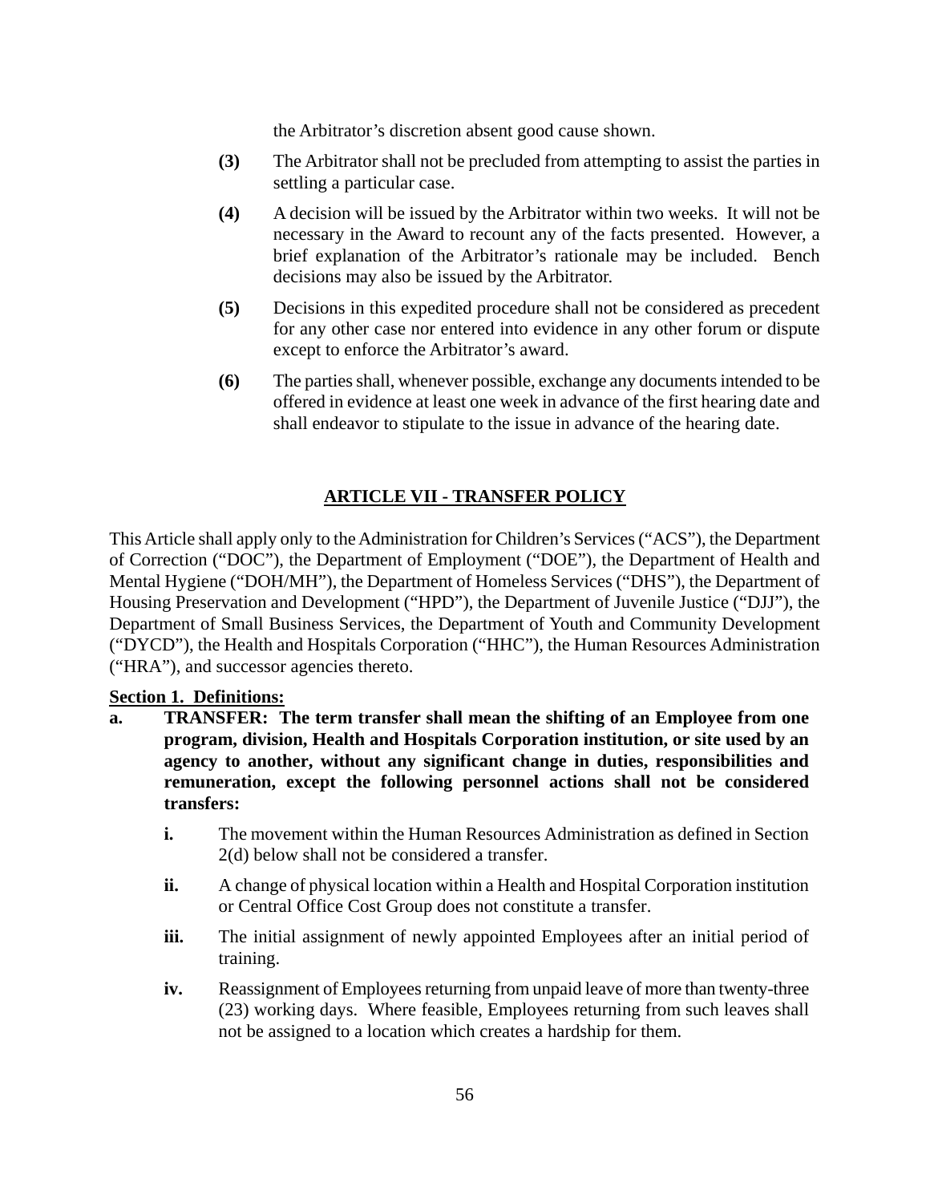the Arbitrator's discretion absent good cause shown.

**(3)** The Arbitrator shall not be precluded from attempting to assist the parties in settling a particular case.

**(4)** A decision will be issued by the Arbitrator within two weeks. It will not be necessary in the Award to recount any of the facts presented. However, a brief explanation of the Arbitrator's rationale may be included. Bench decisions may also be issued by the Arbitrator.

**(5)** Decisions in this expedited procedure shall not be considered as precedent for any other case nor entered into evidence in any other forum or dispute except to enforce the Arbitrator's award.

**(6)** The parties shall, whenever possible, exchange any documents intended to be offered in evidence at least one week in advance of the first hearing date and shall endeavor to stipulate to the issue in advance of the hearing date.

## ARTICLE VII - TRANSFER POLICY

This Article shall apply only to the Administration for Children's Services ("ACS"), the Department of Correction ("DOC"), the Department of Employment ("DOE"), the Department of Health and Mental Hygiene ("DOH/MH"), the Department of Homeless Services ("DHS"), the Department of Housing Preservation and Development ("HPD"), the Department of Juvenile Justice ("DJJ"), the Department of Small Business Services, the Department of Youth and Community Development ("DYCD"), the Health and Hospitals Corporation ("HHC"), the Human Resources Administration ("HRA"), and successor agencies thereto.

**Section 1. Definitions:**

**a. TRANSFER: The term transfer shall mean the shifting of an Employee from one program, division, Health and Hospitals Corporation institution, or site used by an agency to another, without any significant change in duties, responsibilities and remuneration, except the following personnel actions shall not be considered transfers:**

**i.** The movement within the Human Resources Administration as defined in Section 2(d) below shall not be considered a transfer.

**ii.** A change of physical location within a Health and Hospital Corporation institution or Central Office Cost Group does not constitute a transfer.

**iii.** The initial assignment of newly appointed Employees after an initial period of training.

**iv.** Reassignment of Employees returning from unpaid leave of more than twenty-three (23) working days. Where feasible, Employees returning from such leaves shall not be assigned to a location which creates a hardship for them.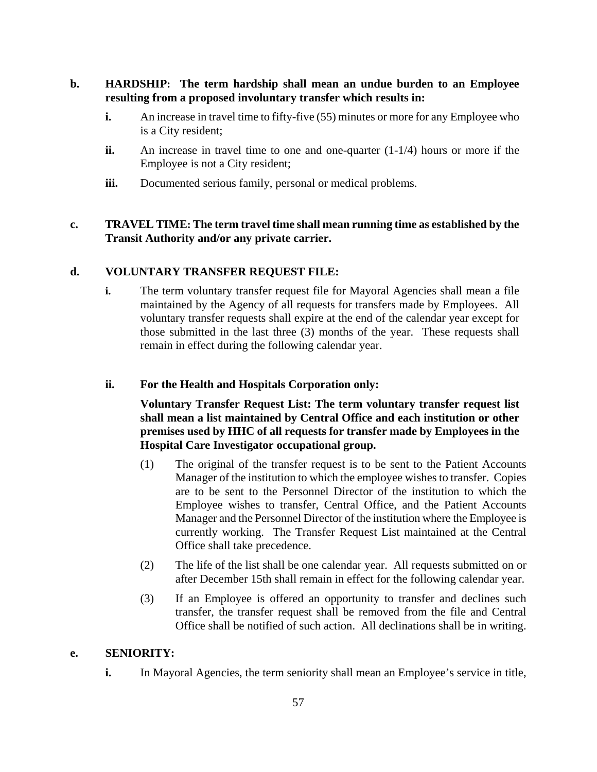**b. HARDSHIP: The term hardship shall mean an undue burden to an Employee resulting from a proposed involuntary transfer which results in:**

- **i.** An increase in travel time to fifty-five (55) minutes or more for any Employee who is a City resident;
- **ii.** An increase in travel time to one and one-quarter (1-1/4) hours or more if the Employee is not a City resident;
- **iii.** Documented serious family, personal or medical problems.

**c. TRAVEL TIME: The term travel time shall mean running time as established by the Transit Authority and/or any private carrier.**

**d. VOLUNTARY TRANSFER REQUEST FILE:**

- **i.** The term voluntary transfer request file for Mayoral Agencies shall mean a file maintained by the Agency of all requests for transfers made by Employees. All voluntary transfer requests shall expire at the end of the calendar year except for those submitted in the last three (3) months of the year. These requests shall remain in effect during the following calendar year.

- **ii. For the Health and Hospitals Corporation only:**

  **Voluntary Transfer Request List: The term voluntary transfer request list shall mean a list maintained by Central Office and each institution or other premises used by HHC of all requests for transfer made by Employees in the Hospital Care Investigator occupational group.**

  (1) The original of the transfer request is to be sent to the Patient Accounts Manager of the institution to which the employee wishes to transfer. Copies are to be sent to the Personnel Director of the institution to which the Employee wishes to transfer, Central Office, and the Patient Accounts Manager and the Personnel Director of the institution where the Employee is currently working. The Transfer Request List maintained at the Central Office shall take precedence.

  (2) The life of the list shall be one calendar year. All requests submitted on or after December 15th shall remain in effect for the following calendar year.

  (3) If an Employee is offered an opportunity to transfer and declines such transfer, the transfer request shall be removed from the file and Central Office shall be notified of such action. All declinations shall be in writing.

**e. SENIORITY:**

- **i.** In Mayoral Agencies, the term seniority shall mean an Employee's service in title,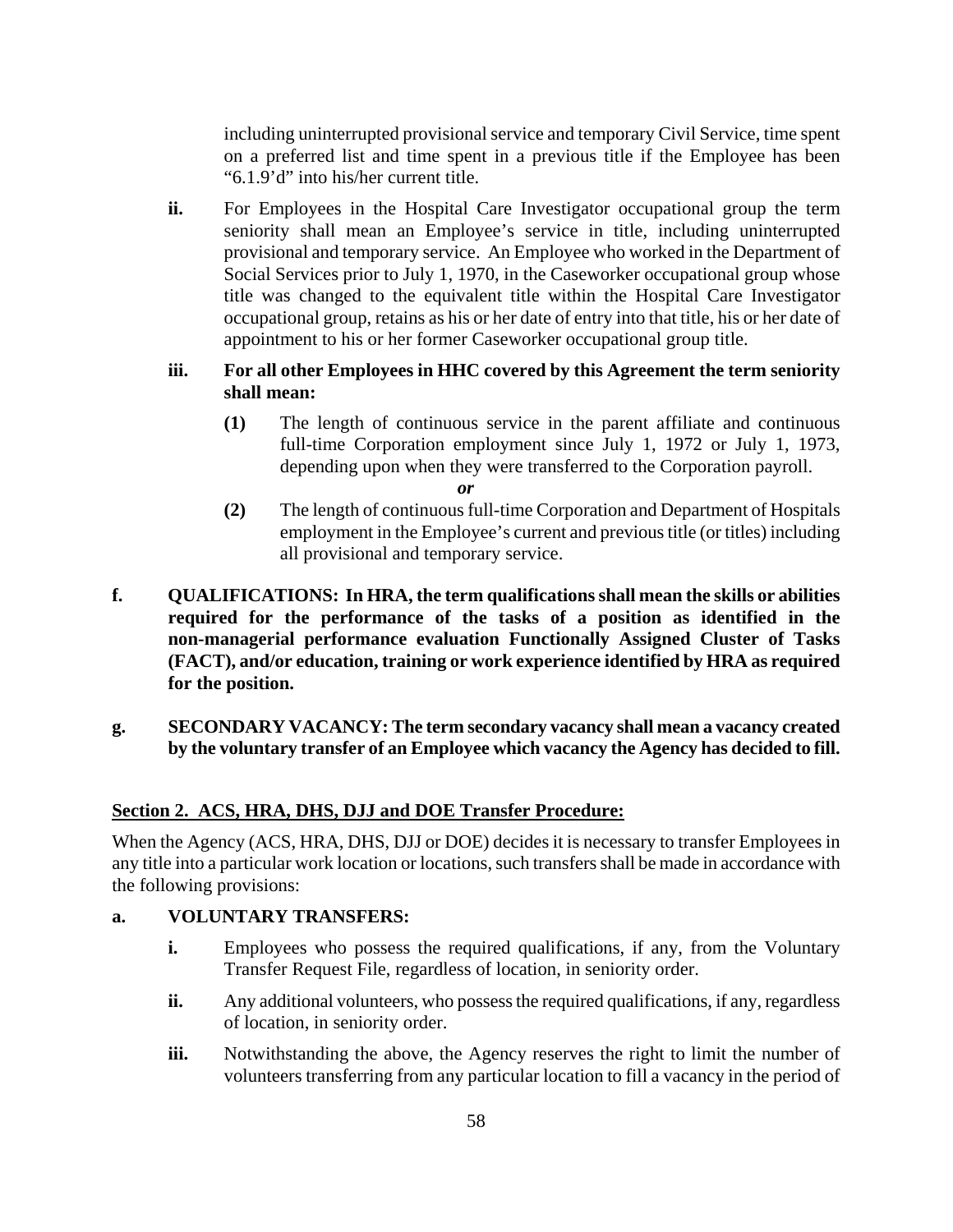including uninterrupted provisional service and temporary Civil Service, time spent on a preferred list and time spent in a previous title if the Employee has been "6.1.9'd" into his/her current title.

**ii.** For Employees in the Hospital Care Investigator occupational group the term seniority shall mean an Employee's service in title, including uninterrupted provisional and temporary service. An Employee who worked in the Department of Social Services prior to July 1, 1970, in the Caseworker occupational group whose title was changed to the equivalent title within the Hospital Care Investigator occupational group, retains as his or her date of entry into that title, his or her date of appointment to his or her former Caseworker occupational group title.

**iii. For all other Employees in HHC covered by this Agreement the term seniority shall mean:**

**(1)** The length of continuous service in the parent affiliate and continuous full-time Corporation employment since July 1, 1972 or July 1, 1973, depending upon when they were transferred to the Corporation payroll.

***or***

**(2)** The length of continuous full-time Corporation and Department of Hospitals employment in the Employee's current and previous title (or titles) including all provisional and temporary service.

**f. QUALIFICATIONS: In HRA, the term qualifications shall mean the skills or abilities required for the performance of the tasks of a position as identified in the non-managerial performance evaluation Functionally Assigned Cluster of Tasks (FACT), and/or education, training or work experience identified by HRA as required for the position.**

**g. SECONDARY VACANCY: The term secondary vacancy shall mean a vacancy created by the voluntary transfer of an Employee which vacancy the Agency has decided to fill.**

**Section 2. ACS, HRA, DHS, DJJ and DOE Transfer Procedure:**

When the Agency (ACS, HRA, DHS, DJJ or DOE) decides it is necessary to transfer Employees in any title into a particular work location or locations, such transfers shall be made in accordance with the following provisions:

**a. VOLUNTARY TRANSFERS:**

**i.** Employees who possess the required qualifications, if any, from the Voluntary Transfer Request File, regardless of location, in seniority order.

**ii.** Any additional volunteers, who possess the required qualifications, if any, regardless of location, in seniority order.

**iii.** Notwithstanding the above, the Agency reserves the right to limit the number of volunteers transferring from any particular location to fill a vacancy in the period of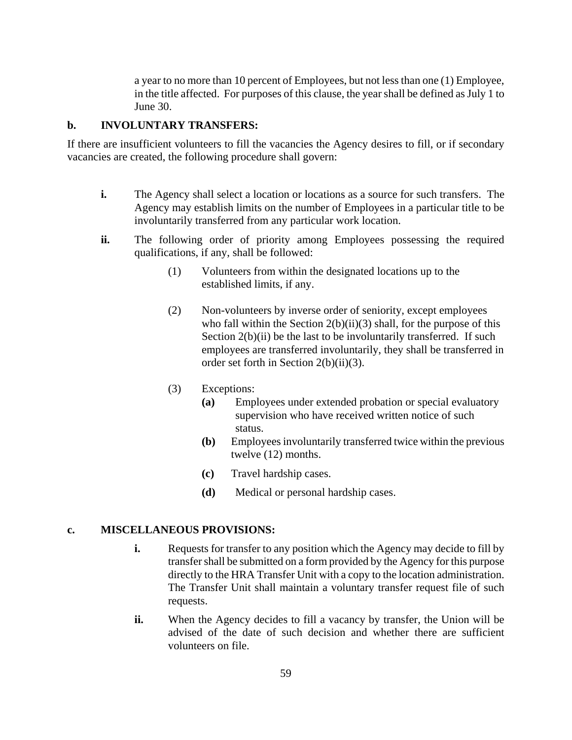a year to no more than 10 percent of Employees, but not less than one (1) Employee, in the title affected. For purposes of this clause, the year shall be defined as July 1 to June 30.

**b. INVOLUNTARY TRANSFERS:**

If there are insufficient volunteers to fill the vacancies the Agency desires to fill, or if secondary vacancies are created, the following procedure shall govern:

**i.** The Agency shall select a location or locations as a source for such transfers. The Agency may establish limits on the number of Employees in a particular title to be involuntarily transferred from any particular work location.

**ii.** The following order of priority among Employees possessing the required qualifications, if any, shall be followed:

(1) Volunteers from within the designated locations up to the established limits, if any.

(2) Non-volunteers by inverse order of seniority, except employees who fall within the Section 2(b)(ii)(3) shall, for the purpose of this Section 2(b)(ii) be the last to be involuntarily transferred. If such employees are transferred involuntarily, they shall be transferred in order set forth in Section 2(b)(ii)(3).

(3) Exceptions:

**(a)** Employees under extended probation or special evaluatory supervision who have received written notice of such status.

**(b)** Employees involuntarily transferred twice within the previous twelve (12) months.

**(c)** Travel hardship cases.

**(d)** Medical or personal hardship cases.

**c. MISCELLANEOUS PROVISIONS:**

**i.** Requests for transfer to any position which the Agency may decide to fill by transfer shall be submitted on a form provided by the Agency for this purpose directly to the HRA Transfer Unit with a copy to the location administration. The Transfer Unit shall maintain a voluntary transfer request file of such requests.

**ii.** When the Agency decides to fill a vacancy by transfer, the Union will be advised of the date of such decision and whether there are sufficient volunteers on file.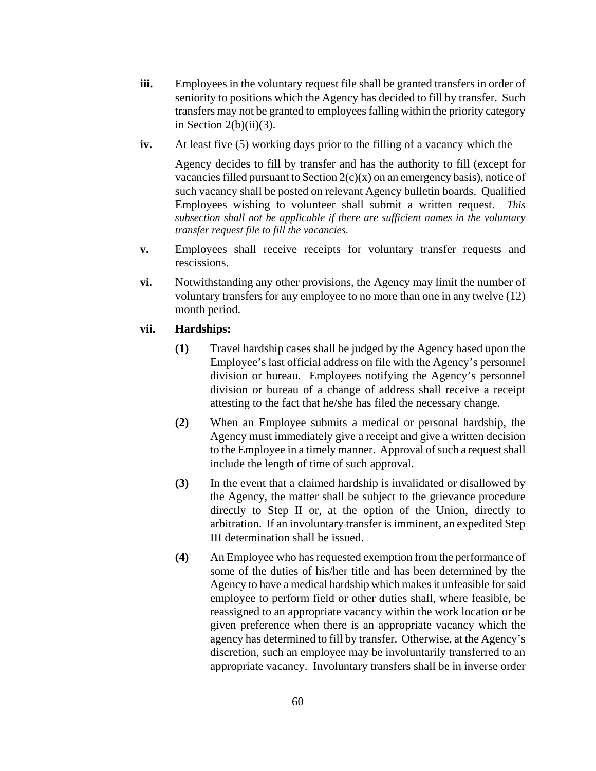**iii.** Employees in the voluntary request file shall be granted transfers in order of seniority to positions which the Agency has decided to fill by transfer. Such transfers may not be granted to employees falling within the priority category in Section 2(b)(ii)(3).

**iv.** At least five (5) working days prior to the filling of a vacancy which the

Agency decides to fill by transfer and has the authority to fill (except for vacancies filled pursuant to Section 2(c)(x) on an emergency basis), notice of such vacancy shall be posted on relevant Agency bulletin boards. Qualified Employees wishing to volunteer shall submit a written request. *This subsection shall not be applicable if there are sufficient names in the voluntary transfer request file to fill the vacancies.*

**v.** Employees shall receive receipts for voluntary transfer requests and rescissions.

**vi.** Notwithstanding any other provisions, the Agency may limit the number of voluntary transfers for any employee to no more than one in any twelve (12) month period.

**vii.** **Hardships:**

**(1)** Travel hardship cases shall be judged by the Agency based upon the Employee's last official address on file with the Agency's personnel division or bureau. Employees notifying the Agency's personnel division or bureau of a change of address shall receive a receipt attesting to the fact that he/she has filed the necessary change.

**(2)** When an Employee submits a medical or personal hardship, the Agency must immediately give a receipt and give a written decision to the Employee in a timely manner. Approval of such a request shall include the length of time of such approval.

**(3)** In the event that a claimed hardship is invalidated or disallowed by the Agency, the matter shall be subject to the grievance procedure directly to Step II or, at the option of the Union, directly to arbitration. If an involuntary transfer is imminent, an expedited Step III determination shall be issued.

**(4)** An Employee who has requested exemption from the performance of some of the duties of his/her title and has been determined by the Agency to have a medical hardship which makes it unfeasible for said employee to perform field or other duties shall, where feasible, be reassigned to an appropriate vacancy within the work location or be given preference when there is an appropriate vacancy which the agency has determined to fill by transfer. Otherwise, at the Agency's discretion, such an employee may be involuntarily transferred to an appropriate vacancy. Involuntary transfers shall be in inverse order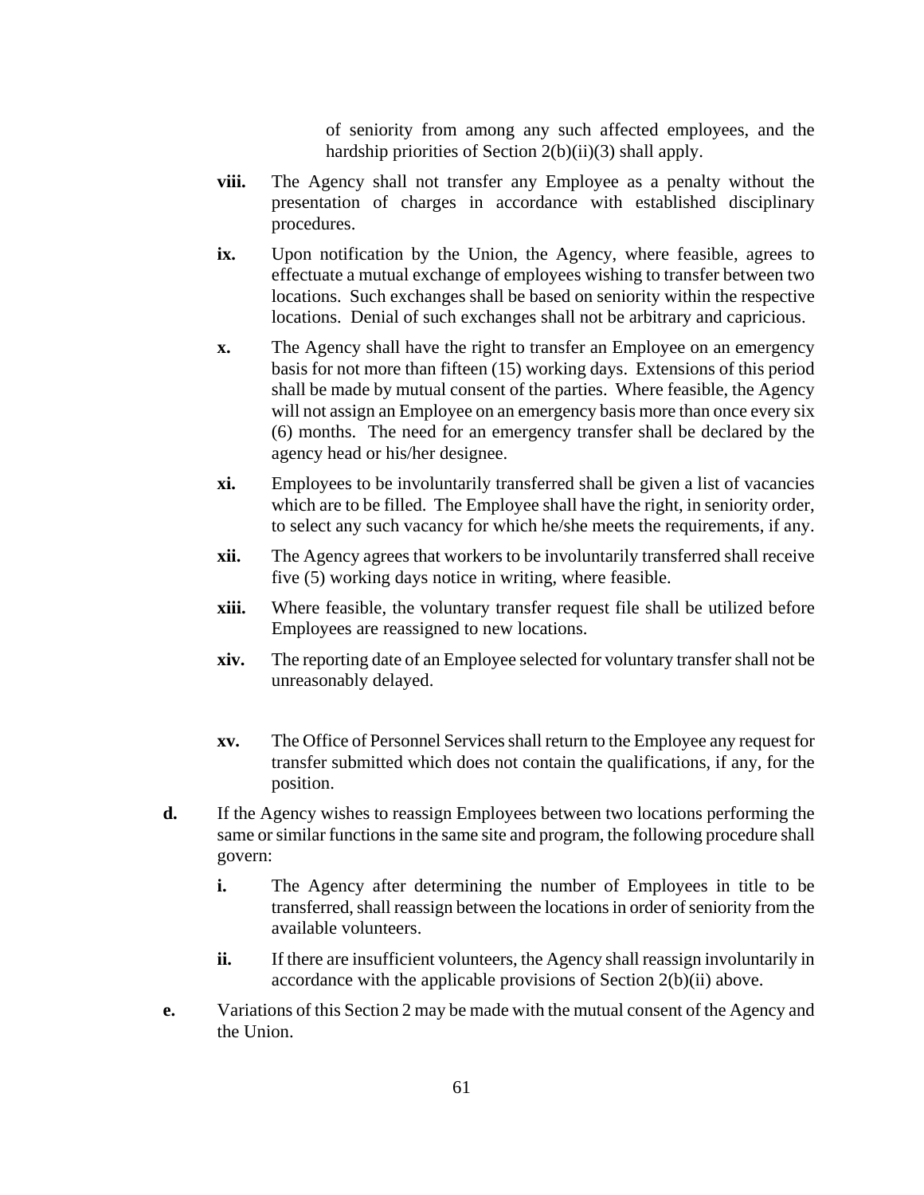of seniority from among any such affected employees, and the hardship priorities of Section 2(b)(ii)(3) shall apply.

**viii.** The Agency shall not transfer any Employee as a penalty without the presentation of charges in accordance with established disciplinary procedures.

**ix.** Upon notification by the Union, the Agency, where feasible, agrees to effectuate a mutual exchange of employees wishing to transfer between two locations. Such exchanges shall be based on seniority within the respective locations. Denial of such exchanges shall not be arbitrary and capricious.

**x.** The Agency shall have the right to transfer an Employee on an emergency basis for not more than fifteen (15) working days. Extensions of this period shall be made by mutual consent of the parties. Where feasible, the Agency will not assign an Employee on an emergency basis more than once every six (6) months. The need for an emergency transfer shall be declared by the agency head or his/her designee.

**xi.** Employees to be involuntarily transferred shall be given a list of vacancies which are to be filled. The Employee shall have the right, in seniority order, to select any such vacancy for which he/she meets the requirements, if any.

**xii.** The Agency agrees that workers to be involuntarily transferred shall receive five (5) working days notice in writing, where feasible.

**xiii.** Where feasible, the voluntary transfer request file shall be utilized before Employees are reassigned to new locations.

**xiv.** The reporting date of an Employee selected for voluntary transfer shall not be unreasonably delayed.

**xv.** The Office of Personnel Services shall return to the Employee any request for transfer submitted which does not contain the qualifications, if any, for the position.

**d.** If the Agency wishes to reassign Employees between two locations performing the same or similar functions in the same site and program, the following procedure shall govern:

**i.** The Agency after determining the number of Employees in title to be transferred, shall reassign between the locations in order of seniority from the available volunteers.

**ii.** If there are insufficient volunteers, the Agency shall reassign involuntarily in accordance with the applicable provisions of Section 2(b)(ii) above.

**e.** Variations of this Section 2 may be made with the mutual consent of the Agency and the Union.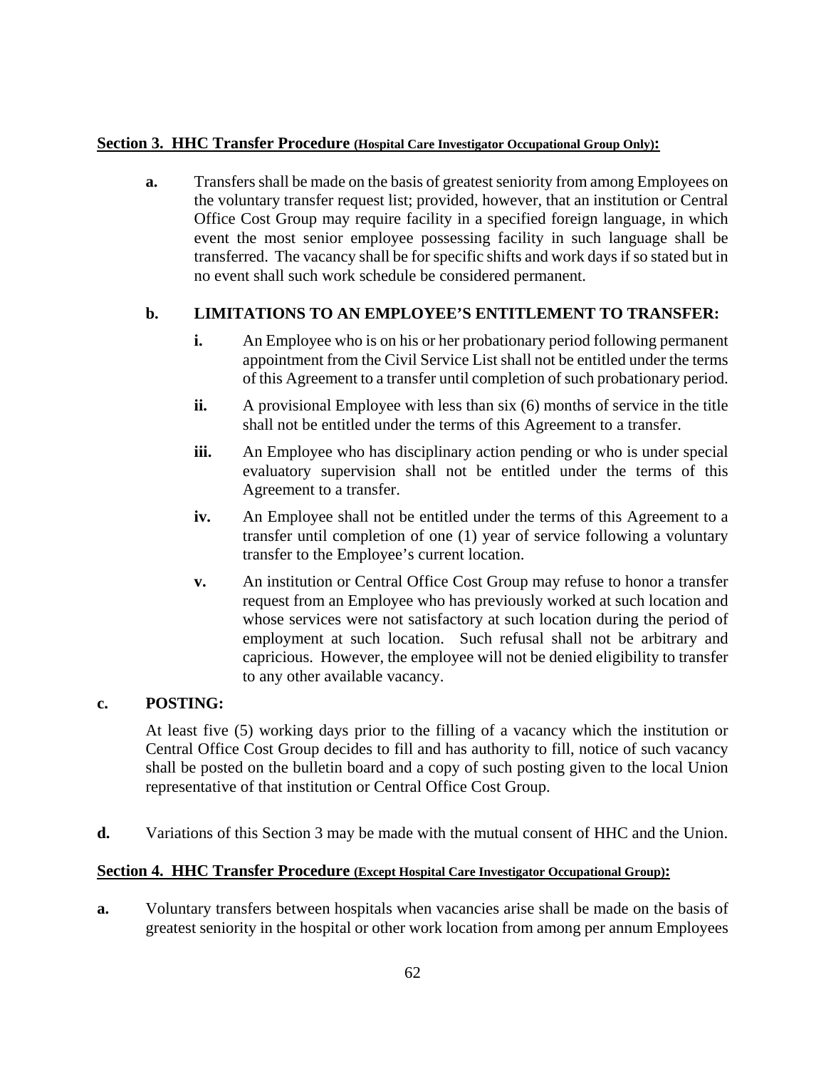**Section 3. HHC Transfer Procedure (Hospital Care Investigator Occupational Group Only):**

**a.** Transfers shall be made on the basis of greatest seniority from among Employees on the voluntary transfer request list; provided, however, that an institution or Central Office Cost Group may require facility in a specified foreign language, in which event the most senior employee possessing facility in such language shall be transferred. The vacancy shall be for specific shifts and work days if so stated but in no event shall such work schedule be considered permanent.

**b. LIMITATIONS TO AN EMPLOYEE'S ENTITLEMENT TO TRANSFER:**

**i.** An Employee who is on his or her probationary period following permanent appointment from the Civil Service List shall not be entitled under the terms of this Agreement to a transfer until completion of such probationary period.

**ii.** A provisional Employee with less than six (6) months of service in the title shall not be entitled under the terms of this Agreement to a transfer.

**iii.** An Employee who has disciplinary action pending or who is under special evaluatory supervision shall not be entitled under the terms of this Agreement to a transfer.

**iv.** An Employee shall not be entitled under the terms of this Agreement to a transfer until completion of one (1) year of service following a voluntary transfer to the Employee's current location.

**v.** An institution or Central Office Cost Group may refuse to honor a transfer request from an Employee who has previously worked at such location and whose services were not satisfactory at such location during the period of employment at such location. Such refusal shall not be arbitrary and capricious. However, the employee will not be denied eligibility to transfer to any other available vacancy.

**c. POSTING:**

At least five (5) working days prior to the filling of a vacancy which the institution or Central Office Cost Group decides to fill and has authority to fill, notice of such vacancy shall be posted on the bulletin board and a copy of such posting given to the local Union representative of that institution or Central Office Cost Group.

**d.** Variations of this Section 3 may be made with the mutual consent of HHC and the Union.

**Section 4. HHC Transfer Procedure (Except Hospital Care Investigator Occupational Group):**

**a.** Voluntary transfers between hospitals when vacancies arise shall be made on the basis of greatest seniority in the hospital or other work location from among per annum Employees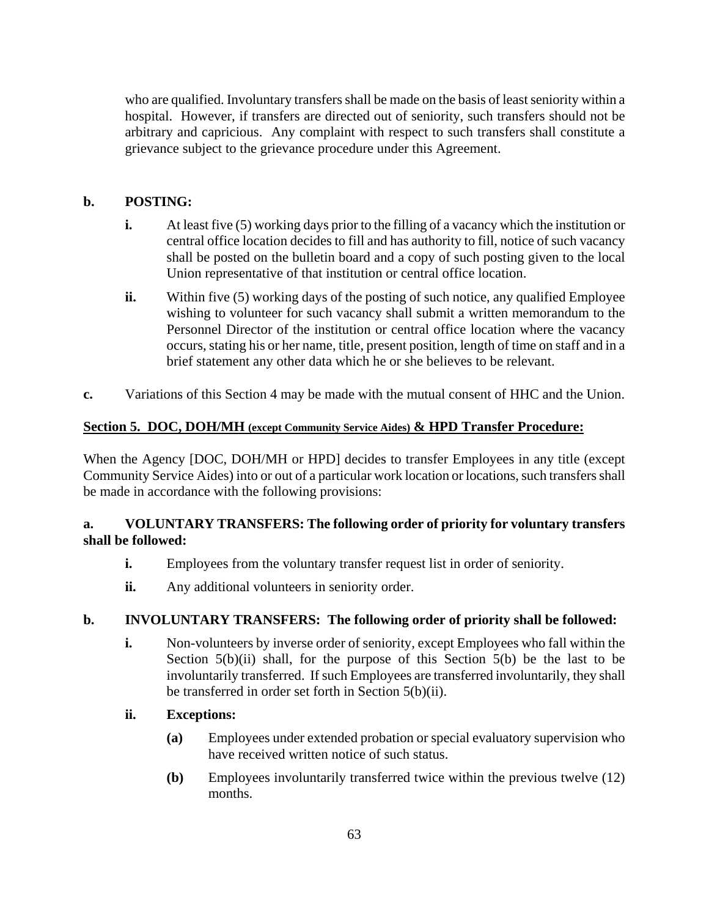who are qualified. Involuntary transfers shall be made on the basis of least seniority within a hospital. However, if transfers are directed out of seniority, such transfers should not be arbitrary and capricious. Any complaint with respect to such transfers shall constitute a grievance subject to the grievance procedure under this Agreement.

**b. POSTING:**

- **i.** At least five (5) working days prior to the filling of a vacancy which the institution or central office location decides to fill and has authority to fill, notice of such vacancy shall be posted on the bulletin board and a copy of such posting given to the local Union representative of that institution or central office location.
- **ii.** Within five (5) working days of the posting of such notice, any qualified Employee wishing to volunteer for such vacancy shall submit a written memorandum to the Personnel Director of the institution or central office location where the vacancy occurs, stating his or her name, title, present position, length of time on staff and in a brief statement any other data which he or she believes to be relevant.

**c.** Variations of this Section 4 may be made with the mutual consent of HHC and the Union.

## Section 5. DOC, DOH/MH (except Community Service Aides) & HPD Transfer Procedure:

When the Agency [DOC, DOH/MH or HPD] decides to transfer Employees in any title (except Community Service Aides) into or out of a particular work location or locations, such transfers shall be made in accordance with the following provisions:

**a. VOLUNTARY TRANSFERS: The following order of priority for voluntary transfers shall be followed:**

- **i.** Employees from the voluntary transfer request list in order of seniority.
- **ii.** Any additional volunteers in seniority order.

**b. INVOLUNTARY TRANSFERS: The following order of priority shall be followed:**

- **i.** Non-volunteers by inverse order of seniority, except Employees who fall within the Section 5(b)(ii) shall, for the purpose of this Section 5(b) be the last to be involuntarily transferred. If such Employees are transferred involuntarily, they shall be transferred in order set forth in Section 5(b)(ii).
- **ii. Exceptions:**
  - **(a)** Employees under extended probation or special evaluatory supervision who have received written notice of such status.
  - **(b)** Employees involuntarily transferred twice within the previous twelve (12) months.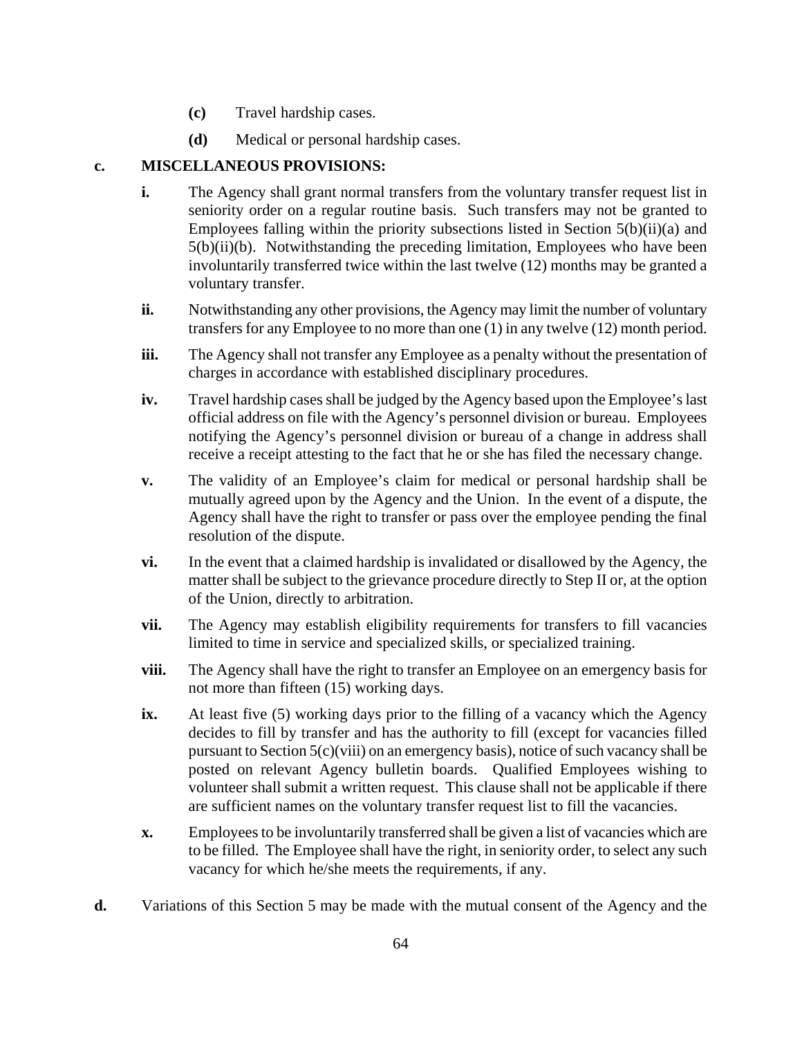- **(c)** Travel hardship cases.
- **(d)** Medical or personal hardship cases.

**c. MISCELLANEOUS PROVISIONS:**

- **i.** The Agency shall grant normal transfers from the voluntary transfer request list in seniority order on a regular routine basis. Such transfers may not be granted to Employees falling within the priority subsections listed in Section 5(b)(ii)(a) and 5(b)(ii)(b). Notwithstanding the preceding limitation, Employees who have been involuntarily transferred twice within the last twelve (12) months may be granted a voluntary transfer.
- **ii.** Notwithstanding any other provisions, the Agency may limit the number of voluntary transfers for any Employee to no more than one (1) in any twelve (12) month period.
- **iii.** The Agency shall not transfer any Employee as a penalty without the presentation of charges in accordance with established disciplinary procedures.
- **iv.** Travel hardship cases shall be judged by the Agency based upon the Employee's last official address on file with the Agency's personnel division or bureau. Employees notifying the Agency's personnel division or bureau of a change in address shall receive a receipt attesting to the fact that he or she has filed the necessary change.
- **v.** The validity of an Employee's claim for medical or personal hardship shall be mutually agreed upon by the Agency and the Union. In the event of a dispute, the Agency shall have the right to transfer or pass over the employee pending the final resolution of the dispute.
- **vi.** In the event that a claimed hardship is invalidated or disallowed by the Agency, the matter shall be subject to the grievance procedure directly to Step II or, at the option of the Union, directly to arbitration.
- **vii.** The Agency may establish eligibility requirements for transfers to fill vacancies limited to time in service and specialized skills, or specialized training.
- **viii.** The Agency shall have the right to transfer an Employee on an emergency basis for not more than fifteen (15) working days.
- **ix.** At least five (5) working days prior to the filling of a vacancy which the Agency decides to fill by transfer and has the authority to fill (except for vacancies filled pursuant to Section 5(c)(viii) on an emergency basis), notice of such vacancy shall be posted on relevant Agency bulletin boards. Qualified Employees wishing to volunteer shall submit a written request. This clause shall not be applicable if there are sufficient names on the voluntary transfer request list to fill the vacancies.
- **x.** Employees to be involuntarily transferred shall be given a list of vacancies which are to be filled. The Employee shall have the right, in seniority order, to select any such vacancy for which he/she meets the requirements, if any.

**d.** Variations of this Section 5 may be made with the mutual consent of the Agency and the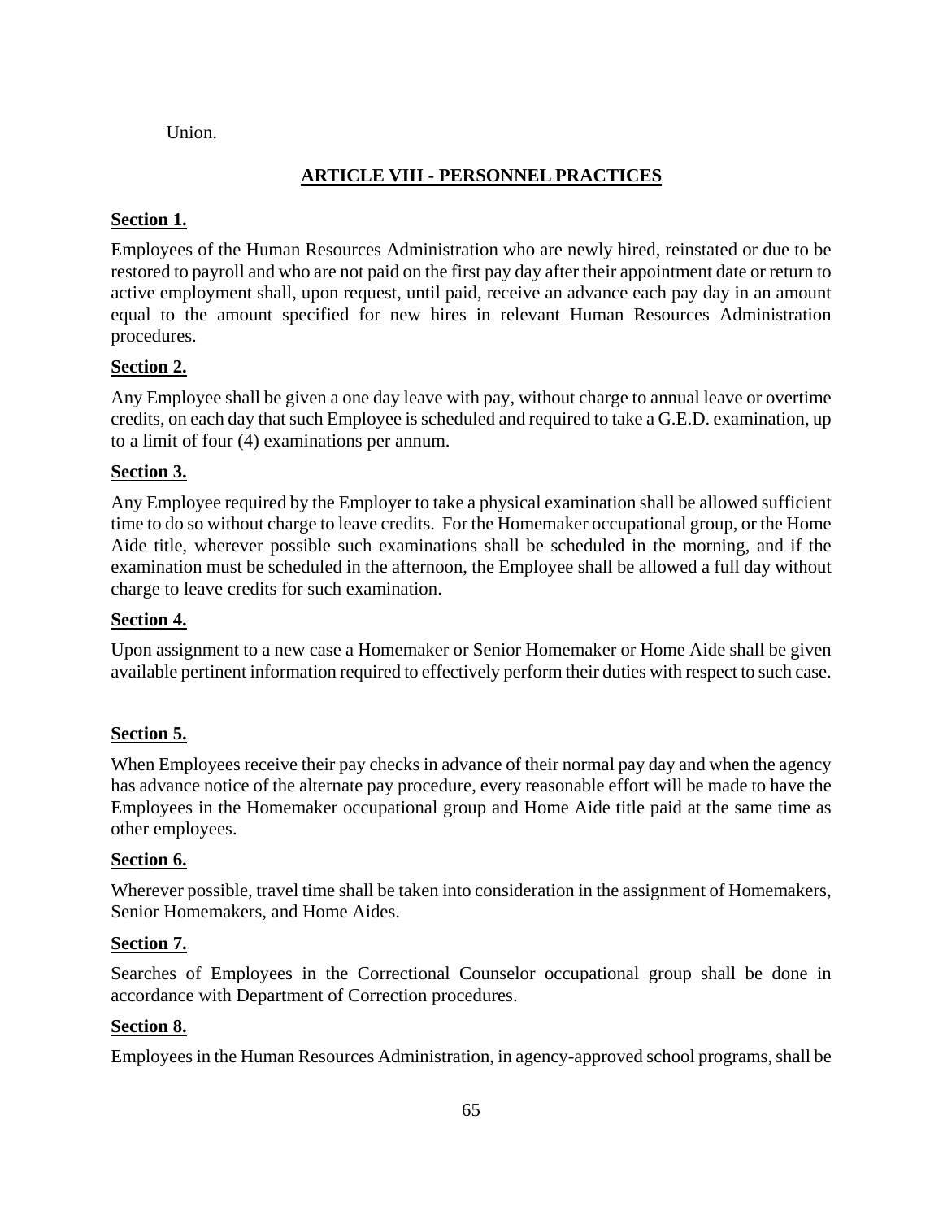Union.

## ARTICLE VIII - PERSONNEL PRACTICES

### Section 1.

Employees of the Human Resources Administration who are newly hired, reinstated or due to be restored to payroll and who are not paid on the first pay day after their appointment date or return to active employment shall, upon request, until paid, receive an advance each pay day in an amount equal to the amount specified for new hires in relevant Human Resources Administration procedures.

### Section 2.

Any Employee shall be given a one day leave with pay, without charge to annual leave or overtime credits, on each day that such Employee is scheduled and required to take a G.E.D. examination, up to a limit of four (4) examinations per annum.

### Section 3.

Any Employee required by the Employer to take a physical examination shall be allowed sufficient time to do so without charge to leave credits. For the Homemaker occupational group, or the Home Aide title, wherever possible such examinations shall be scheduled in the morning, and if the examination must be scheduled in the afternoon, the Employee shall be allowed a full day without charge to leave credits for such examination.

### Section 4.

Upon assignment to a new case a Homemaker or Senior Homemaker or Home Aide shall be given available pertinent information required to effectively perform their duties with respect to such case.

### Section 5.

When Employees receive their pay checks in advance of their normal pay day and when the agency has advance notice of the alternate pay procedure, every reasonable effort will be made to have the Employees in the Homemaker occupational group and Home Aide title paid at the same time as other employees.

### Section 6.

Wherever possible, travel time shall be taken into consideration in the assignment of Homemakers, Senior Homemakers, and Home Aides.

### Section 7.

Searches of Employees in the Correctional Counselor occupational group shall be done in accordance with Department of Correction procedures.

### Section 8.

Employees in the Human Resources Administration, in agency-approved school programs, shall be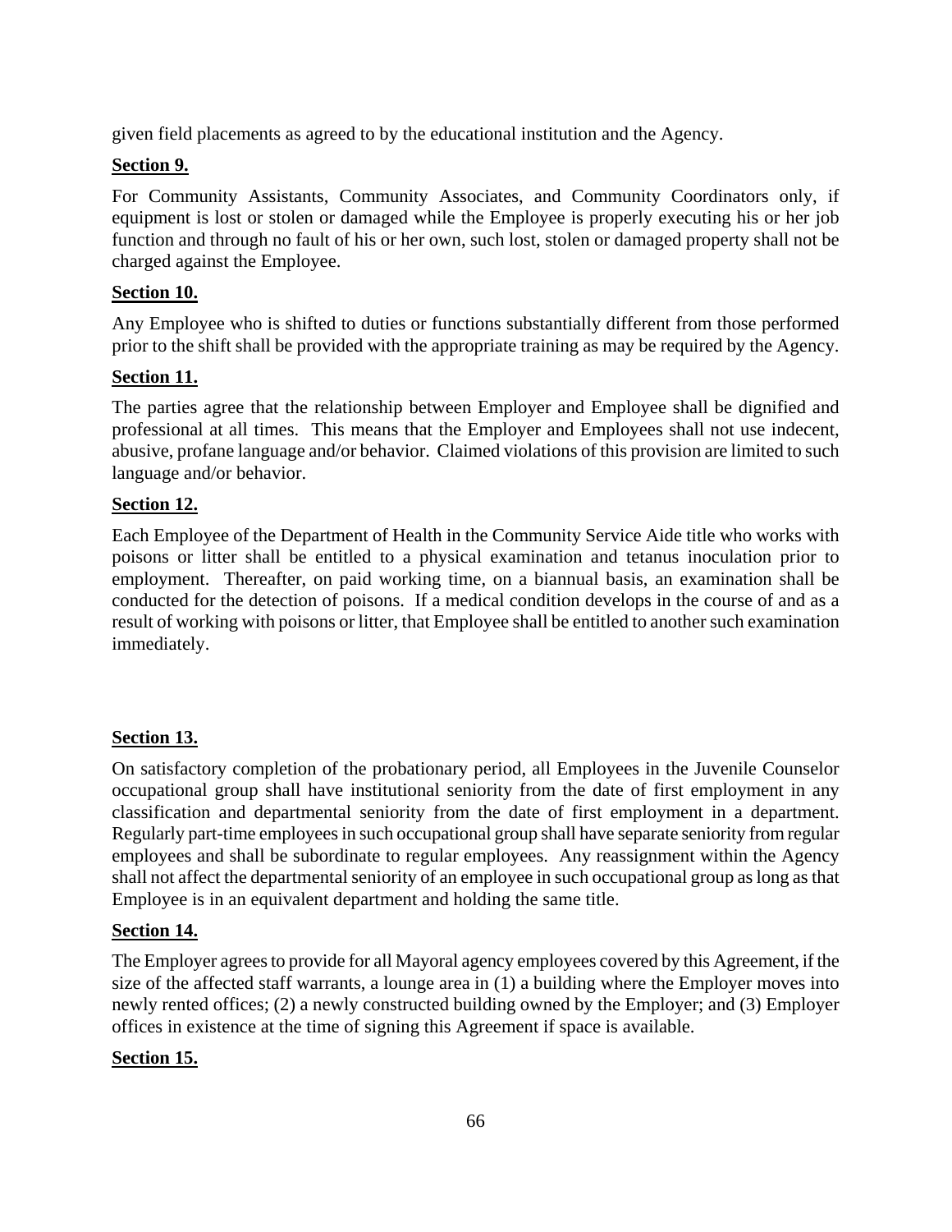given field placements as agreed to by the educational institution and the Agency.

**Section 9.**

For Community Assistants, Community Associates, and Community Coordinators only, if equipment is lost or stolen or damaged while the Employee is properly executing his or her job function and through no fault of his or her own, such lost, stolen or damaged property shall not be charged against the Employee.

**Section 10.**

Any Employee who is shifted to duties or functions substantially different from those performed prior to the shift shall be provided with the appropriate training as may be required by the Agency.

**Section 11.**

The parties agree that the relationship between Employer and Employee shall be dignified and professional at all times. This means that the Employer and Employees shall not use indecent, abusive, profane language and/or behavior. Claimed violations of this provision are limited to such language and/or behavior.

**Section 12.**

Each Employee of the Department of Health in the Community Service Aide title who works with poisons or litter shall be entitled to a physical examination and tetanus inoculation prior to employment. Thereafter, on paid working time, on a biannual basis, an examination shall be conducted for the detection of poisons. If a medical condition develops in the course of and as a result of working with poisons or litter, that Employee shall be entitled to another such examination immediately.

**Section 13.**

On satisfactory completion of the probationary period, all Employees in the Juvenile Counselor occupational group shall have institutional seniority from the date of first employment in any classification and departmental seniority from the date of first employment in a department. Regularly part-time employees in such occupational group shall have separate seniority from regular employees and shall be subordinate to regular employees. Any reassignment within the Agency shall not affect the departmental seniority of an employee in such occupational group as long as that Employee is in an equivalent department and holding the same title.

**Section 14.**

The Employer agrees to provide for all Mayoral agency employees covered by this Agreement, if the size of the affected staff warrants, a lounge area in (1) a building where the Employer moves into newly rented offices; (2) a newly constructed building owned by the Employer; and (3) Employer offices in existence at the time of signing this Agreement if space is available.

**Section 15.**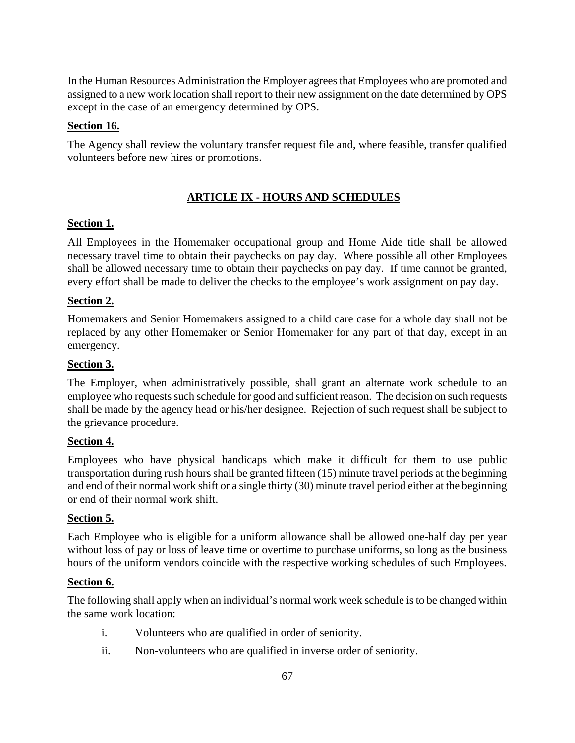In the Human Resources Administration the Employer agrees that Employees who are promoted and assigned to a new work location shall report to their new assignment on the date determined by OPS except in the case of an emergency determined by OPS.

**Section 16.**

The Agency shall review the voluntary transfer request file and, where feasible, transfer qualified volunteers before new hires or promotions.

## ARTICLE IX - HOURS AND SCHEDULES

**Section 1.**

All Employees in the Homemaker occupational group and Home Aide title shall be allowed necessary travel time to obtain their paychecks on pay day. Where possible all other Employees shall be allowed necessary time to obtain their paychecks on pay day. If time cannot be granted, every effort shall be made to deliver the checks to the employee's work assignment on pay day.

**Section 2.**

Homemakers and Senior Homemakers assigned to a child care case for a whole day shall not be replaced by any other Homemaker or Senior Homemaker for any part of that day, except in an emergency.

**Section 3.**

The Employer, when administratively possible, shall grant an alternate work schedule to an employee who requests such schedule for good and sufficient reason. The decision on such requests shall be made by the agency head or his/her designee. Rejection of such request shall be subject to the grievance procedure.

**Section 4.**

Employees who have physical handicaps which make it difficult for them to use public transportation during rush hours shall be granted fifteen (15) minute travel periods at the beginning and end of their normal work shift or a single thirty (30) minute travel period either at the beginning or end of their normal work shift.

**Section 5.**

Each Employee who is eligible for a uniform allowance shall be allowed one-half day per year without loss of pay or loss of leave time or overtime to purchase uniforms, so long as the business hours of the uniform vendors coincide with the respective working schedules of such Employees.

**Section 6.**

The following shall apply when an individual's normal work week schedule is to be changed within the same work location:

i. Volunteers who are qualified in order of seniority.

ii. Non-volunteers who are qualified in inverse order of seniority.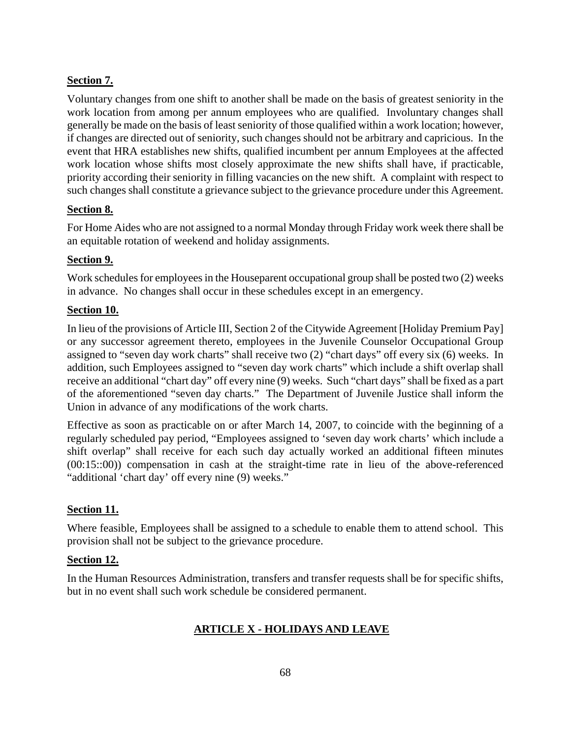**Section 7.**

Voluntary changes from one shift to another shall be made on the basis of greatest seniority in the work location from among per annum employees who are qualified. Involuntary changes shall generally be made on the basis of least seniority of those qualified within a work location; however, if changes are directed out of seniority, such changes should not be arbitrary and capricious. In the event that HRA establishes new shifts, qualified incumbent per annum Employees at the affected work location whose shifts most closely approximate the new shifts shall have, if practicable, priority according their seniority in filling vacancies on the new shift. A complaint with respect to such changes shall constitute a grievance subject to the grievance procedure under this Agreement.

**Section 8.**

For Home Aides who are not assigned to a normal Monday through Friday work week there shall be an equitable rotation of weekend and holiday assignments.

**Section 9.**

Work schedules for employees in the Houseparent occupational group shall be posted two (2) weeks in advance. No changes shall occur in these schedules except in an emergency.

**Section 10.**

In lieu of the provisions of Article III, Section 2 of the Citywide Agreement [Holiday Premium Pay] or any successor agreement thereto, employees in the Juvenile Counselor Occupational Group assigned to "seven day work charts" shall receive two (2) "chart days" off every six (6) weeks. In addition, such Employees assigned to "seven day work charts" which include a shift overlap shall receive an additional "chart day" off every nine (9) weeks. Such "chart days" shall be fixed as a part of the aforementioned "seven day charts." The Department of Juvenile Justice shall inform the Union in advance of any modifications of the work charts.

Effective as soon as practicable on or after March 14, 2007, to coincide with the beginning of a regularly scheduled pay period, "Employees assigned to 'seven day work charts' which include a shift overlap" shall receive for each such day actually worked an additional fifteen minutes (00:15::00)) compensation in cash at the straight-time rate in lieu of the above-referenced "additional 'chart day' off every nine (9) weeks."

**Section 11.**

Where feasible, Employees shall be assigned to a schedule to enable them to attend school. This provision shall not be subject to the grievance procedure.

**Section 12.**

In the Human Resources Administration, transfers and transfer requests shall be for specific shifts, but in no event shall such work schedule be considered permanent.

## ARTICLE X - HOLIDAYS AND LEAVE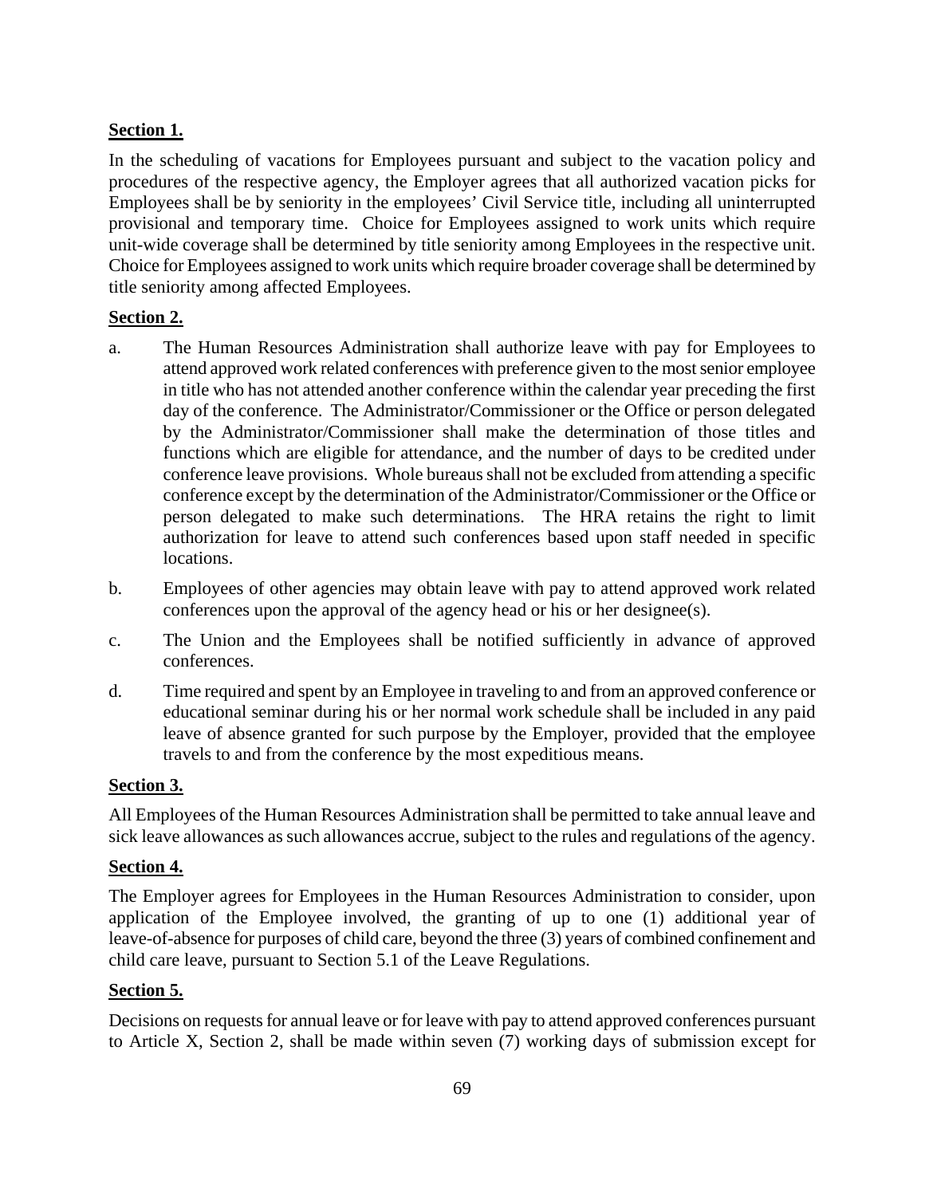**Section 1.**

In the scheduling of vacations for Employees pursuant and subject to the vacation policy and procedures of the respective agency, the Employer agrees that all authorized vacation picks for Employees shall be by seniority in the employees' Civil Service title, including all uninterrupted provisional and temporary time. Choice for Employees assigned to work units which require unit-wide coverage shall be determined by title seniority among Employees in the respective unit. Choice for Employees assigned to work units which require broader coverage shall be determined by title seniority among affected Employees.

**Section 2.**

a. The Human Resources Administration shall authorize leave with pay for Employees to attend approved work related conferences with preference given to the most senior employee in title who has not attended another conference within the calendar year preceding the first day of the conference. The Administrator/Commissioner or the Office or person delegated by the Administrator/Commissioner shall make the determination of those titles and functions which are eligible for attendance, and the number of days to be credited under conference leave provisions. Whole bureaus shall not be excluded from attending a specific conference except by the determination of the Administrator/Commissioner or the Office or person delegated to make such determinations. The HRA retains the right to limit authorization for leave to attend such conferences based upon staff needed in specific locations.

b. Employees of other agencies may obtain leave with pay to attend approved work related conferences upon the approval of the agency head or his or her designee(s).

c. The Union and the Employees shall be notified sufficiently in advance of approved conferences.

d. Time required and spent by an Employee in traveling to and from an approved conference or educational seminar during his or her normal work schedule shall be included in any paid leave of absence granted for such purpose by the Employer, provided that the employee travels to and from the conference by the most expeditious means.

**Section 3.**

All Employees of the Human Resources Administration shall be permitted to take annual leave and sick leave allowances as such allowances accrue, subject to the rules and regulations of the agency.

**Section 4.**

The Employer agrees for Employees in the Human Resources Administration to consider, upon application of the Employee involved, the granting of up to one (1) additional year of leave-of-absence for purposes of child care, beyond the three (3) years of combined confinement and child care leave, pursuant to Section 5.1 of the Leave Regulations.

**Section 5.**

Decisions on requests for annual leave or for leave with pay to attend approved conferences pursuant to Article X, Section 2, shall be made within seven (7) working days of submission except for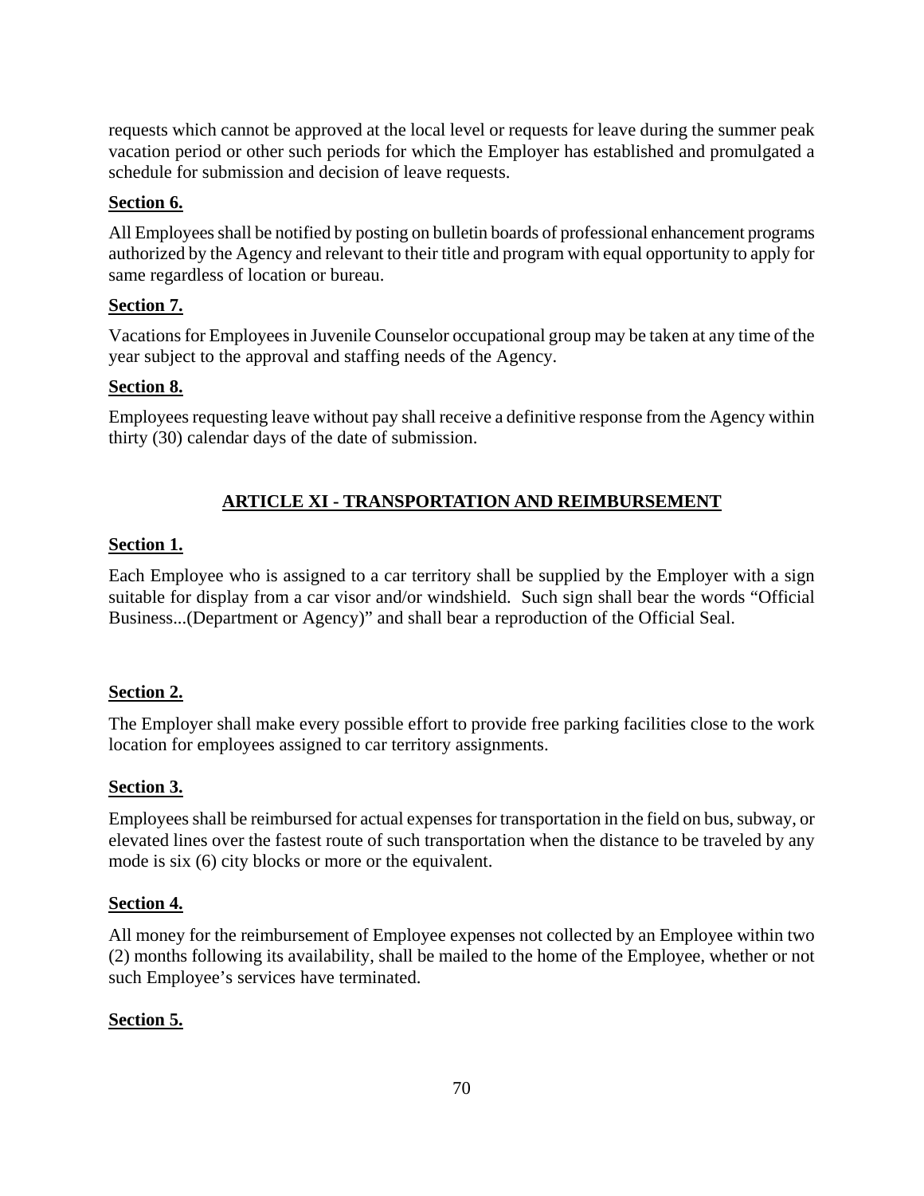requests which cannot be approved at the local level or requests for leave during the summer peak vacation period or other such periods for which the Employer has established and promulgated a schedule for submission and decision of leave requests.

**Section 6.**

All Employees shall be notified by posting on bulletin boards of professional enhancement programs authorized by the Agency and relevant to their title and program with equal opportunity to apply for same regardless of location or bureau.

**Section 7.**

Vacations for Employees in Juvenile Counselor occupational group may be taken at any time of the year subject to the approval and staffing needs of the Agency.

**Section 8.**

Employees requesting leave without pay shall receive a definitive response from the Agency within thirty (30) calendar days of the date of submission.

## ARTICLE XI - TRANSPORTATION AND REIMBURSEMENT

**Section 1.**

Each Employee who is assigned to a car territory shall be supplied by the Employer with a sign suitable for display from a car visor and/or windshield. Such sign shall bear the words "Official Business...(Department or Agency)" and shall bear a reproduction of the Official Seal.

**Section 2.**

The Employer shall make every possible effort to provide free parking facilities close to the work location for employees assigned to car territory assignments.

**Section 3.**

Employees shall be reimbursed for actual expenses for transportation in the field on bus, subway, or elevated lines over the fastest route of such transportation when the distance to be traveled by any mode is six (6) city blocks or more or the equivalent.

**Section 4.**

All money for the reimbursement of Employee expenses not collected by an Employee within two (2) months following its availability, shall be mailed to the home of the Employee, whether or not such Employee's services have terminated.

**Section 5.**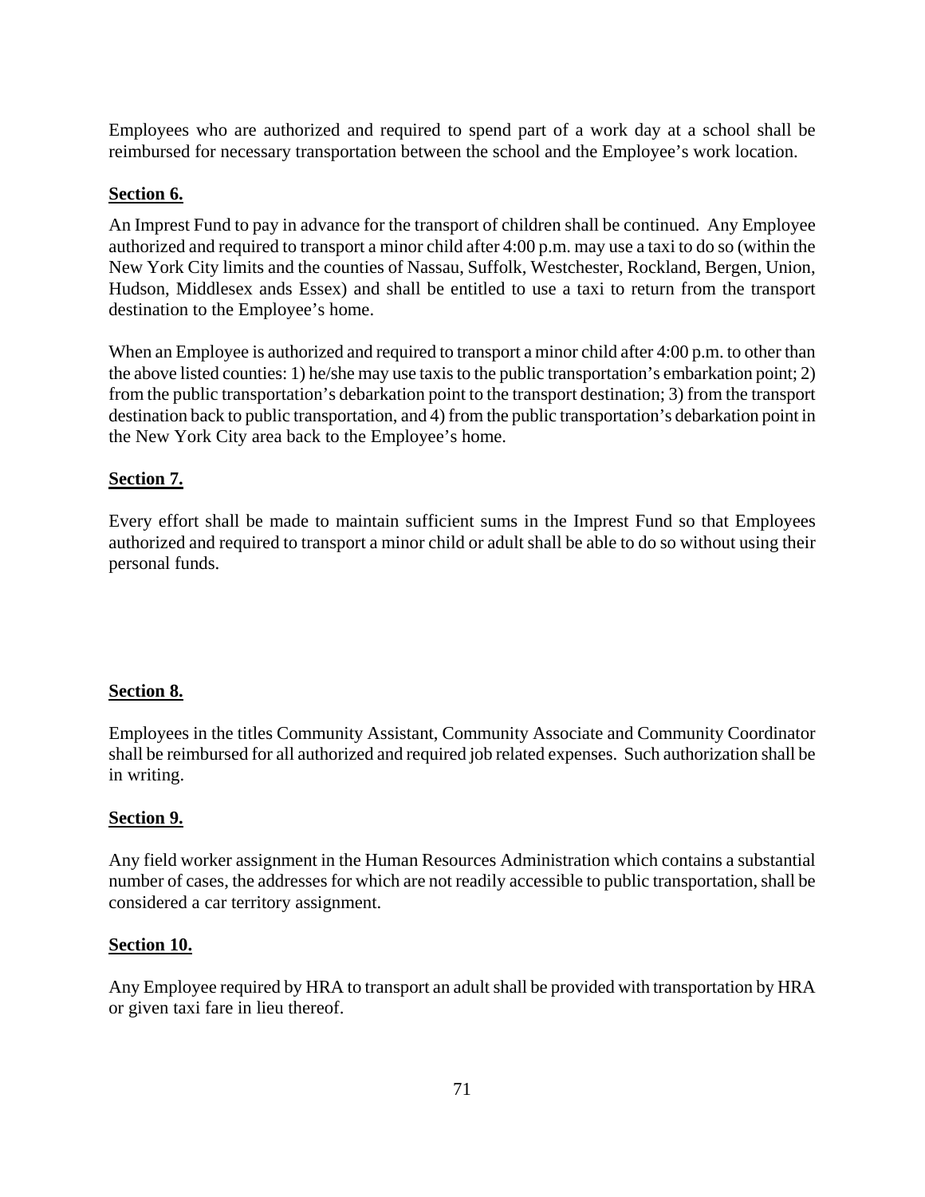Employees who are authorized and required to spend part of a work day at a school shall be reimbursed for necessary transportation between the school and the Employee's work location.

**Section 6.**

An Imprest Fund to pay in advance for the transport of children shall be continued. Any Employee authorized and required to transport a minor child after 4:00 p.m. may use a taxi to do so (within the New York City limits and the counties of Nassau, Suffolk, Westchester, Rockland, Bergen, Union, Hudson, Middlesex ands Essex) and shall be entitled to use a taxi to return from the transport destination to the Employee's home.

When an Employee is authorized and required to transport a minor child after 4:00 p.m. to other than the above listed counties: 1) he/she may use taxis to the public transportation's embarkation point; 2) from the public transportation's debarkation point to the transport destination; 3) from the transport destination back to public transportation, and 4) from the public transportation's debarkation point in the New York City area back to the Employee's home.

**Section 7.**

Every effort shall be made to maintain sufficient sums in the Imprest Fund so that Employees authorized and required to transport a minor child or adult shall be able to do so without using their personal funds.

**Section 8.**

Employees in the titles Community Assistant, Community Associate and Community Coordinator shall be reimbursed for all authorized and required job related expenses. Such authorization shall be in writing.

**Section 9.**

Any field worker assignment in the Human Resources Administration which contains a substantial number of cases, the addresses for which are not readily accessible to public transportation, shall be considered a car territory assignment.

**Section 10.**

Any Employee required by HRA to transport an adult shall be provided with transportation by HRA or given taxi fare in lieu thereof.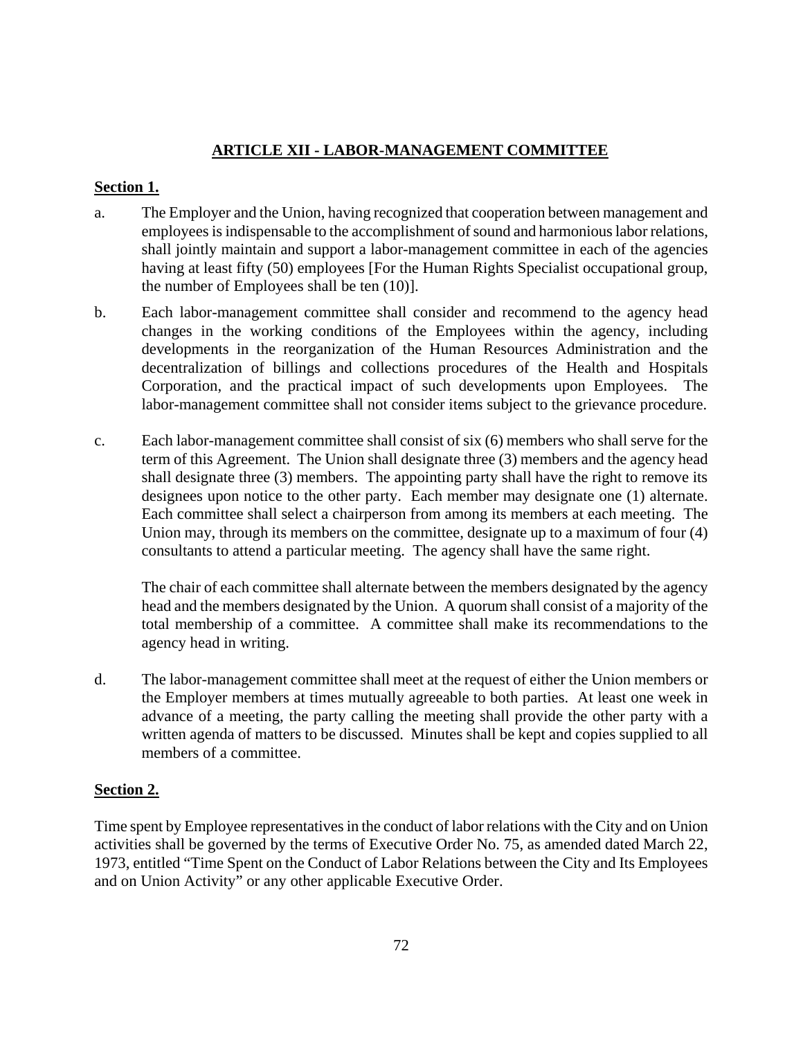## ARTICLE XII - LABOR-MANAGEMENT COMMITTEE

**Section 1.**

a. The Employer and the Union, having recognized that cooperation between management and employees is indispensable to the accomplishment of sound and harmonious labor relations, shall jointly maintain and support a labor-management committee in each of the agencies having at least fifty (50) employees [For the Human Rights Specialist occupational group, the number of Employees shall be ten (10)].

b. Each labor-management committee shall consider and recommend to the agency head changes in the working conditions of the Employees within the agency, including developments in the reorganization of the Human Resources Administration and the decentralization of billings and collections procedures of the Health and Hospitals Corporation, and the practical impact of such developments upon Employees. The labor-management committee shall not consider items subject to the grievance procedure.

c. Each labor-management committee shall consist of six (6) members who shall serve for the term of this Agreement. The Union shall designate three (3) members and the agency head shall designate three (3) members. The appointing party shall have the right to remove its designees upon notice to the other party. Each member may designate one (1) alternate. Each committee shall select a chairperson from among its members at each meeting. The Union may, through its members on the committee, designate up to a maximum of four (4) consultants to attend a particular meeting. The agency shall have the same right.

   The chair of each committee shall alternate between the members designated by the agency head and the members designated by the Union. A quorum shall consist of a majority of the total membership of a committee. A committee shall make its recommendations to the agency head in writing.

d. The labor-management committee shall meet at the request of either the Union members or the Employer members at times mutually agreeable to both parties. At least one week in advance of a meeting, the party calling the meeting shall provide the other party with a written agenda of matters to be discussed. Minutes shall be kept and copies supplied to all members of a committee.

**Section 2.**

Time spent by Employee representatives in the conduct of labor relations with the City and on Union activities shall be governed by the terms of Executive Order No. 75, as amended dated March 22, 1973, entitled "Time Spent on the Conduct of Labor Relations between the City and Its Employees and on Union Activity" or any other applicable Executive Order.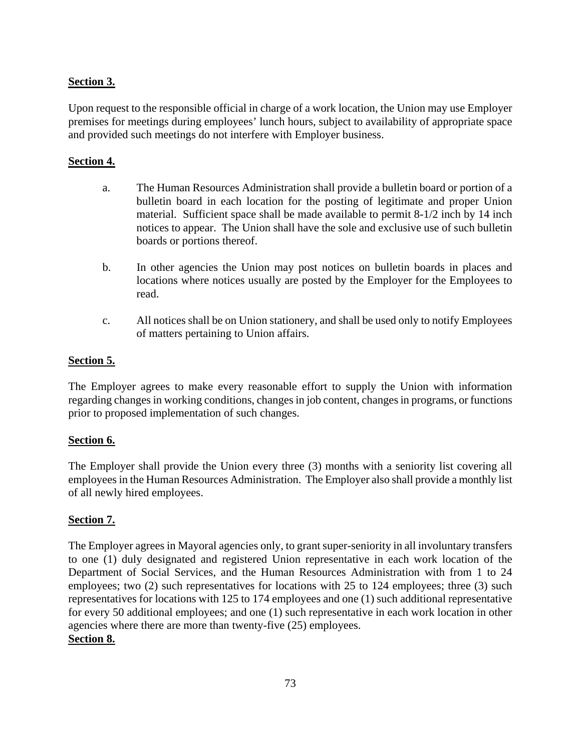**Section 3.**

Upon request to the responsible official in charge of a work location, the Union may use Employer premises for meetings during employees' lunch hours, subject to availability of appropriate space and provided such meetings do not interfere with Employer business.

**Section 4.**

a. The Human Resources Administration shall provide a bulletin board or portion of a bulletin board in each location for the posting of legitimate and proper Union material. Sufficient space shall be made available to permit 8-1/2 inch by 14 inch notices to appear. The Union shall have the sole and exclusive use of such bulletin boards or portions thereof.

b. In other agencies the Union may post notices on bulletin boards in places and locations where notices usually are posted by the Employer for the Employees to read.

c. All notices shall be on Union stationery, and shall be used only to notify Employees of matters pertaining to Union affairs.

**Section 5.**

The Employer agrees to make every reasonable effort to supply the Union with information regarding changes in working conditions, changes in job content, changes in programs, or functions prior to proposed implementation of such changes.

**Section 6.**

The Employer shall provide the Union every three (3) months with a seniority list covering all employees in the Human Resources Administration. The Employer also shall provide a monthly list of all newly hired employees.

**Section 7.**

The Employer agrees in Mayoral agencies only, to grant super-seniority in all involuntary transfers to one (1) duly designated and registered Union representative in each work location of the Department of Social Services, and the Human Resources Administration with from 1 to 24 employees; two (2) such representatives for locations with 25 to 124 employees; three (3) such representatives for locations with 125 to 174 employees and one (1) such additional representative for every 50 additional employees; and one (1) such representative in each work location in other agencies where there are more than twenty-five (25) employees.

**Section 8.**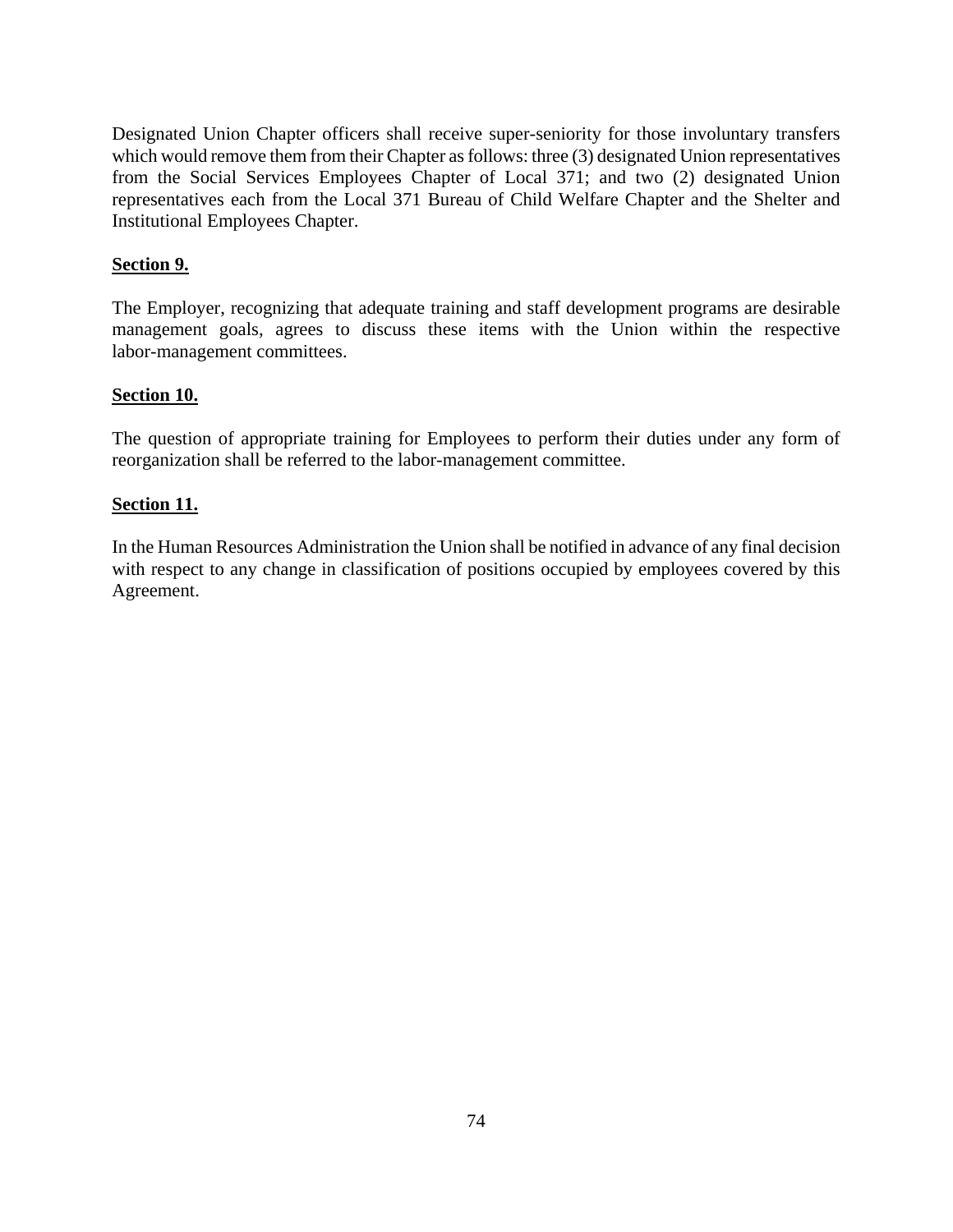Designated Union Chapter officers shall receive super-seniority for those involuntary transfers which would remove them from their Chapter as follows: three (3) designated Union representatives from the Social Services Employees Chapter of Local 371; and two (2) designated Union representatives each from the Local 371 Bureau of Child Welfare Chapter and the Shelter and Institutional Employees Chapter.

**Section 9.**

The Employer, recognizing that adequate training and staff development programs are desirable management goals, agrees to discuss these items with the Union within the respective labor-management committees.

**Section 10.**

The question of appropriate training for Employees to perform their duties under any form of reorganization shall be referred to the labor-management committee.

**Section 11.**

In the Human Resources Administration the Union shall be notified in advance of any final decision with respect to any change in classification of positions occupied by employees covered by this Agreement.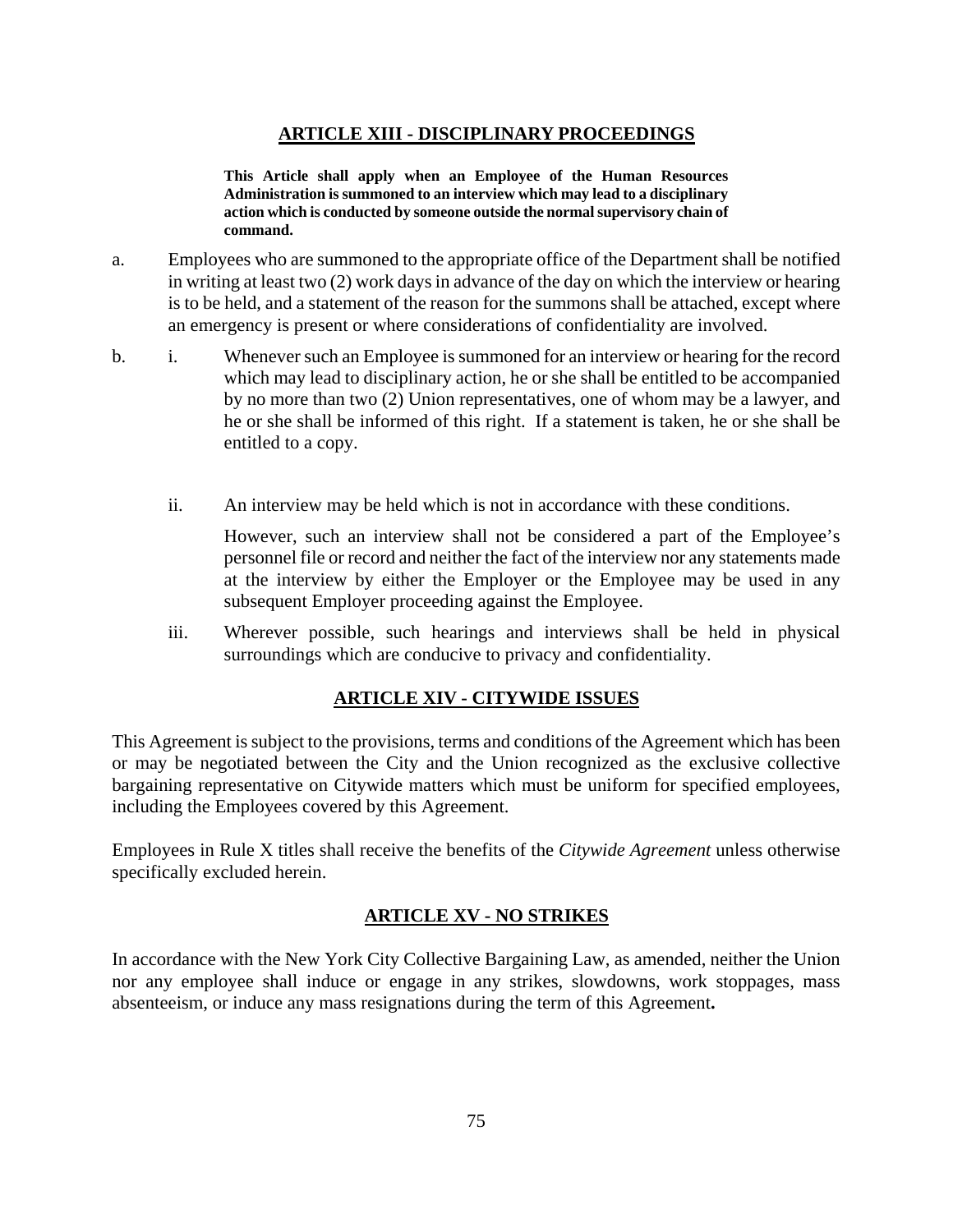## ARTICLE XIII - DISCIPLINARY PROCEEDINGS

**This Article shall apply when an Employee of the Human Resources Administration is summoned to an interview which may lead to a disciplinary action which is conducted by someone outside the normal supervisory chain of command.**

a. Employees who are summoned to the appropriate office of the Department shall be notified in writing at least two (2) work days in advance of the day on which the interview or hearing is to be held, and a statement of the reason for the summons shall be attached, except where an emergency is present or where considerations of confidentiality are involved.

b. i. Whenever such an Employee is summoned for an interview or hearing for the record which may lead to disciplinary action, he or she shall be entitled to be accompanied by no more than two (2) Union representatives, one of whom may be a lawyer, and he or she shall be informed of this right. If a statement is taken, he or she shall be entitled to a copy.

ii. An interview may be held which is not in accordance with these conditions.

However, such an interview shall not be considered a part of the Employee's personnel file or record and neither the fact of the interview nor any statements made at the interview by either the Employer or the Employee may be used in any subsequent Employer proceeding against the Employee.

iii. Wherever possible, such hearings and interviews shall be held in physical surroundings which are conducive to privacy and confidentiality.

## ARTICLE XIV - CITYWIDE ISSUES

This Agreement is subject to the provisions, terms and conditions of the Agreement which has been or may be negotiated between the City and the Union recognized as the exclusive collective bargaining representative on Citywide matters which must be uniform for specified employees, including the Employees covered by this Agreement.

Employees in Rule X titles shall receive the benefits of the *Citywide Agreement* unless otherwise specifically excluded herein.

## ARTICLE XV - NO STRIKES

In accordance with the New York City Collective Bargaining Law, as amended, neither the Union nor any employee shall induce or engage in any strikes, slowdowns, work stoppages, mass absenteeism, or induce any mass resignations during the term of this Agreement.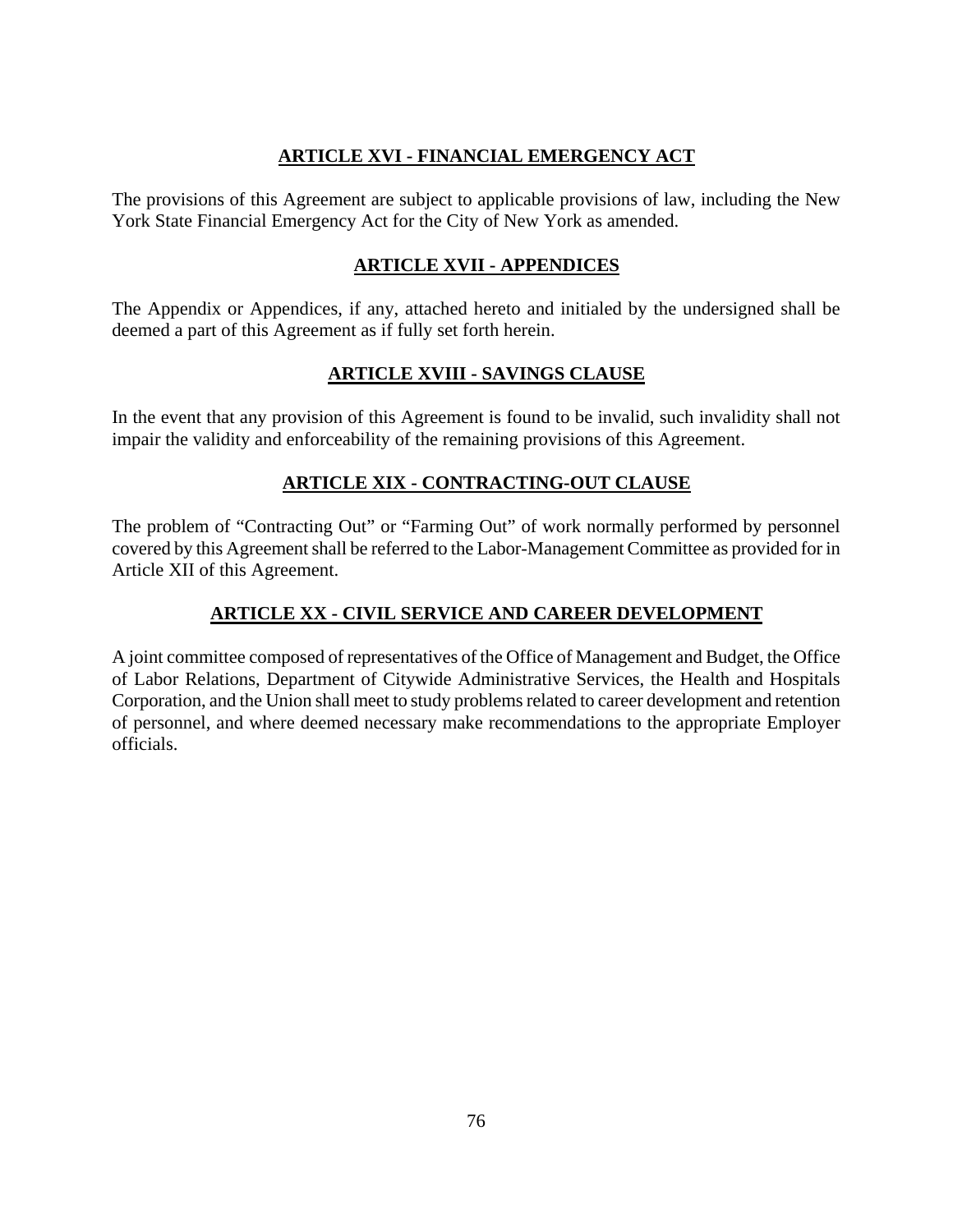## ARTICLE XVI - FINANCIAL EMERGENCY ACT

The provisions of this Agreement are subject to applicable provisions of law, including the New York State Financial Emergency Act for the City of New York as amended.

## ARTICLE XVII - APPENDICES

The Appendix or Appendices, if any, attached hereto and initialed by the undersigned shall be deemed a part of this Agreement as if fully set forth herein.

## ARTICLE XVIII - SAVINGS CLAUSE

In the event that any provision of this Agreement is found to be invalid, such invalidity shall not impair the validity and enforceability of the remaining provisions of this Agreement.

## ARTICLE XIX - CONTRACTING-OUT CLAUSE

The problem of "Contracting Out" or "Farming Out" of work normally performed by personnel covered by this Agreement shall be referred to the Labor-Management Committee as provided for in Article XII of this Agreement.

## ARTICLE XX - CIVIL SERVICE AND CAREER DEVELOPMENT

A joint committee composed of representatives of the Office of Management and Budget, the Office of Labor Relations, Department of Citywide Administrative Services, the Health and Hospitals Corporation, and the Union shall meet to study problems related to career development and retention of personnel, and where deemed necessary make recommendations to the appropriate Employer officials.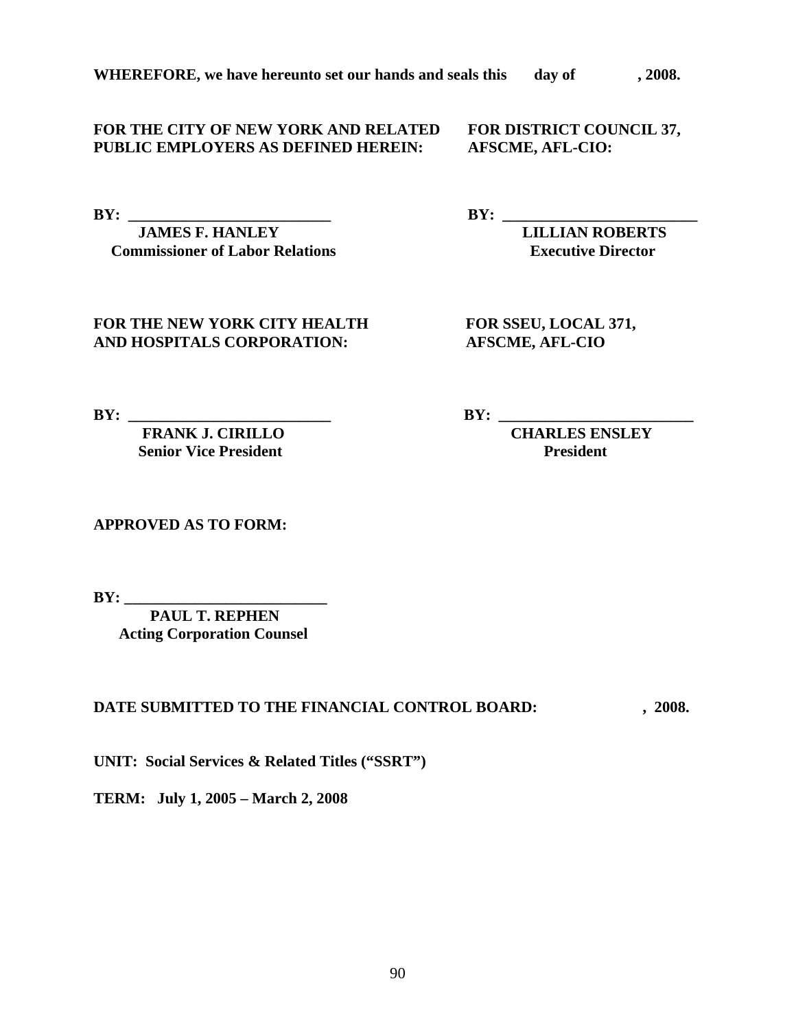**WHEREFORE, we have hereunto set our hands and seals this day of , 2008.**

**FOR THE CITY OF NEW YORK AND RELATED PUBLIC EMPLOYERS AS DEFINED HEREIN:**

**BY: ___________________________**
**JAMES F. HANLEY**
**Commissioner of Labor Relations**

**FOR DISTRICT COUNCIL 37, AFSCME, AFL-CIO:**

**BY: ___________________________**
**LILLIAN ROBERTS**
**Executive Director**

**FOR THE NEW YORK CITY HEALTH AND HOSPITALS CORPORATION:**

**BY: ___________________________**
**FRANK J. CIRILLO**
**Senior Vice President**

**FOR SSEU, LOCAL 371, AFSCME, AFL-CIO**

**BY: ___________________________**
**CHARLES ENSLEY**
**President**

**APPROVED AS TO FORM:**

**BY: ___________________________**
**PAUL T. REPHEN**
**Acting Corporation Counsel**

**DATE SUBMITTED TO THE FINANCIAL CONTROL BOARD: , 2008.**

**UNIT: Social Services & Related Titles ("SSRT")**

**TERM: July 1, 2005 – March 2, 2008**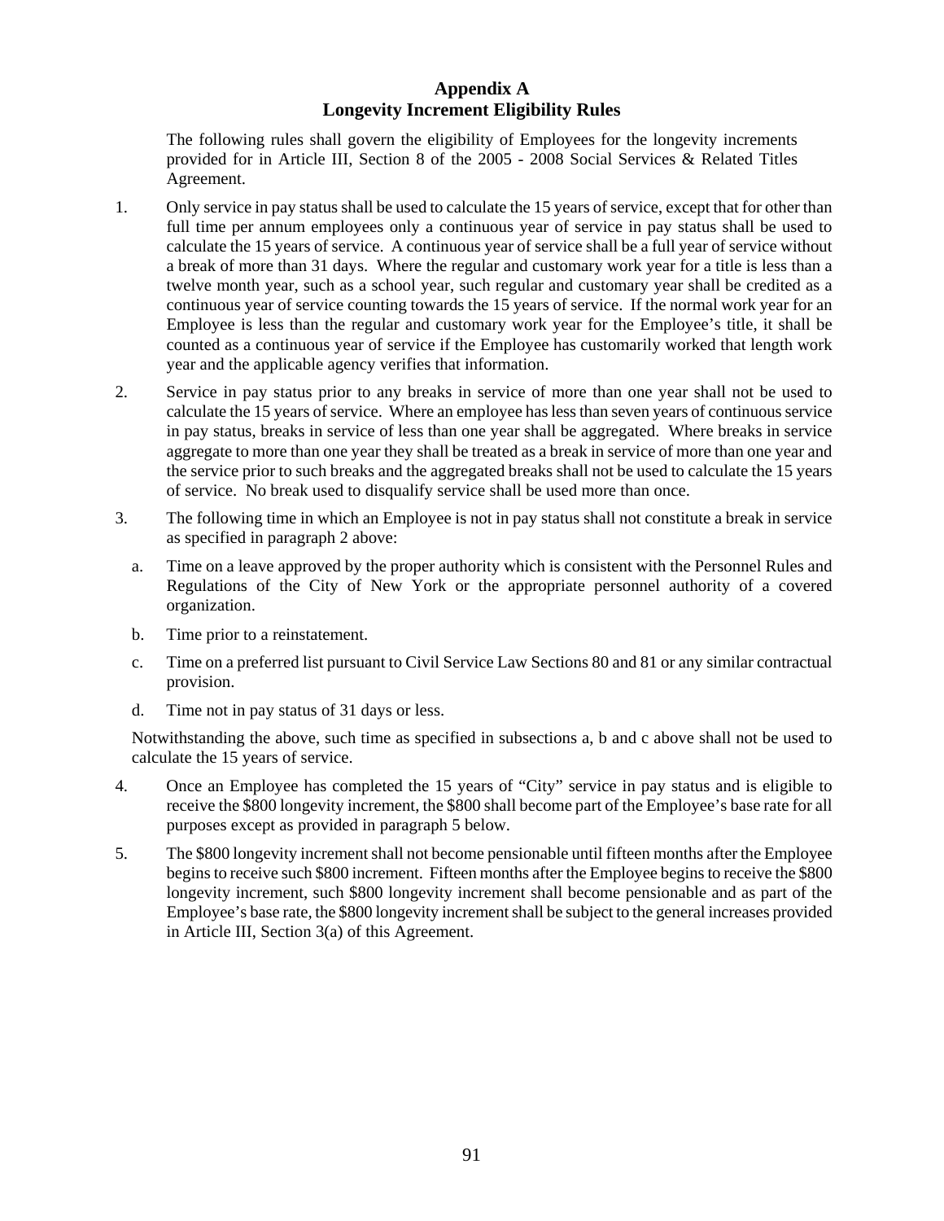# Appendix A
## Longevity Increment Eligibility Rules

The following rules shall govern the eligibility of Employees for the longevity increments provided for in Article III, Section 8 of the 2005 - 2008 Social Services & Related Titles Agreement.

1. Only service in pay status shall be used to calculate the 15 years of service, except that for other than full time per annum employees only a continuous year of service in pay status shall be used to calculate the 15 years of service. A continuous year of service shall be a full year of service without a break of more than 31 days. Where the regular and customary work year for a title is less than a twelve month year, such as a school year, such regular and customary year shall be credited as a continuous year of service counting towards the 15 years of service. If the normal work year for an Employee is less than the regular and customary work year for the Employee's title, it shall be counted as a continuous year of service if the Employee has customarily worked that length work year and the applicable agency verifies that information.

2. Service in pay status prior to any breaks in service of more than one year shall not be used to calculate the 15 years of service. Where an employee has less than seven years of continuous service in pay status, breaks in service of less than one year shall be aggregated. Where breaks in service aggregate to more than one year they shall be treated as a break in service of more than one year and the service prior to such breaks and the aggregated breaks shall not be used to calculate the 15 years of service. No break used to disqualify service shall be used more than once.

3. The following time in which an Employee is not in pay status shall not constitute a break in service as specified in paragraph 2 above:

   a. Time on a leave approved by the proper authority which is consistent with the Personnel Rules and Regulations of the City of New York or the appropriate personnel authority of a covered organization.

   b. Time prior to a reinstatement.

   c. Time on a preferred list pursuant to Civil Service Law Sections 80 and 81 or any similar contractual provision.

   d. Time not in pay status of 31 days or less.

   Notwithstanding the above, such time as specified in subsections a, b and c above shall not be used to calculate the 15 years of service.

4. Once an Employee has completed the 15 years of "City" service in pay status and is eligible to receive the $800 longevity increment, the $800 shall become part of the Employee's base rate for all purposes except as provided in paragraph 5 below.

5. The $800 longevity increment shall not become pensionable until fifteen months after the Employee begins to receive such $800 increment. Fifteen months after the Employee begins to receive the $800 longevity increment, such $800 longevity increment shall become pensionable and as part of the Employee's base rate, the $800 longevity increment shall be subject to the general increases provided in Article III, Section 3(a) of this Agreement.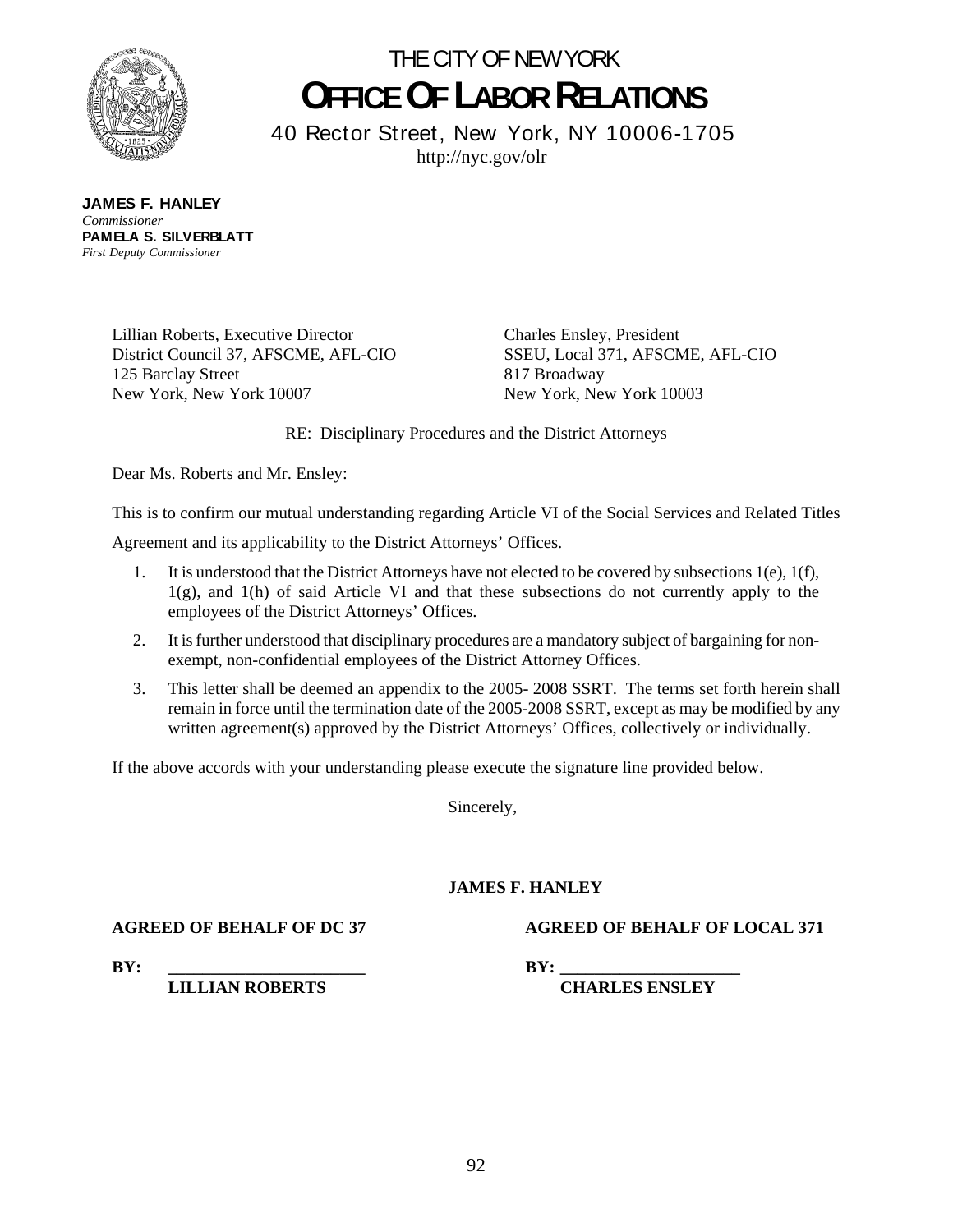# THE CITY OF NEW YORK
# OFFICE OF LABOR RELATIONS

40 Rector Street, New York, NY 10006-1705
http://nyc.gov/olr

**JAMES F. HANLEY**
*Commissioner*
**PAMELA S. SILVERBLATT**
*First Deputy Commissioner*

Lillian Roberts, Executive Director
District Council 37, AFSCME, AFL-CIO
125 Barclay Street
New York, New York 10007

Charles Ensley, President
SSEU, Local 371, AFSCME, AFL-CIO
817 Broadway
New York, New York 10003

RE: Disciplinary Procedures and the District Attorneys

Dear Ms. Roberts and Mr. Ensley:

This is to confirm our mutual understanding regarding Article VI of the Social Services and Related Titles Agreement and its applicability to the District Attorneys' Offices.

1. It is understood that the District Attorneys have not elected to be covered by subsections 1(e), 1(f), 1(g), and 1(h) of said Article VI and that these subsections do not currently apply to the employees of the District Attorneys' Offices.
2. It is further understood that disciplinary procedures are a mandatory subject of bargaining for non-exempt, non-confidential employees of the District Attorney Offices.
3. This letter shall be deemed an appendix to the 2005- 2008 SSRT. The terms set forth herein shall remain in force until the termination date of the 2005-2008 SSRT, except as may be modified by any written agreement(s) approved by the District Attorneys' Offices, collectively or individually.

If the above accords with your understanding please execute the signature line provided below.

Sincerely,

**JAMES F. HANLEY**

**AGREED OF BEHALF OF DC 37**

**BY:** ______________________
**LILLIAN ROBERTS**

**AGREED OF BEHALF OF LOCAL 371**

**BY:** ____________________
**CHARLES ENSLEY**